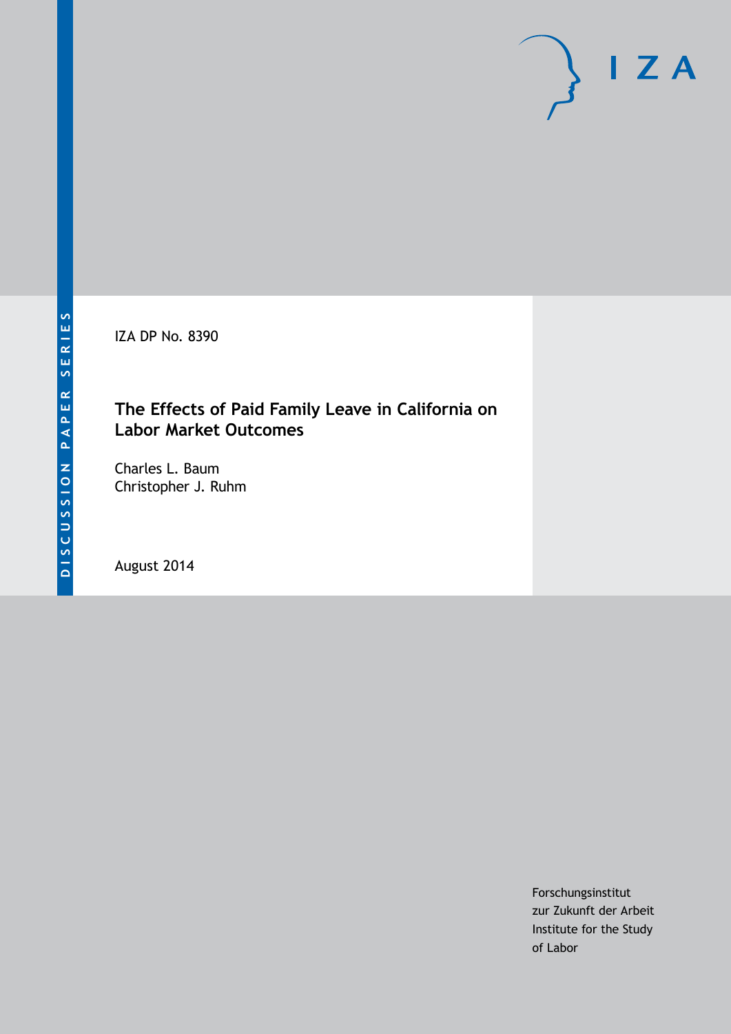DISCUSSION PAPER SERIES

IZA DP No. 8390

# The Effects of Paid Family Leave in California on Labor Market Outcomes

Charles L. Baum
Christopher J. Ruhm

August 2014

Forschungsinstitut
zur Zukunft der Arbeit
Institute for the Study
of Labor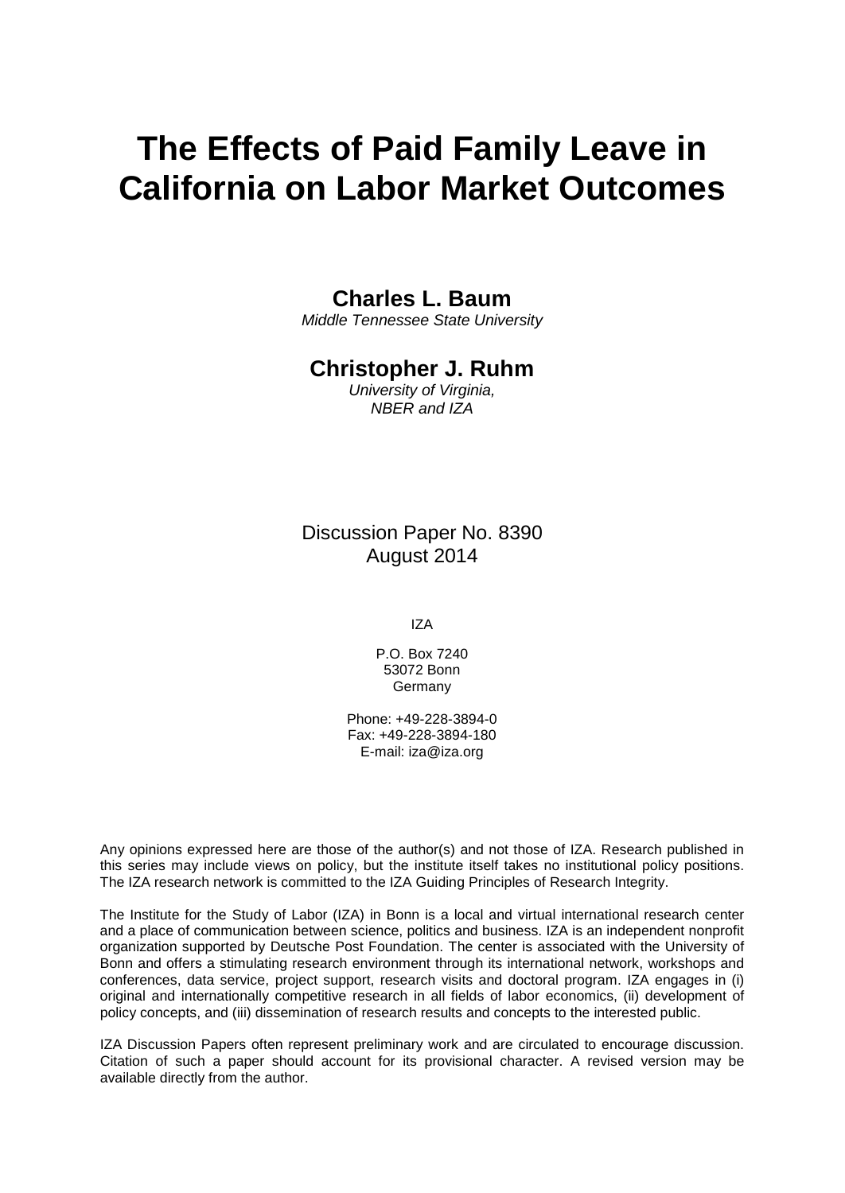# The Effects of Paid Family Leave in California on Labor Market Outcomes

**Charles L. Baum**

*Middle Tennessee State University*

**Christopher J. Ruhm**

*University of Virginia, NBER and IZA*

Discussion Paper No. 8390
August 2014

IZA

P.O. Box 7240
53072 Bonn
Germany

Phone: +49-228-3894-0
Fax: +49-228-3894-180
E-mail: iza@iza.org

Any opinions expressed here are those of the author(s) and not those of IZA. Research published in this series may include views on policy, but the institute itself takes no institutional policy positions. The IZA research network is committed to the IZA Guiding Principles of Research Integrity.

The Institute for the Study of Labor (IZA) in Bonn is a local and virtual international research center and a place of communication between science, politics and business. IZA is an independent nonprofit organization supported by Deutsche Post Foundation. The center is associated with the University of Bonn and offers a stimulating research environment through its international network, workshops and conferences, data service, project support, research visits and doctoral program. IZA engages in (i) original and internationally competitive research in all fields of labor economics, (ii) development of policy concepts, and (iii) dissemination of research results and concepts to the interested public.

IZA Discussion Papers often represent preliminary work and are circulated to encourage discussion. Citation of such a paper should account for its provisional character. A revised version may be available directly from the author.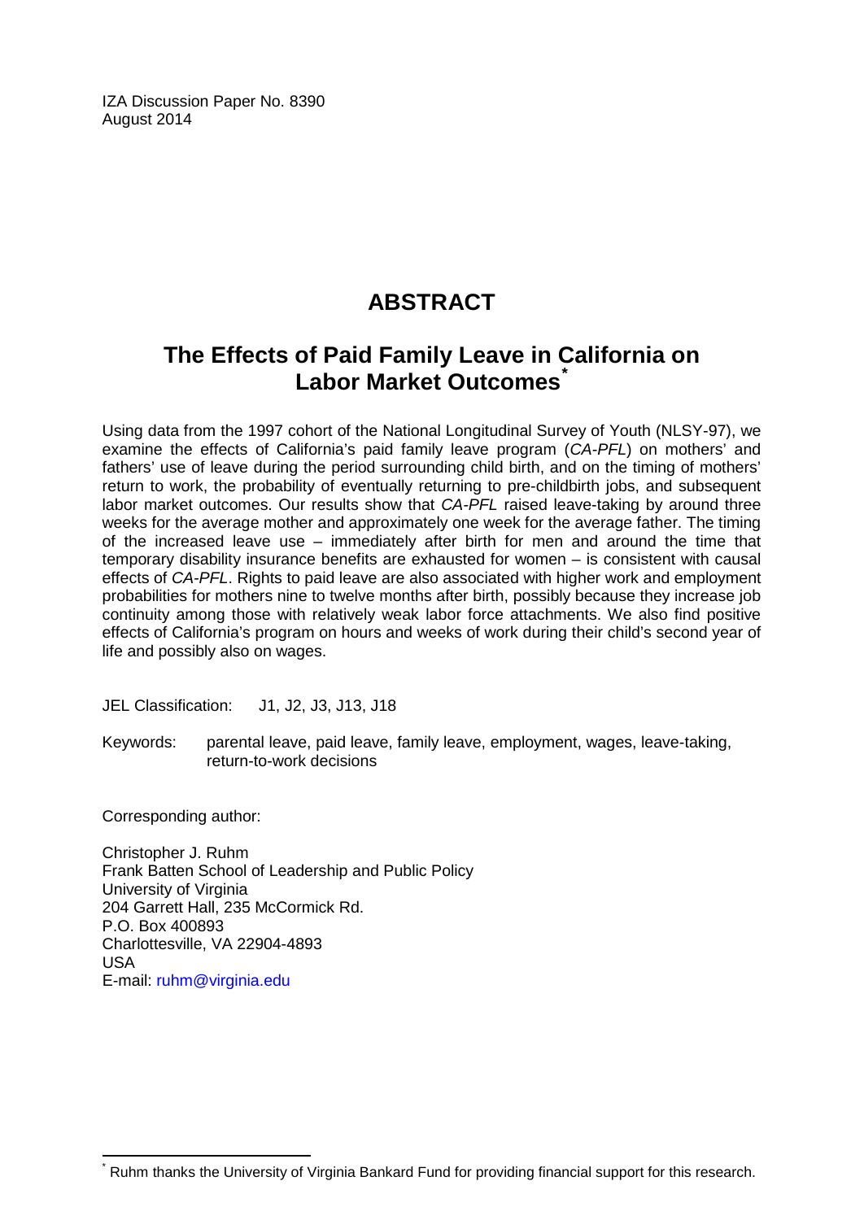IZA Discussion Paper No. 8390
August 2014

# ABSTRACT

## The Effects of Paid Family Leave in California on Labor Market Outcomes*

Using data from the 1997 cohort of the National Longitudinal Survey of Youth (NLSY-97), we examine the effects of California's paid family leave program (*CA-PFL*) on mothers' and fathers' use of leave during the period surrounding child birth, and on the timing of mothers' return to work, the probability of eventually returning to pre-childbirth jobs, and subsequent labor market outcomes. Our results show that *CA-PFL* raised leave-taking by around three weeks for the average mother and approximately one week for the average father. The timing of the increased leave use – immediately after birth for men and around the time that temporary disability insurance benefits are exhausted for women – is consistent with causal effects of *CA-PFL*. Rights to paid leave are also associated with higher work and employment probabilities for mothers nine to twelve months after birth, possibly because they increase job continuity among those with relatively weak labor force attachments. We also find positive effects of California's program on hours and weeks of work during their child's second year of life and possibly also on wages.

JEL Classification: J1, J2, J3, J13, J18

Keywords: parental leave, paid leave, family leave, employment, wages, leave-taking, return-to-work decisions

Corresponding author:

Christopher J. Ruhm
Frank Batten School of Leadership and Public Policy
University of Virginia
204 Garrett Hall, 235 McCormick Rd.
P.O. Box 400893
Charlottesville, VA 22904-4893
USA
E-mail: ruhm@virginia.edu

* Ruhm thanks the University of Virginia Bankard Fund for providing financial support for this research.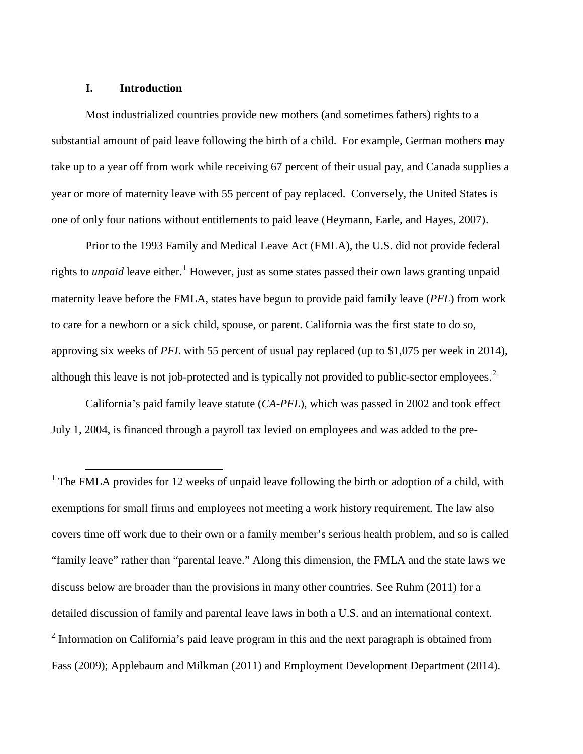## I. Introduction

Most industrialized countries provide new mothers (and sometimes fathers) rights to a substantial amount of paid leave following the birth of a child. For example, German mothers may take up to a year off from work while receiving 67 percent of their usual pay, and Canada supplies a year or more of maternity leave with 55 percent of pay replaced. Conversely, the United States is one of only four nations without entitlements to paid leave (Heymann, Earle, and Hayes, 2007).

Prior to the 1993 Family and Medical Leave Act (FMLA), the U.S. did not provide federal rights to *unpaid* leave either.[1] However, just as some states passed their own laws granting unpaid maternity leave before the FMLA, states have begun to provide paid family leave (*PFL*) from work to care for a newborn or a sick child, spouse, or parent. California was the first state to do so, approving six weeks of *PFL* with 55 percent of usual pay replaced (up to $1,075 per week in 2014), although this leave is not job-protected and is typically not provided to public-sector employees.[2]

California's paid family leave statute (*CA-PFL*), which was passed in 2002 and took effect July 1, 2004, is financed through a payroll tax levied on employees and was added to the pre-

[1] The FMLA provides for 12 weeks of unpaid leave following the birth or adoption of a child, with exemptions for small firms and employees not meeting a work history requirement. The law also covers time off work due to their own or a family member's serious health problem, and so is called "family leave" rather than "parental leave." Along this dimension, the FMLA and the state laws we discuss below are broader than the provisions in many other countries. See Ruhm (2011) for a detailed discussion of family and parental leave laws in both a U.S. and an international context.

[2] Information on California's paid leave program in this and the next paragraph is obtained from Fass (2009); Applebaum and Milkman (2011) and Employment Development Department (2014).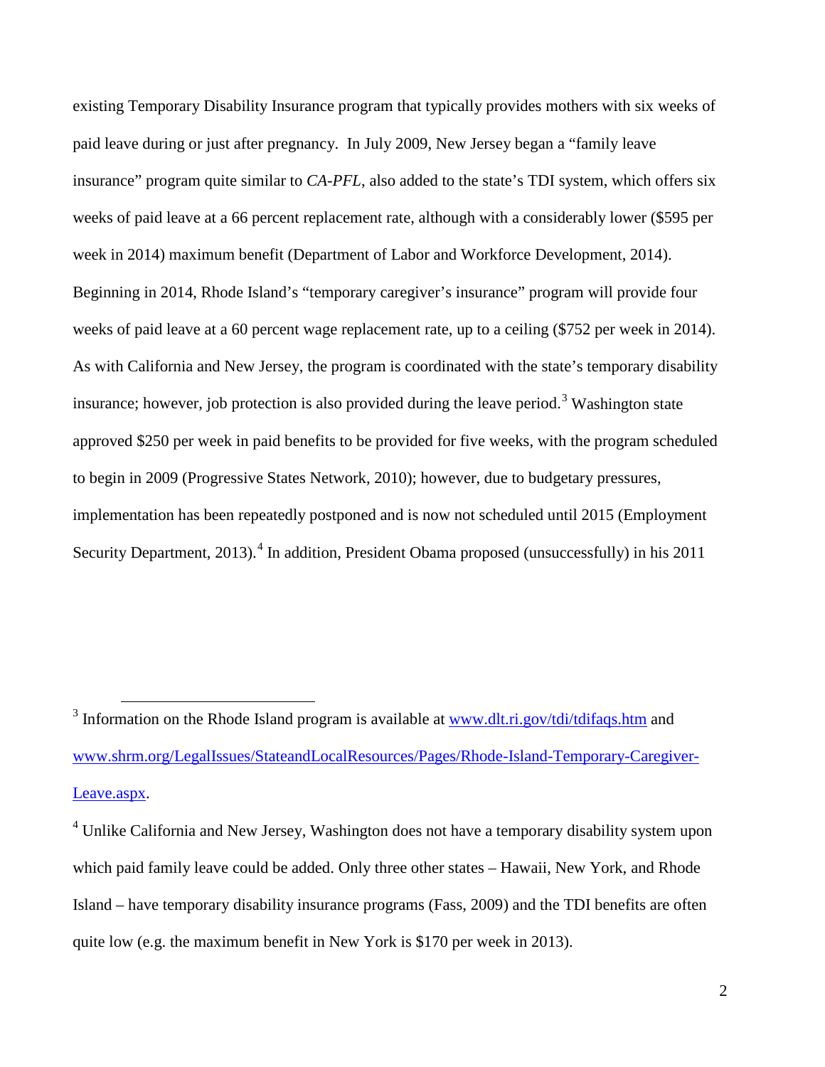existing Temporary Disability Insurance program that typically provides mothers with six weeks of paid leave during or just after pregnancy. In July 2009, New Jersey began a "family leave insurance" program quite similar to *CA-PFL*, also added to the state's TDI system, which offers six weeks of paid leave at a 66 percent replacement rate, although with a considerably lower ($595 per week in 2014) maximum benefit (Department of Labor and Workforce Development, 2014). Beginning in 2014, Rhode Island's "temporary caregiver's insurance" program will provide four weeks of paid leave at a 60 percent wage replacement rate, up to a ceiling ($752 per week in 2014). As with California and New Jersey, the program is coordinated with the state's temporary disability insurance; however, job protection is also provided during the leave period.[3] Washington state approved $250 per week in paid benefits to be provided for five weeks, with the program scheduled to begin in 2009 (Progressive States Network, 2010); however, due to budgetary pressures, implementation has been repeatedly postponed and is now not scheduled until 2015 (Employment Security Department, 2013).[4] In addition, President Obama proposed (unsuccessfully) in his 2011

---

[3] Information on the Rhode Island program is available at www.dlt.ri.gov/tdi/tdifaqs.htm and www.shrm.org/LegalIssues/StateandLocalResources/Pages/Rhode-Island-Temporary-Caregiver-Leave.aspx.

[4] Unlike California and New Jersey, Washington does not have a temporary disability system upon which paid family leave could be added. Only three other states – Hawaii, New York, and Rhode Island – have temporary disability insurance programs (Fass, 2009) and the TDI benefits are often quite low (e.g. the maximum benefit in New York is $170 per week in 2013).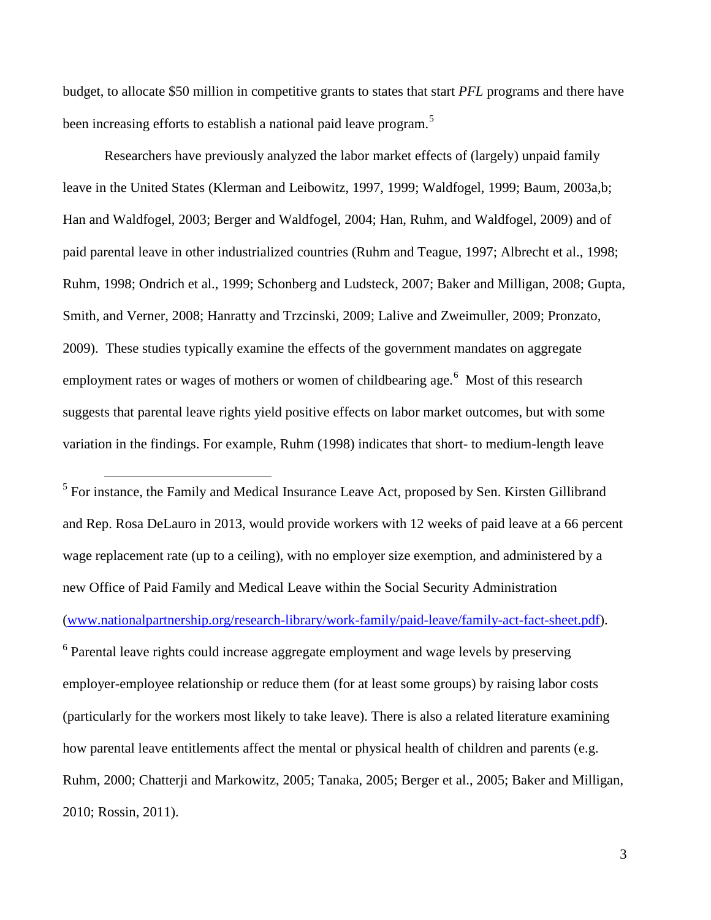budget, to allocate $50 million in competitive grants to states that start *PFL* programs and there have been increasing efforts to establish a national paid leave program.[5]

Researchers have previously analyzed the labor market effects of (largely) unpaid family leave in the United States (Klerman and Leibowitz, 1997, 1999; Waldfogel, 1999; Baum, 2003a,b; Han and Waldfogel, 2003; Berger and Waldfogel, 2004; Han, Ruhm, and Waldfogel, 2009) and of paid parental leave in other industrialized countries (Ruhm and Teague, 1997; Albrecht et al., 1998; Ruhm, 1998; Ondrich et al., 1999; Schonberg and Ludsteck, 2007; Baker and Milligan, 2008; Gupta, Smith, and Verner, 2008; Hanratty and Trzcinski, 2009; Lalive and Zweimuller, 2009; Pronzato, 2009). These studies typically examine the effects of the government mandates on aggregate employment rates or wages of mothers or women of childbearing age.[6] Most of this research suggests that parental leave rights yield positive effects on labor market outcomes, but with some variation in the findings. For example, Ruhm (1998) indicates that short- to medium-length leave

[5] For instance, the Family and Medical Insurance Leave Act, proposed by Sen. Kirsten Gillibrand and Rep. Rosa DeLauro in 2013, would provide workers with 12 weeks of paid leave at a 66 percent wage replacement rate (up to a ceiling), with no employer size exemption, and administered by a new Office of Paid Family and Medical Leave within the Social Security Administration (www.nationalpartnership.org/research-library/work-family/paid-leave/family-act-fact-sheet.pdf).

[6] Parental leave rights could increase aggregate employment and wage levels by preserving employer-employee relationship or reduce them (for at least some groups) by raising labor costs (particularly for the workers most likely to take leave). There is also a related literature examining how parental leave entitlements affect the mental or physical health of children and parents (e.g. Ruhm, 2000; Chatterji and Markowitz, 2005; Tanaka, 2005; Berger et al., 2005; Baker and Milligan, 2010; Rossin, 2011).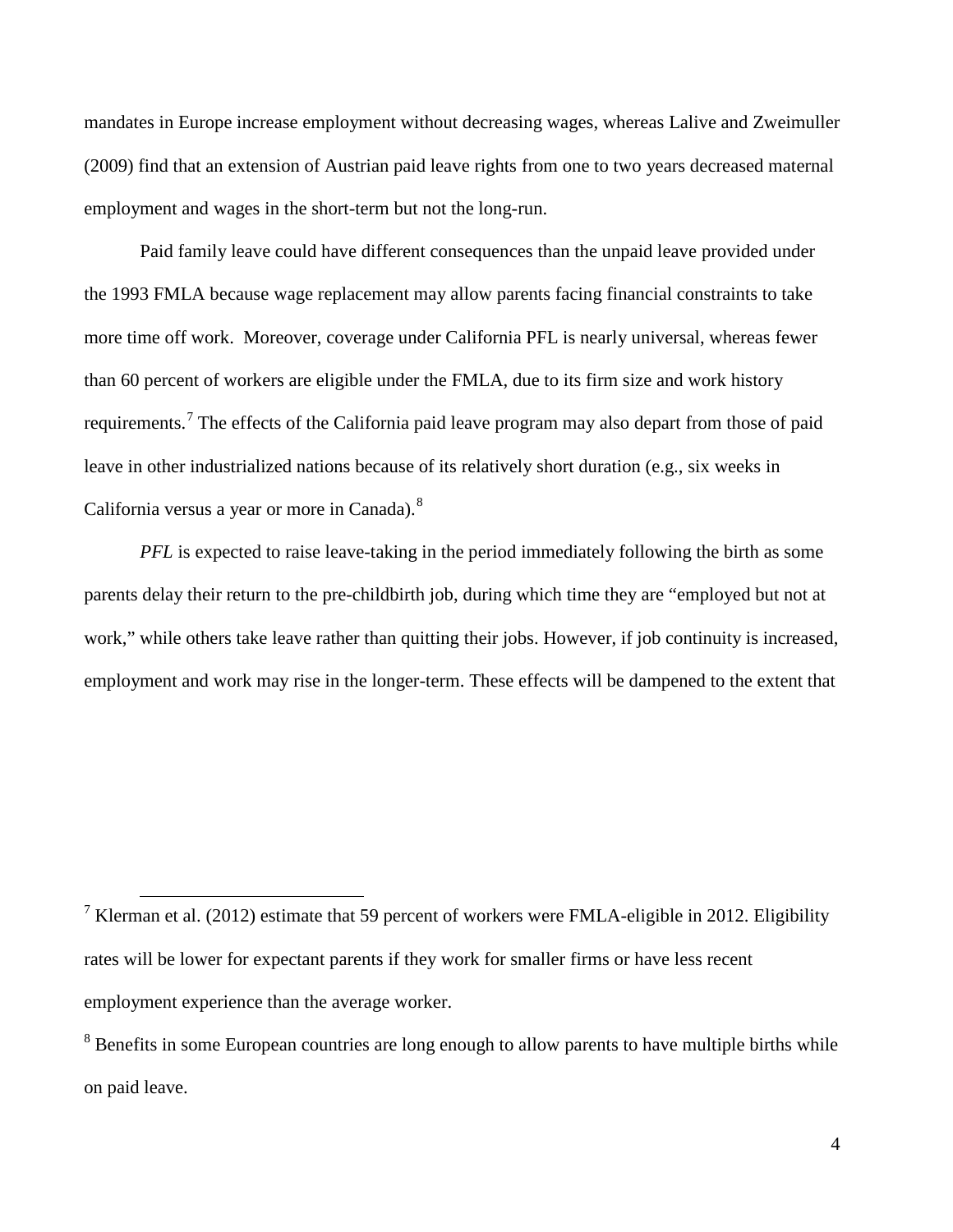mandates in Europe increase employment without decreasing wages, whereas Lalive and Zweimuller (2009) find that an extension of Austrian paid leave rights from one to two years decreased maternal employment and wages in the short-term but not the long-run.

Paid family leave could have different consequences than the unpaid leave provided under the 1993 FMLA because wage replacement may allow parents facing financial constraints to take more time off work. Moreover, coverage under California PFL is nearly universal, whereas fewer than 60 percent of workers are eligible under the FMLA, due to its firm size and work history requirements.[7] The effects of the California paid leave program may also depart from those of paid leave in other industrialized nations because of its relatively short duration (e.g., six weeks in California versus a year or more in Canada).[8]

*PFL* is expected to raise leave-taking in the period immediately following the birth as some parents delay their return to the pre-childbirth job, during which time they are "employed but not at work," while others take leave rather than quitting their jobs. However, if job continuity is increased, employment and work may rise in the longer-term. These effects will be dampened to the extent that

---

[7] Klerman et al. (2012) estimate that 59 percent of workers were FMLA-eligible in 2012. Eligibility rates will be lower for expectant parents if they work for smaller firms or have less recent employment experience than the average worker.

[8] Benefits in some European countries are long enough to allow parents to have multiple births while on paid leave.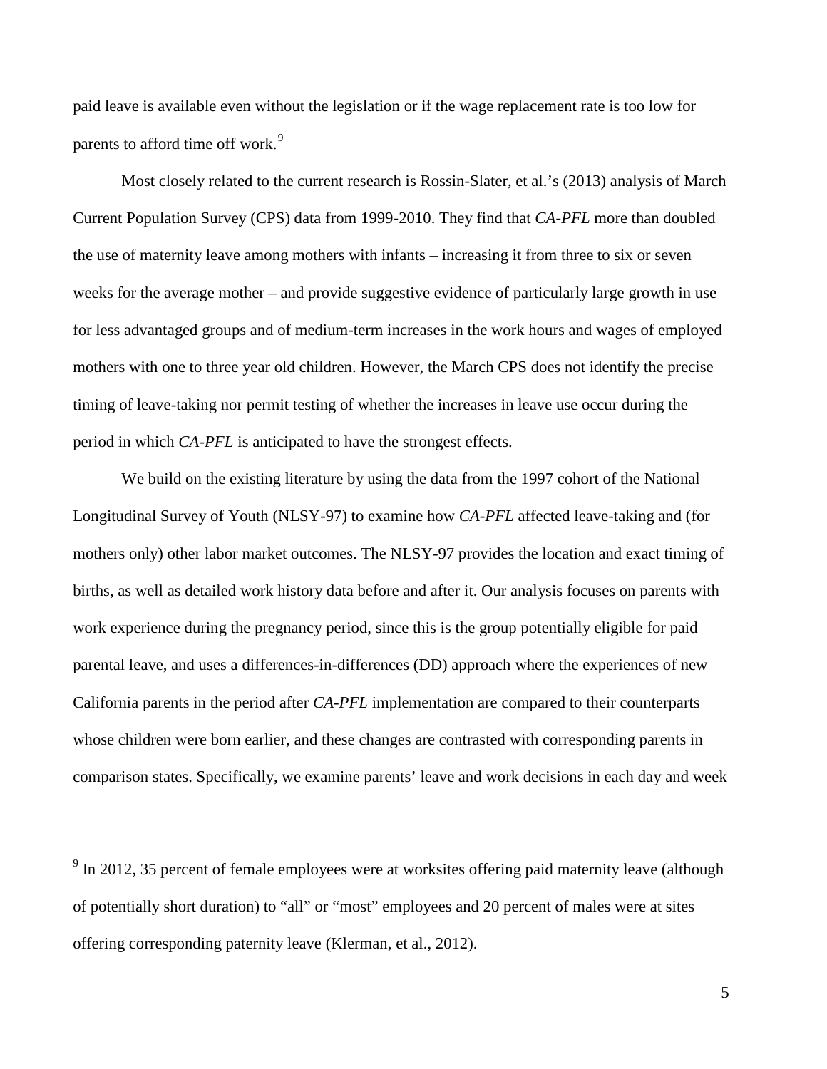paid leave is available even without the legislation or if the wage replacement rate is too low for parents to afford time off work.[9]

Most closely related to the current research is Rossin-Slater, et al.'s (2013) analysis of March Current Population Survey (CPS) data from 1999-2010. They find that *CA-PFL* more than doubled the use of maternity leave among mothers with infants – increasing it from three to six or seven weeks for the average mother – and provide suggestive evidence of particularly large growth in use for less advantaged groups and of medium-term increases in the work hours and wages of employed mothers with one to three year old children. However, the March CPS does not identify the precise timing of leave-taking nor permit testing of whether the increases in leave use occur during the period in which *CA-PFL* is anticipated to have the strongest effects.

We build on the existing literature by using the data from the 1997 cohort of the National Longitudinal Survey of Youth (NLSY-97) to examine how *CA-PFL* affected leave-taking and (for mothers only) other labor market outcomes. The NLSY-97 provides the location and exact timing of births, as well as detailed work history data before and after it. Our analysis focuses on parents with work experience during the pregnancy period, since this is the group potentially eligible for paid parental leave, and uses a differences-in-differences (DD) approach where the experiences of new California parents in the period after *CA-PFL* implementation are compared to their counterparts whose children were born earlier, and these changes are contrasted with corresponding parents in comparison states. Specifically, we examine parents' leave and work decisions in each day and week

[9] In 2012, 35 percent of female employees were at worksites offering paid maternity leave (although of potentially short duration) to "all" or "most" employees and 20 percent of males were at sites offering corresponding paternity leave (Klerman, et al., 2012).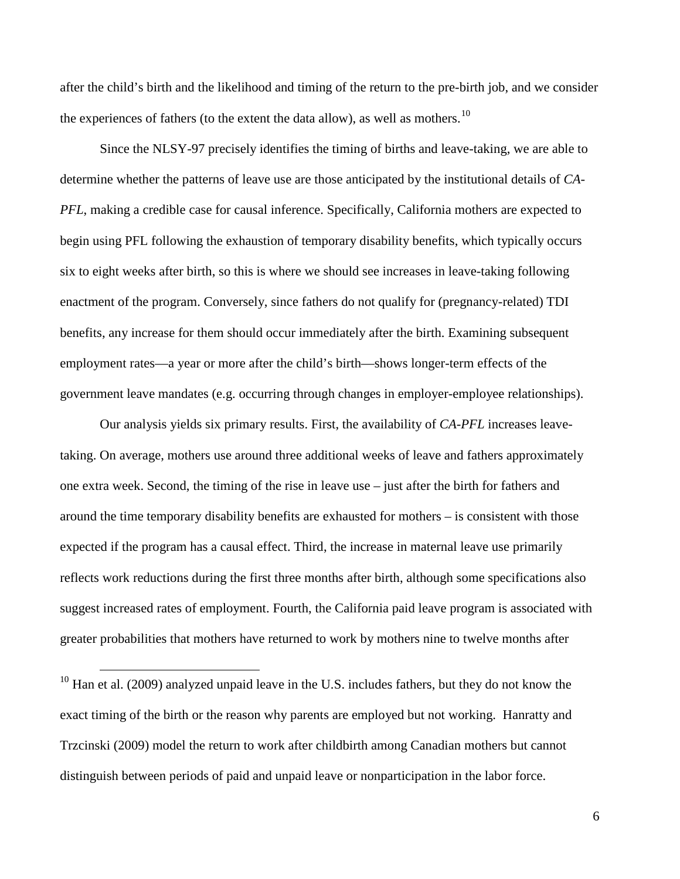after the child's birth and the likelihood and timing of the return to the pre-birth job, and we consider the experiences of fathers (to the extent the data allow), as well as mothers.[10]

Since the NLSY-97 precisely identifies the timing of births and leave-taking, we are able to determine whether the patterns of leave use are those anticipated by the institutional details of *CA-PFL*, making a credible case for causal inference. Specifically, California mothers are expected to begin using PFL following the exhaustion of temporary disability benefits, which typically occurs six to eight weeks after birth, so this is where we should see increases in leave-taking following enactment of the program. Conversely, since fathers do not qualify for (pregnancy-related) TDI benefits, any increase for them should occur immediately after the birth. Examining subsequent employment rates—a year or more after the child's birth—shows longer-term effects of the government leave mandates (e.g. occurring through changes in employer-employee relationships).

Our analysis yields six primary results. First, the availability of *CA-PFL* increases leave-taking. On average, mothers use around three additional weeks of leave and fathers approximately one extra week. Second, the timing of the rise in leave use – just after the birth for fathers and around the time temporary disability benefits are exhausted for mothers – is consistent with those expected if the program has a causal effect. Third, the increase in maternal leave use primarily reflects work reductions during the first three months after birth, although some specifications also suggest increased rates of employment. Fourth, the California paid leave program is associated with greater probabilities that mothers have returned to work by mothers nine to twelve months after

[10] Han et al. (2009) analyzed unpaid leave in the U.S. includes fathers, but they do not know the exact timing of the birth or the reason why parents are employed but not working. Hanratty and Trzcinski (2009) model the return to work after childbirth among Canadian mothers but cannot distinguish between periods of paid and unpaid leave or nonparticipation in the labor force.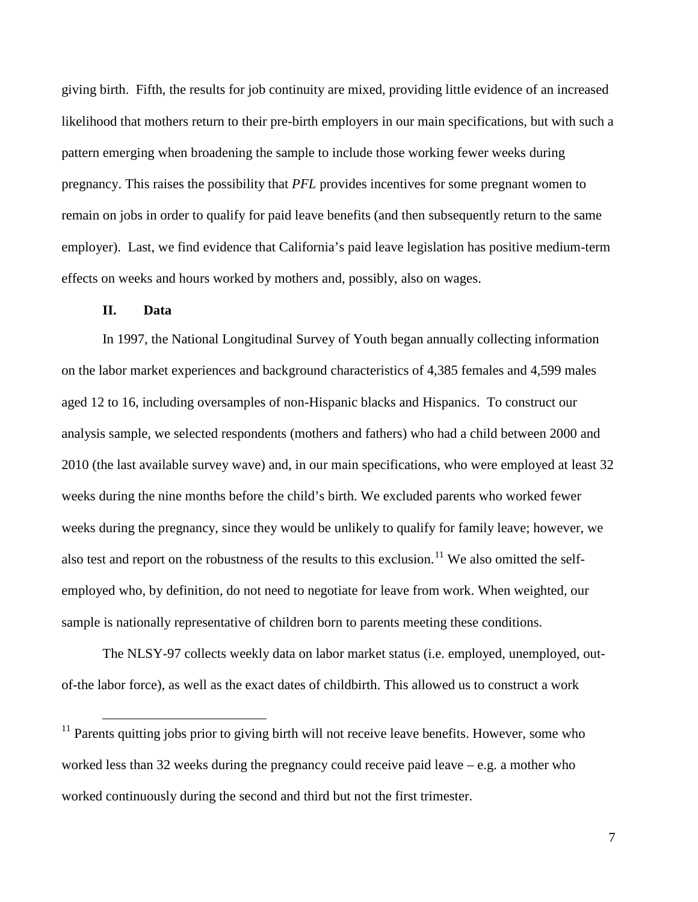giving birth. Fifth, the results for job continuity are mixed, providing little evidence of an increased likelihood that mothers return to their pre-birth employers in our main specifications, but with such a pattern emerging when broadening the sample to include those working fewer weeks during pregnancy. This raises the possibility that *PFL* provides incentives for some pregnant women to remain on jobs in order to qualify for paid leave benefits (and then subsequently return to the same employer). Last, we find evidence that California's paid leave legislation has positive medium-term effects on weeks and hours worked by mothers and, possibly, also on wages.

## II. Data

In 1997, the National Longitudinal Survey of Youth began annually collecting information on the labor market experiences and background characteristics of 4,385 females and 4,599 males aged 12 to 16, including oversamples of non-Hispanic blacks and Hispanics. To construct our analysis sample, we selected respondents (mothers and fathers) who had a child between 2000 and 2010 (the last available survey wave) and, in our main specifications, who were employed at least 32 weeks during the nine months before the child's birth. We excluded parents who worked fewer weeks during the pregnancy, since they would be unlikely to qualify for family leave; however, we also test and report on the robustness of the results to this exclusion.[11] We also omitted the self-employed who, by definition, do not need to negotiate for leave from work. When weighted, our sample is nationally representative of children born to parents meeting these conditions.

The NLSY-97 collects weekly data on labor market status (i.e. employed, unemployed, out-of-the labor force), as well as the exact dates of childbirth. This allowed us to construct a work

[11] Parents quitting jobs prior to giving birth will not receive leave benefits. However, some who worked less than 32 weeks during the pregnancy could receive paid leave – e.g. a mother who worked continuously during the second and third but not the first trimester.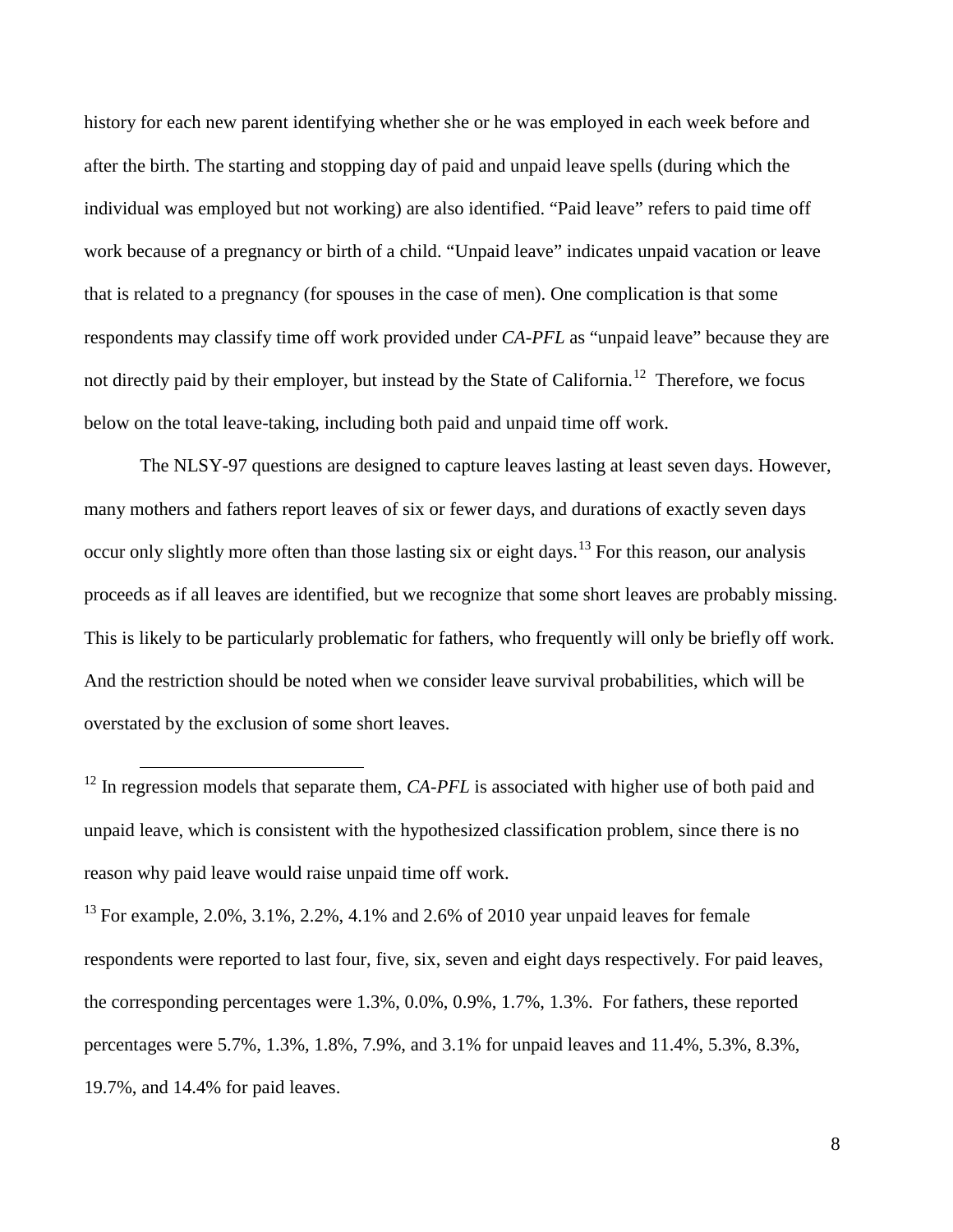history for each new parent identifying whether she or he was employed in each week before and after the birth. The starting and stopping day of paid and unpaid leave spells (during which the individual was employed but not working) are also identified. "Paid leave" refers to paid time off work because of a pregnancy or birth of a child. "Unpaid leave" indicates unpaid vacation or leave that is related to a pregnancy (for spouses in the case of men). One complication is that some respondents may classify time off work provided under *CA-PFL* as "unpaid leave" because they are not directly paid by their employer, but instead by the State of California.[12] Therefore, we focus below on the total leave-taking, including both paid and unpaid time off work.

The NLSY-97 questions are designed to capture leaves lasting at least seven days. However, many mothers and fathers report leaves of six or fewer days, and durations of exactly seven days occur only slightly more often than those lasting six or eight days.[13] For this reason, our analysis proceeds as if all leaves are identified, but we recognize that some short leaves are probably missing. This is likely to be particularly problematic for fathers, who frequently will only be briefly off work. And the restriction should be noted when we consider leave survival probabilities, which will be overstated by the exclusion of some short leaves.

---

[12] In regression models that separate them, *CA-PFL* is associated with higher use of both paid and unpaid leave, which is consistent with the hypothesized classification problem, since there is no reason why paid leave would raise unpaid time off work.

[13] For example, 2.0%, 3.1%, 2.2%, 4.1% and 2.6% of 2010 year unpaid leaves for female respondents were reported to last four, five, six, seven and eight days respectively. For paid leaves, the corresponding percentages were 1.3%, 0.0%, 0.9%, 1.7%, 1.3%. For fathers, these reported percentages were 5.7%, 1.3%, 1.8%, 7.9%, and 3.1% for unpaid leaves and 11.4%, 5.3%, 8.3%, 19.7%, and 14.4% for paid leaves.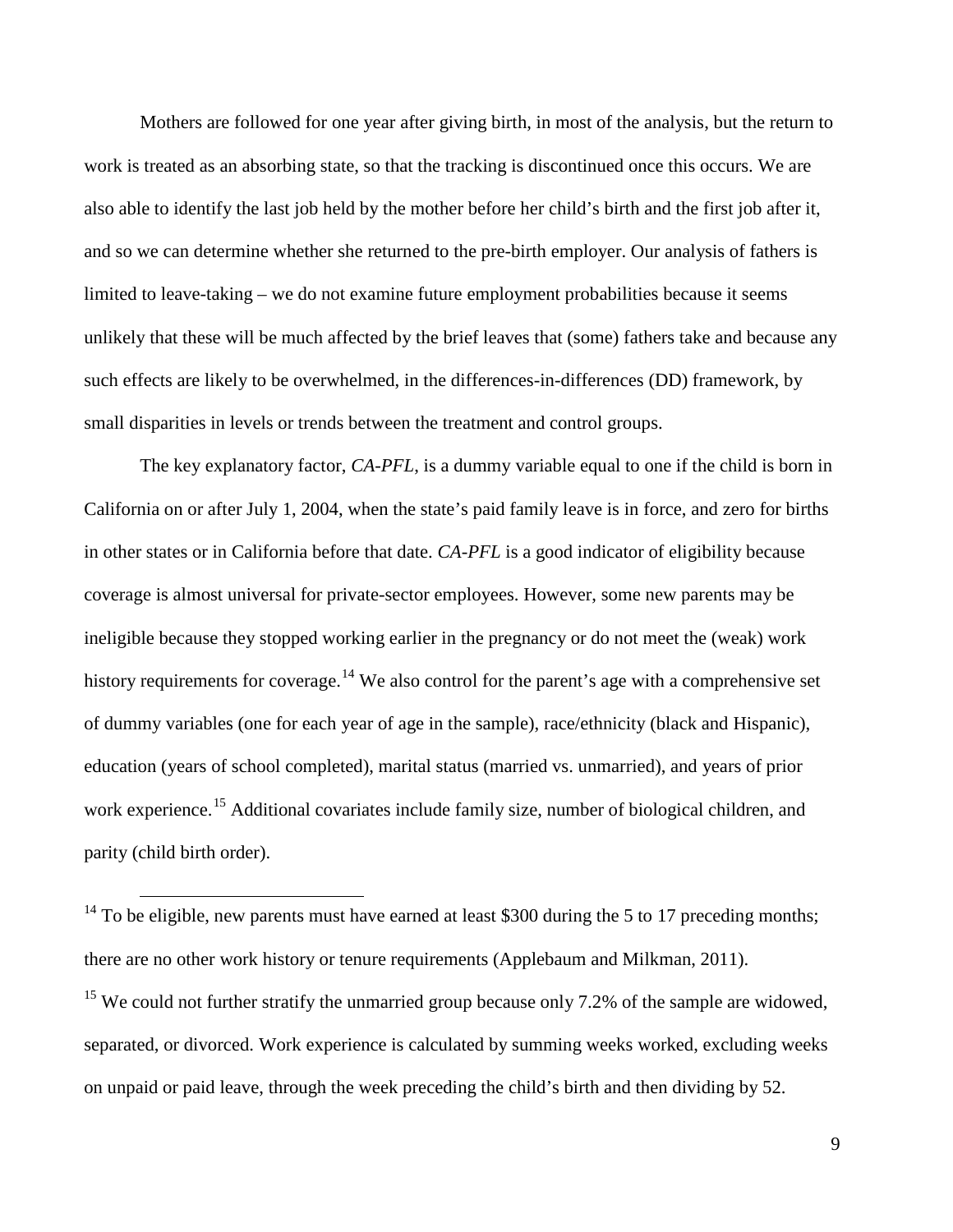Mothers are followed for one year after giving birth, in most of the analysis, but the return to work is treated as an absorbing state, so that the tracking is discontinued once this occurs. We are also able to identify the last job held by the mother before her child's birth and the first job after it, and so we can determine whether she returned to the pre-birth employer. Our analysis of fathers is limited to leave-taking – we do not examine future employment probabilities because it seems unlikely that these will be much affected by the brief leaves that (some) fathers take and because any such effects are likely to be overwhelmed, in the differences-in-differences (DD) framework, by small disparities in levels or trends between the treatment and control groups.

The key explanatory factor, *CA-PFL*, is a dummy variable equal to one if the child is born in California on or after July 1, 2004, when the state's paid family leave is in force, and zero for births in other states or in California before that date. *CA-PFL* is a good indicator of eligibility because coverage is almost universal for private-sector employees. However, some new parents may be ineligible because they stopped working earlier in the pregnancy or do not meet the (weak) work history requirements for coverage.[14] We also control for the parent's age with a comprehensive set of dummy variables (one for each year of age in the sample), race/ethnicity (black and Hispanic), education (years of school completed), marital status (married vs. unmarried), and years of prior work experience.[15] Additional covariates include family size, number of biological children, and parity (child birth order).

[14] To be eligible, new parents must have earned at least $300 during the 5 to 17 preceding months; there are no other work history or tenure requirements (Applebaum and Milkman, 2011).

[15] We could not further stratify the unmarried group because only 7.2% of the sample are widowed, separated, or divorced. Work experience is calculated by summing weeks worked, excluding weeks on unpaid or paid leave, through the week preceding the child's birth and then dividing by 52.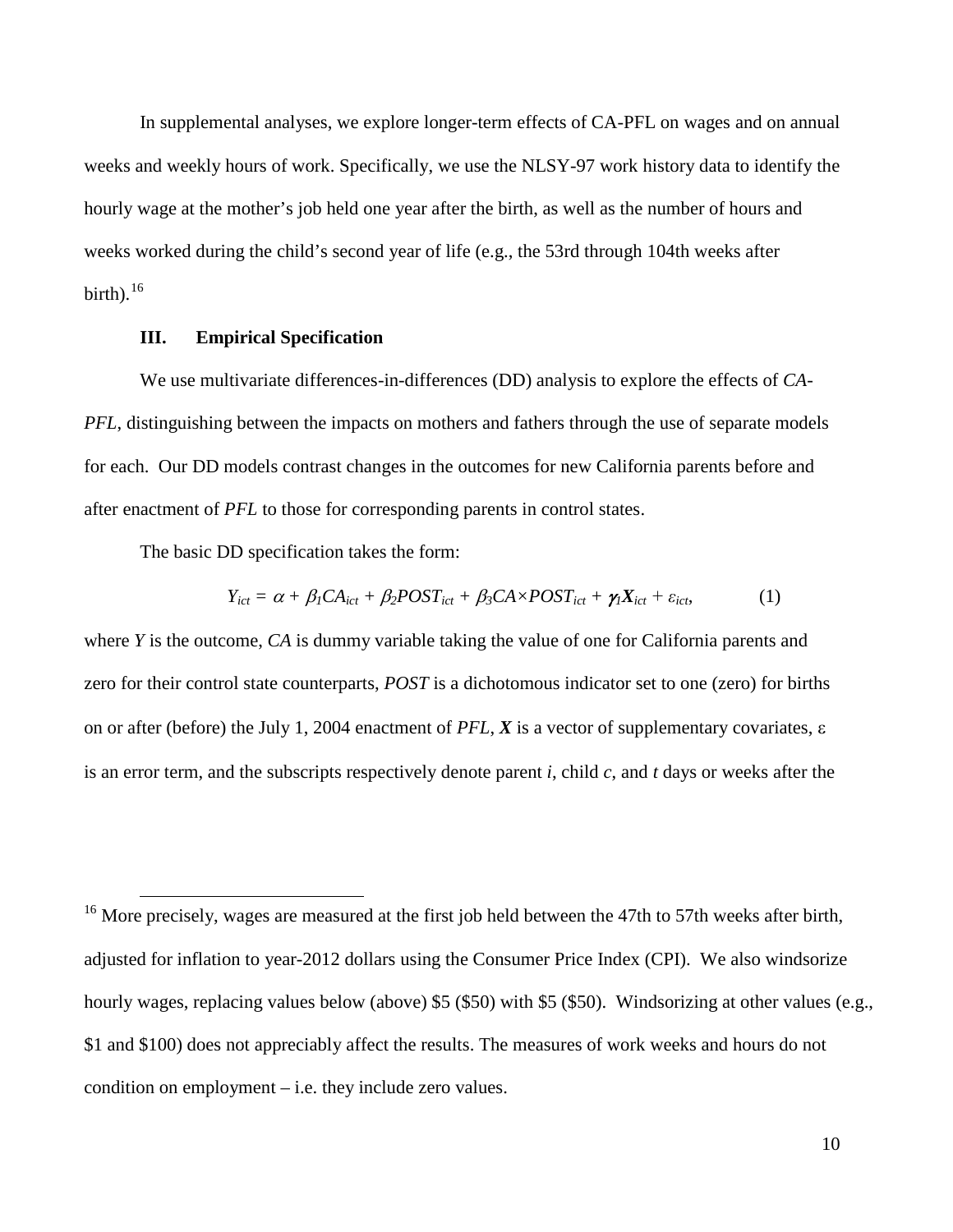In supplemental analyses, we explore longer-term effects of CA-PFL on wages and on annual weeks and weekly hours of work. Specifically, we use the NLSY-97 work history data to identify the hourly wage at the mother's job held one year after the birth, as well as the number of hours and weeks worked during the child's second year of life (e.g., the 53rd through 104th weeks after birth).[16]

## III. Empirical Specification

We use multivariate differences-in-differences (DD) analysis to explore the effects of *CA-PFL*, distinguishing between the impacts on mothers and fathers through the use of separate models for each. Our DD models contrast changes in the outcomes for new California parents before and after enactment of *PFL* to those for corresponding parents in control states.

The basic DD specification takes the form:

$$Y_{ict} = \alpha + \beta_1 CA_{ict} + \beta_2 POST_{ict} + \beta_3 CA \times POST_{ict} + \boldsymbol{\gamma}_1 \boldsymbol{X}_{ict} + \varepsilon_{ict}, \qquad (1)$$

where $Y$ is the outcome, $CA$ is dummy variable taking the value of one for California parents and zero for their control state counterparts, $POST$ is a dichotomous indicator set to one (zero) for births on or after (before) the July 1, 2004 enactment of *PFL*, $\boldsymbol{X}$ is a vector of supplementary covariates, $\varepsilon$ is an error term, and the subscripts respectively denote parent $i$, child $c$, and $t$ days or weeks after the

[16] More precisely, wages are measured at the first job held between the 47th to 57th weeks after birth, adjusted for inflation to year-2012 dollars using the Consumer Price Index (CPI). We also windsorize hourly wages, replacing values below (above) $5 ($50) with $5 ($50). Windsorizing at other values (e.g., $1 and $100) does not appreciably affect the results. The measures of work weeks and hours do not condition on employment – i.e. they include zero values.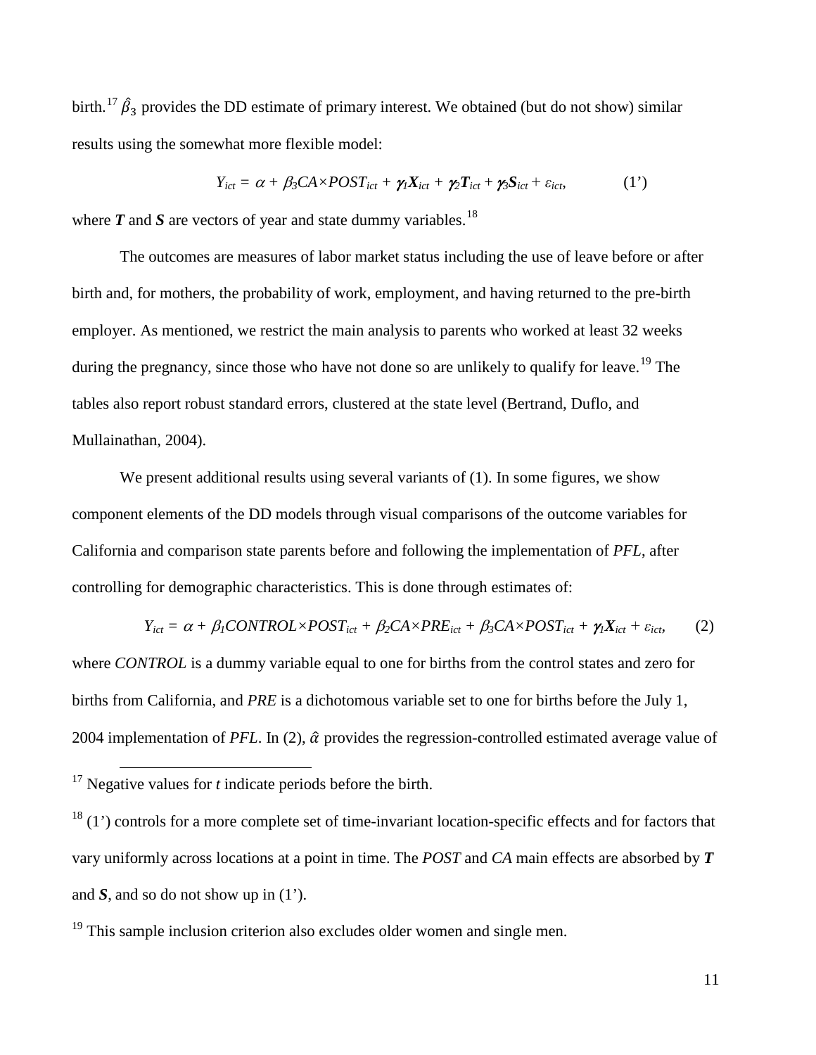birth.[17] $\hat{\beta}_3$ provides the DD estimate of primary interest. We obtained (but do not show) similar results using the somewhat more flexible model:

$$Y_{ict} = \alpha + \beta_3 CA{\times}POST_{ict} + \boldsymbol{\gamma}_1 \boldsymbol{X}_{ict} + \boldsymbol{\gamma}_2 \boldsymbol{T}_{ict} + \boldsymbol{\gamma}_3 \boldsymbol{S}_{ict} + \varepsilon_{ict}, \qquad (1')$$

where $\boldsymbol{T}$ and $\boldsymbol{S}$ are vectors of year and state dummy variables.[18]

The outcomes are measures of labor market status including the use of leave before or after birth and, for mothers, the probability of work, employment, and having returned to the pre-birth employer. As mentioned, we restrict the main analysis to parents who worked at least 32 weeks during the pregnancy, since those who have not done so are unlikely to qualify for leave.[19] The tables also report robust standard errors, clustered at the state level (Bertrand, Duflo, and Mullainathan, 2004).

We present additional results using several variants of (1). In some figures, we show component elements of the DD models through visual comparisons of the outcome variables for California and comparison state parents before and following the implementation of *PFL*, after controlling for demographic characteristics. This is done through estimates of:

$$Y_{ict} = \alpha + \beta_1 CONTROL{\times}POST_{ict} + \beta_2 CA{\times}PRE_{ict} + \beta_3 CA{\times}POST_{ict} + \boldsymbol{\gamma}_1 \boldsymbol{X}_{ict} + \varepsilon_{ict}, \qquad (2)$$

where *CONTROL* is a dummy variable equal to one for births from the control states and zero for births from California, and *PRE* is a dichotomous variable set to one for births before the July 1, 2004 implementation of *PFL*. In (2), $\hat{\alpha}$ provides the regression-controlled estimated average value of

[17] Negative values for $t$ indicate periods before the birth.

[18] (1') controls for a more complete set of time-invariant location-specific effects and for factors that vary uniformly across locations at a point in time. The *POST* and *CA* main effects are absorbed by $\boldsymbol{T}$ and $\boldsymbol{S}$, and so do not show up in (1').

[19] This sample inclusion criterion also excludes older women and single men.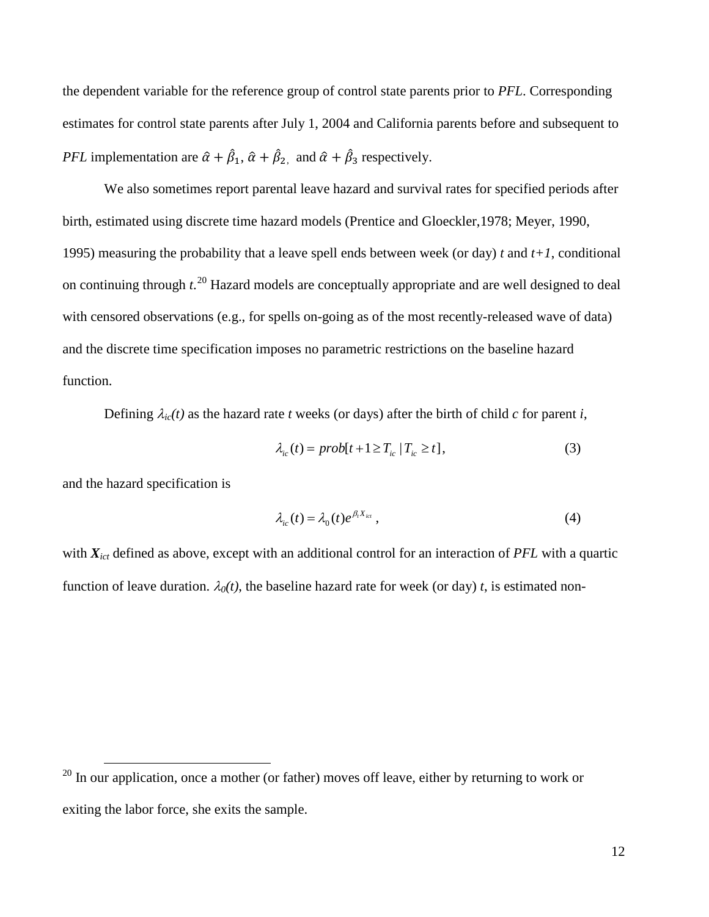the dependent variable for the reference group of control state parents prior to *PFL*. Corresponding estimates for control state parents after July 1, 2004 and California parents before and subsequent to *PFL* implementation are $\hat{\alpha} + \hat{\beta}_1$, $\hat{\alpha} + \hat{\beta}_2$, and $\hat{\alpha} + \hat{\beta}_3$ respectively.

We also sometimes report parental leave hazard and survival rates for specified periods after birth, estimated using discrete time hazard models (Prentice and Gloeckler,1978; Meyer, 1990, 1995) measuring the probability that a leave spell ends between week (or day) *t* and *t+1*, conditional on continuing through *t*.[20] Hazard models are conceptually appropriate and are well designed to deal with censored observations (e.g., for spells on-going as of the most recently-released wave of data) and the discrete time specification imposes no parametric restrictions on the baseline hazard function.

Defining $\lambda_{ic}(t)$ as the hazard rate *t* weeks (or days) after the birth of child *c* for parent *i*,

$$\lambda_{ic}(t) = prob[t+1 \geq T_{ic} \mid T_{ic} \geq t], \tag{3}$$

and the hazard specification is

$$\lambda_{ic}(t) = \lambda_0(t) e^{\beta_i X_{ict}}, \tag{4}$$

with $\boldsymbol{X}_{ict}$ defined as above, except with an additional control for an interaction of *PFL* with a quartic function of leave duration. $\lambda_0(t)$, the baseline hazard rate for week (or day) *t*, is estimated non-

[20] In our application, once a mother (or father) moves off leave, either by returning to work or exiting the labor force, she exits the sample.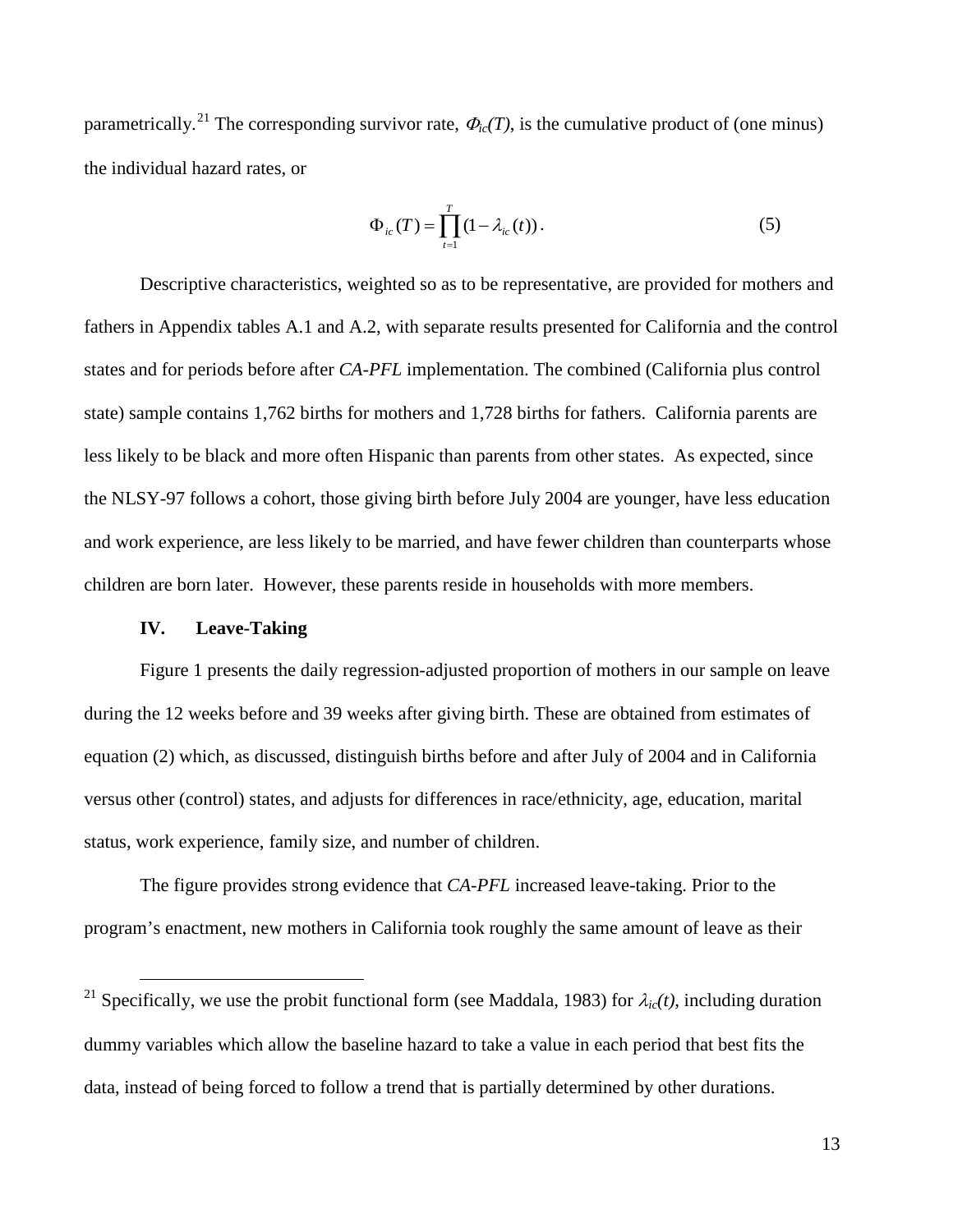parametrically.[21] The corresponding survivor rate, $\Phi_{ic}(T)$, is the cumulative product of (one minus) the individual hazard rates, or

$$\Phi_{ic}(T) = \prod_{t=1}^{T} (1 - \lambda_{ic}(t)). \tag{5}$$

Descriptive characteristics, weighted so as to be representative, are provided for mothers and fathers in Appendix tables A.1 and A.2, with separate results presented for California and the control states and for periods before after *CA-PFL* implementation. The combined (California plus control state) sample contains 1,762 births for mothers and 1,728 births for fathers. California parents are less likely to be black and more often Hispanic than parents from other states. As expected, since the NLSY-97 follows a cohort, those giving birth before July 2004 are younger, have less education and work experience, are less likely to be married, and have fewer children than counterparts whose children are born later. However, these parents reside in households with more members.

## IV. Leave-Taking

Figure 1 presents the daily regression-adjusted proportion of mothers in our sample on leave during the 12 weeks before and 39 weeks after giving birth. These are obtained from estimates of equation (2) which, as discussed, distinguish births before and after July of 2004 and in California versus other (control) states, and adjusts for differences in race/ethnicity, age, education, marital status, work experience, family size, and number of children.

The figure provides strong evidence that *CA-PFL* increased leave-taking. Prior to the program's enactment, new mothers in California took roughly the same amount of leave as their

---

[21] Specifically, we use the probit functional form (see Maddala, 1983) for $\lambda_{ic}(t)$, including duration dummy variables which allow the baseline hazard to take a value in each period that best fits the data, instead of being forced to follow a trend that is partially determined by other durations.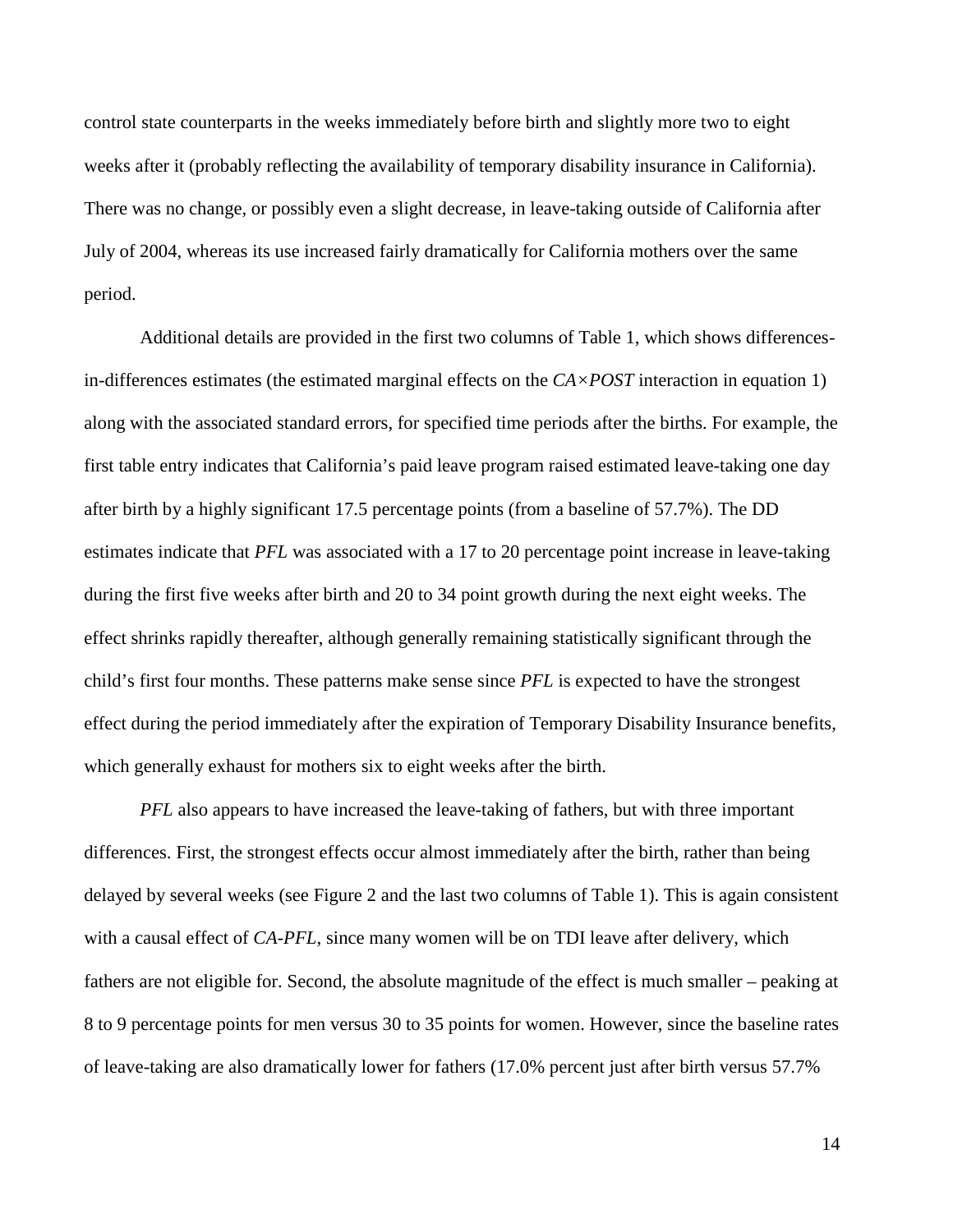control state counterparts in the weeks immediately before birth and slightly more two to eight weeks after it (probably reflecting the availability of temporary disability insurance in California). There was no change, or possibly even a slight decrease, in leave-taking outside of California after July of 2004, whereas its use increased fairly dramatically for California mothers over the same period.

Additional details are provided in the first two columns of Table 1, which shows differences-in-differences estimates (the estimated marginal effects on the *CA×POST* interaction in equation 1) along with the associated standard errors, for specified time periods after the births. For example, the first table entry indicates that California's paid leave program raised estimated leave-taking one day after birth by a highly significant 17.5 percentage points (from a baseline of 57.7%). The DD estimates indicate that *PFL* was associated with a 17 to 20 percentage point increase in leave-taking during the first five weeks after birth and 20 to 34 point growth during the next eight weeks. The effect shrinks rapidly thereafter, although generally remaining statistically significant through the child's first four months. These patterns make sense since *PFL* is expected to have the strongest effect during the period immediately after the expiration of Temporary Disability Insurance benefits, which generally exhaust for mothers six to eight weeks after the birth.

*PFL* also appears to have increased the leave-taking of fathers, but with three important differences. First, the strongest effects occur almost immediately after the birth, rather than being delayed by several weeks (see Figure 2 and the last two columns of Table 1). This is again consistent with a causal effect of *CA-PFL*, since many women will be on TDI leave after delivery, which fathers are not eligible for. Second, the absolute magnitude of the effect is much smaller – peaking at 8 to 9 percentage points for men versus 30 to 35 points for women. However, since the baseline rates of leave-taking are also dramatically lower for fathers (17.0% percent just after birth versus 57.7%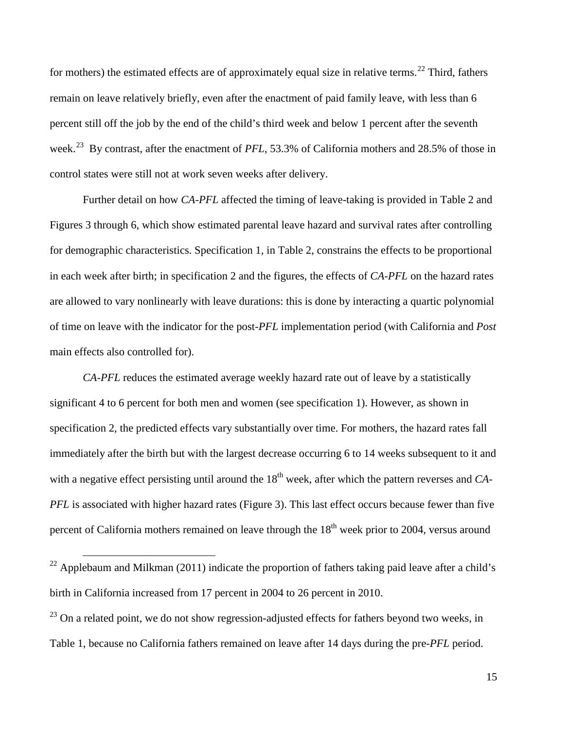for mothers) the estimated effects are of approximately equal size in relative terms.[22] Third, fathers remain on leave relatively briefly, even after the enactment of paid family leave, with less than 6 percent still off the job by the end of the child's third week and below 1 percent after the seventh week.[23] By contrast, after the enactment of *PFL*, 53.3% of California mothers and 28.5% of those in control states were still not at work seven weeks after delivery.

Further detail on how *CA-PFL* affected the timing of leave-taking is provided in Table 2 and Figures 3 through 6, which show estimated parental leave hazard and survival rates after controlling for demographic characteristics. Specification 1, in Table 2, constrains the effects to be proportional in each week after birth; in specification 2 and the figures, the effects of *CA-PFL* on the hazard rates are allowed to vary nonlinearly with leave durations: this is done by interacting a quartic polynomial of time on leave with the indicator for the post-*PFL* implementation period (with California and *Post* main effects also controlled for).

*CA-PFL* reduces the estimated average weekly hazard rate out of leave by a statistically significant 4 to 6 percent for both men and women (see specification 1). However, as shown in specification 2, the predicted effects vary substantially over time. For mothers, the hazard rates fall immediately after the birth but with the largest decrease occurring 6 to 14 weeks subsequent to it and with a negative effect persisting until around the 18th week, after which the pattern reverses and *CA-PFL* is associated with higher hazard rates (Figure 3). This last effect occurs because fewer than five percent of California mothers remained on leave through the 18th week prior to 2004, versus around

---

[22] Applebaum and Milkman (2011) indicate the proportion of fathers taking paid leave after a child's birth in California increased from 17 percent in 2004 to 26 percent in 2010.

[23] On a related point, we do not show regression-adjusted effects for fathers beyond two weeks, in Table 1, because no California fathers remained on leave after 14 days during the pre-*PFL* period.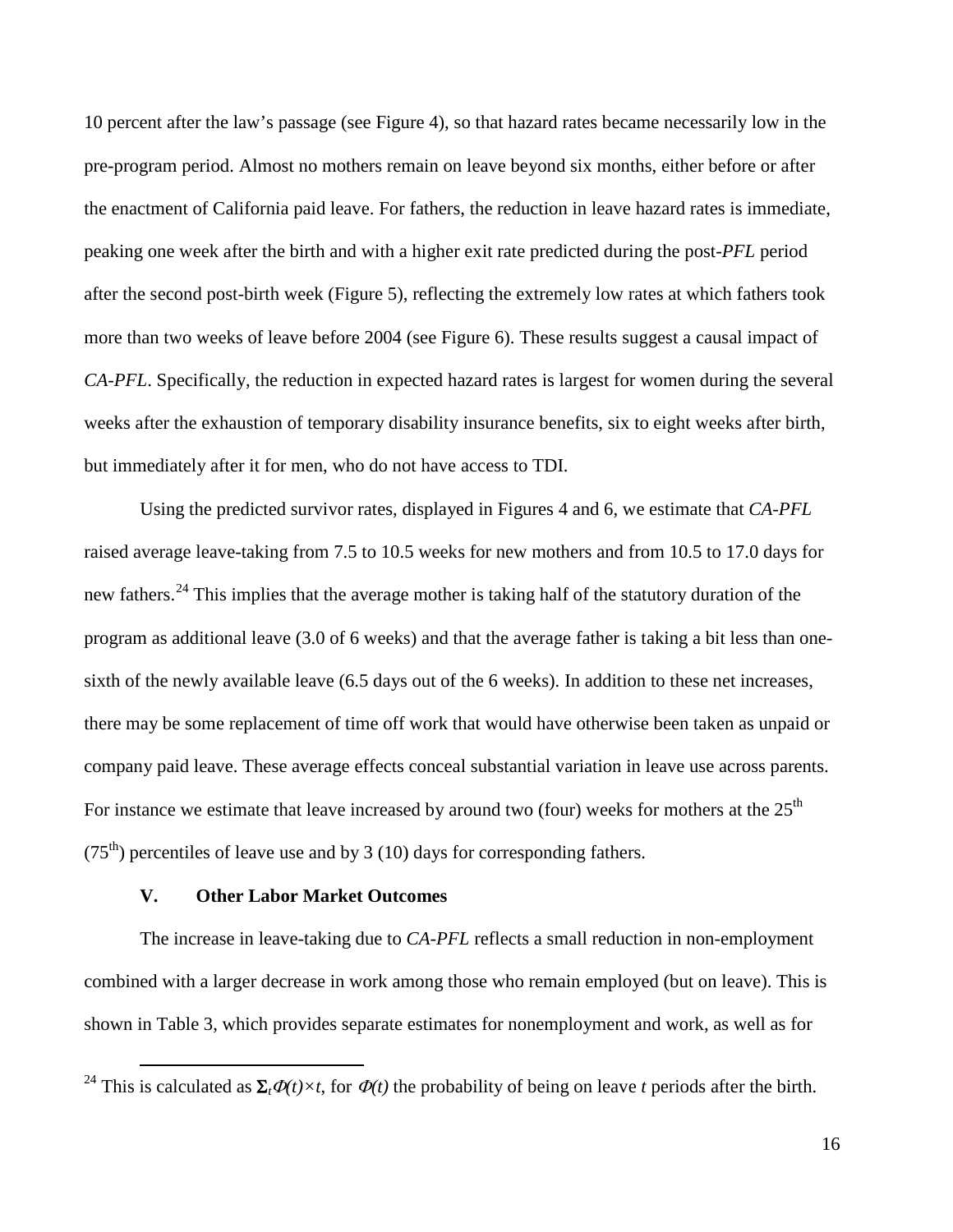10 percent after the law's passage (see Figure 4), so that hazard rates became necessarily low in the pre-program period. Almost no mothers remain on leave beyond six months, either before or after the enactment of California paid leave. For fathers, the reduction in leave hazard rates is immediate, peaking one week after the birth and with a higher exit rate predicted during the post-*PFL* period after the second post-birth week (Figure 5), reflecting the extremely low rates at which fathers took more than two weeks of leave before 2004 (see Figure 6). These results suggest a causal impact of *CA-PFL*. Specifically, the reduction in expected hazard rates is largest for women during the several weeks after the exhaustion of temporary disability insurance benefits, six to eight weeks after birth, but immediately after it for men, who do not have access to TDI.

Using the predicted survivor rates, displayed in Figures 4 and 6, we estimate that *CA-PFL* raised average leave-taking from 7.5 to 10.5 weeks for new mothers and from 10.5 to 17.0 days for new fathers.[24] This implies that the average mother is taking half of the statutory duration of the program as additional leave (3.0 of 6 weeks) and that the average father is taking a bit less than one-sixth of the newly available leave (6.5 days out of the 6 weeks). In addition to these net increases, there may be some replacement of time off work that would have otherwise been taken as unpaid or company paid leave. These average effects conceal substantial variation in leave use across parents. For instance we estimate that leave increased by around two (four) weeks for mothers at the 25th (75th) percentiles of leave use and by 3 (10) days for corresponding fathers.

## V. Other Labor Market Outcomes

The increase in leave-taking due to *CA-PFL* reflects a small reduction in non-employment combined with a larger decrease in work among those who remain employed (but on leave). This is shown in Table 3, which provides separate estimates for nonemployment and work, as well as for

---

[24] This is calculated as $\Sigma_t \Phi(t) \times t$, for $\Phi(t)$ the probability of being on leave *t* periods after the birth.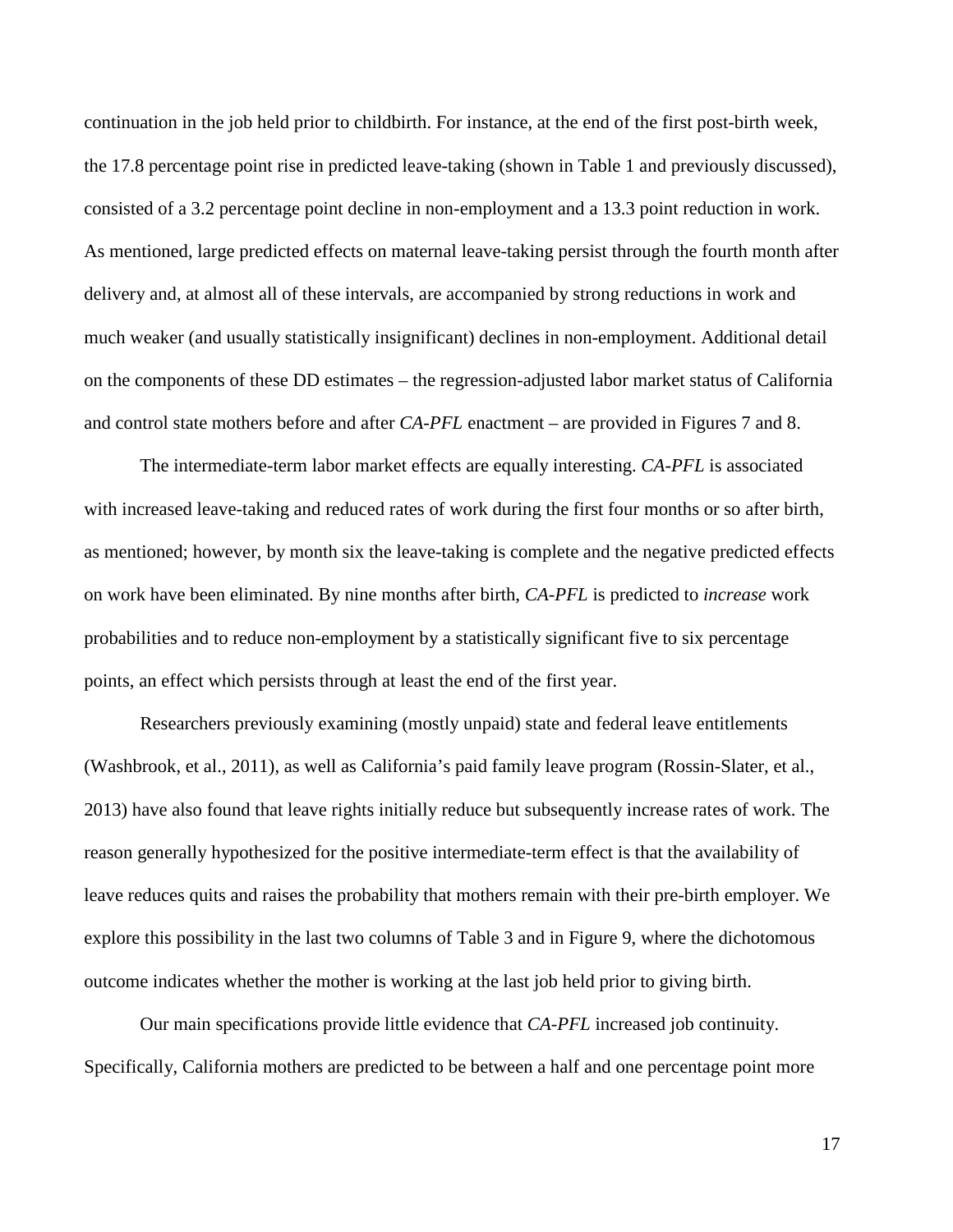continuation in the job held prior to childbirth. For instance, at the end of the first post-birth week, the 17.8 percentage point rise in predicted leave-taking (shown in Table 1 and previously discussed), consisted of a 3.2 percentage point decline in non-employment and a 13.3 point reduction in work. As mentioned, large predicted effects on maternal leave-taking persist through the fourth month after delivery and, at almost all of these intervals, are accompanied by strong reductions in work and much weaker (and usually statistically insignificant) declines in non-employment. Additional detail on the components of these DD estimates – the regression-adjusted labor market status of California and control state mothers before and after *CA-PFL* enactment – are provided in Figures 7 and 8.

The intermediate-term labor market effects are equally interesting. *CA-PFL* is associated with increased leave-taking and reduced rates of work during the first four months or so after birth, as mentioned; however, by month six the leave-taking is complete and the negative predicted effects on work have been eliminated. By nine months after birth, *CA-PFL* is predicted to *increase* work probabilities and to reduce non-employment by a statistically significant five to six percentage points, an effect which persists through at least the end of the first year.

Researchers previously examining (mostly unpaid) state and federal leave entitlements (Washbrook, et al., 2011), as well as California's paid family leave program (Rossin-Slater, et al., 2013) have also found that leave rights initially reduce but subsequently increase rates of work. The reason generally hypothesized for the positive intermediate-term effect is that the availability of leave reduces quits and raises the probability that mothers remain with their pre-birth employer. We explore this possibility in the last two columns of Table 3 and in Figure 9, where the dichotomous outcome indicates whether the mother is working at the last job held prior to giving birth.

Our main specifications provide little evidence that *CA-PFL* increased job continuity. Specifically, California mothers are predicted to be between a half and one percentage point more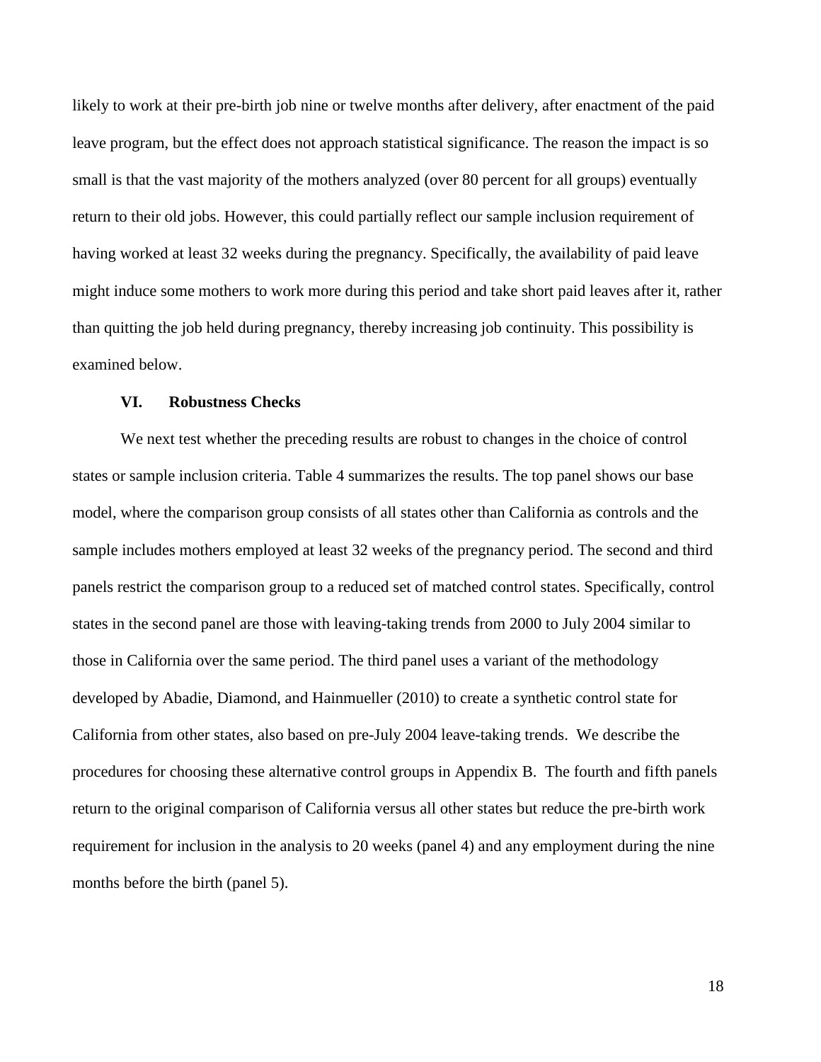likely to work at their pre-birth job nine or twelve months after delivery, after enactment of the paid leave program, but the effect does not approach statistical significance. The reason the impact is so small is that the vast majority of the mothers analyzed (over 80 percent for all groups) eventually return to their old jobs. However, this could partially reflect our sample inclusion requirement of having worked at least 32 weeks during the pregnancy. Specifically, the availability of paid leave might induce some mothers to work more during this period and take short paid leaves after it, rather than quitting the job held during pregnancy, thereby increasing job continuity. This possibility is examined below.

## VI. Robustness Checks

We next test whether the preceding results are robust to changes in the choice of control states or sample inclusion criteria. Table 4 summarizes the results. The top panel shows our base model, where the comparison group consists of all states other than California as controls and the sample includes mothers employed at least 32 weeks of the pregnancy period. The second and third panels restrict the comparison group to a reduced set of matched control states. Specifically, control states in the second panel are those with leaving-taking trends from 2000 to July 2004 similar to those in California over the same period. The third panel uses a variant of the methodology developed by Abadie, Diamond, and Hainmueller (2010) to create a synthetic control state for California from other states, also based on pre-July 2004 leave-taking trends. We describe the procedures for choosing these alternative control groups in Appendix B. The fourth and fifth panels return to the original comparison of California versus all other states but reduce the pre-birth work requirement for inclusion in the analysis to 20 weeks (panel 4) and any employment during the nine months before the birth (panel 5).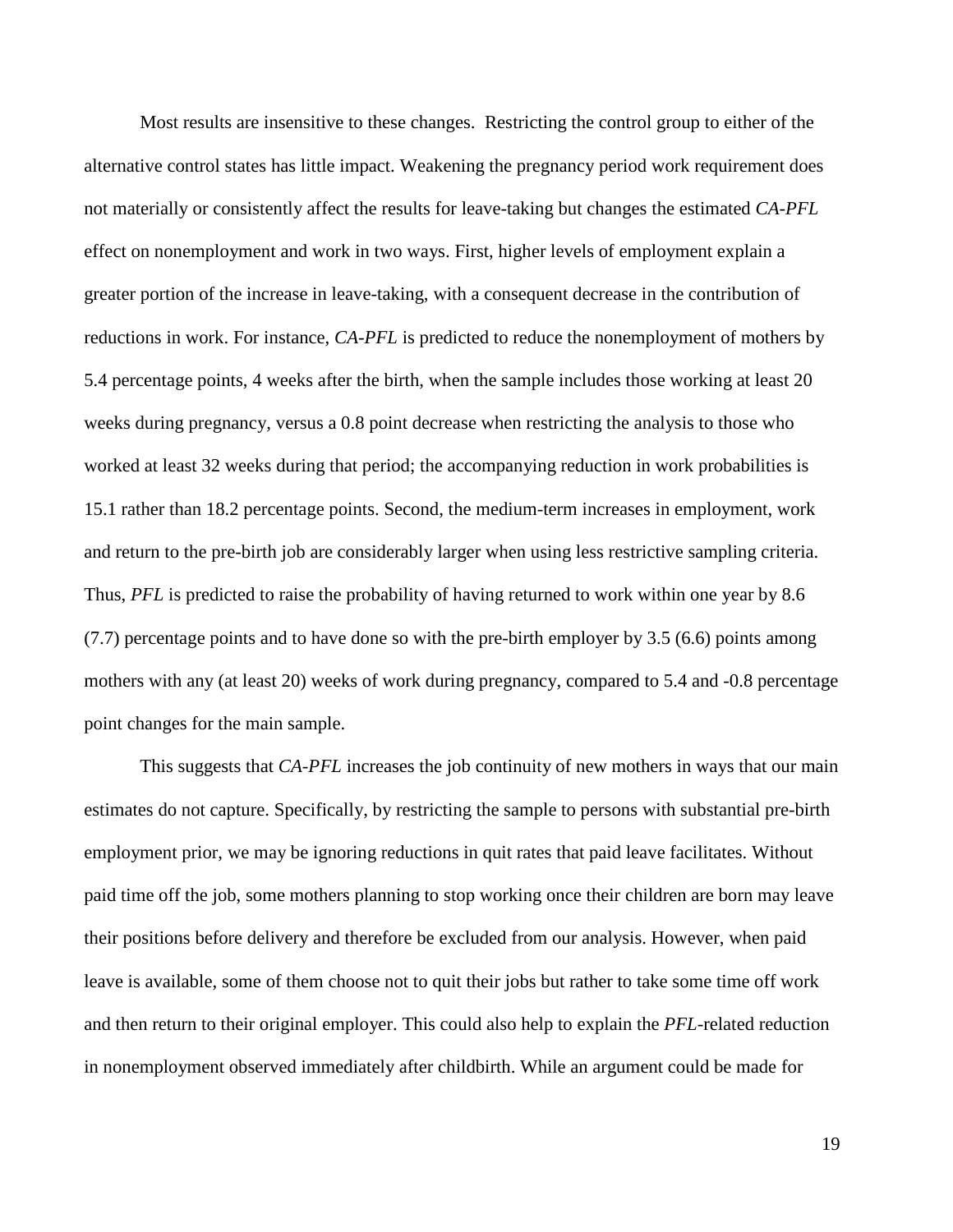Most results are insensitive to these changes. Restricting the control group to either of the alternative control states has little impact. Weakening the pregnancy period work requirement does not materially or consistently affect the results for leave-taking but changes the estimated *CA-PFL* effect on nonemployment and work in two ways. First, higher levels of employment explain a greater portion of the increase in leave-taking, with a consequent decrease in the contribution of reductions in work. For instance, *CA-PFL* is predicted to reduce the nonemployment of mothers by 5.4 percentage points, 4 weeks after the birth, when the sample includes those working at least 20 weeks during pregnancy, versus a 0.8 point decrease when restricting the analysis to those who worked at least 32 weeks during that period; the accompanying reduction in work probabilities is 15.1 rather than 18.2 percentage points. Second, the medium-term increases in employment, work and return to the pre-birth job are considerably larger when using less restrictive sampling criteria. Thus, *PFL* is predicted to raise the probability of having returned to work within one year by 8.6 (7.7) percentage points and to have done so with the pre-birth employer by 3.5 (6.6) points among mothers with any (at least 20) weeks of work during pregnancy, compared to 5.4 and -0.8 percentage point changes for the main sample.

This suggests that *CA-PFL* increases the job continuity of new mothers in ways that our main estimates do not capture. Specifically, by restricting the sample to persons with substantial pre-birth employment prior, we may be ignoring reductions in quit rates that paid leave facilitates. Without paid time off the job, some mothers planning to stop working once their children are born may leave their positions before delivery and therefore be excluded from our analysis. However, when paid leave is available, some of them choose not to quit their jobs but rather to take some time off work and then return to their original employer. This could also help to explain the *PFL*-related reduction in nonemployment observed immediately after childbirth. While an argument could be made for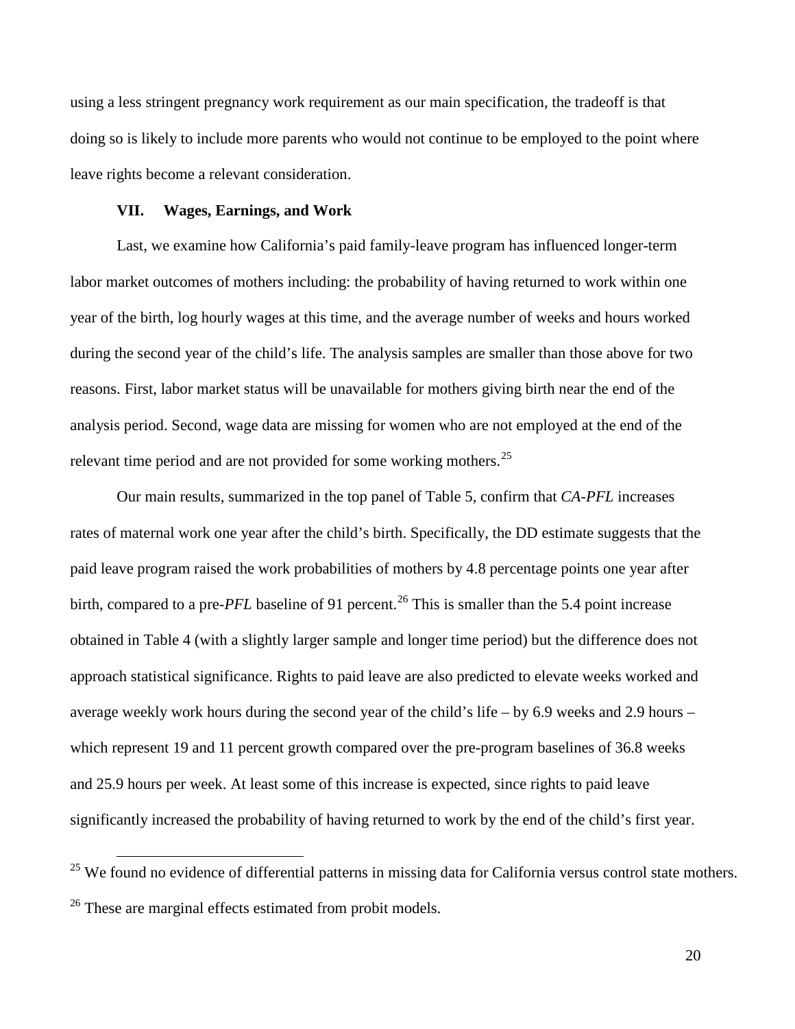using a less stringent pregnancy work requirement as our main specification, the tradeoff is that doing so is likely to include more parents who would not continue to be employed to the point where leave rights become a relevant consideration.

## VII. Wages, Earnings, and Work

Last, we examine how California's paid family-leave program has influenced longer-term labor market outcomes of mothers including: the probability of having returned to work within one year of the birth, log hourly wages at this time, and the average number of weeks and hours worked during the second year of the child's life. The analysis samples are smaller than those above for two reasons. First, labor market status will be unavailable for mothers giving birth near the end of the analysis period. Second, wage data are missing for women who are not employed at the end of the relevant time period and are not provided for some working mothers.[25]

Our main results, summarized in the top panel of Table 5, confirm that *CA-PFL* increases rates of maternal work one year after the child's birth. Specifically, the DD estimate suggests that the paid leave program raised the work probabilities of mothers by 4.8 percentage points one year after birth, compared to a pre-*PFL* baseline of 91 percent.[26] This is smaller than the 5.4 point increase obtained in Table 4 (with a slightly larger sample and longer time period) but the difference does not approach statistical significance. Rights to paid leave are also predicted to elevate weeks worked and average weekly work hours during the second year of the child's life – by 6.9 weeks and 2.9 hours – which represent 19 and 11 percent growth compared over the pre-program baselines of 36.8 weeks and 25.9 hours per week. At least some of this increase is expected, since rights to paid leave significantly increased the probability of having returned to work by the end of the child's first year.

[25] We found no evidence of differential patterns in missing data for California versus control state mothers.

[26] These are marginal effects estimated from probit models.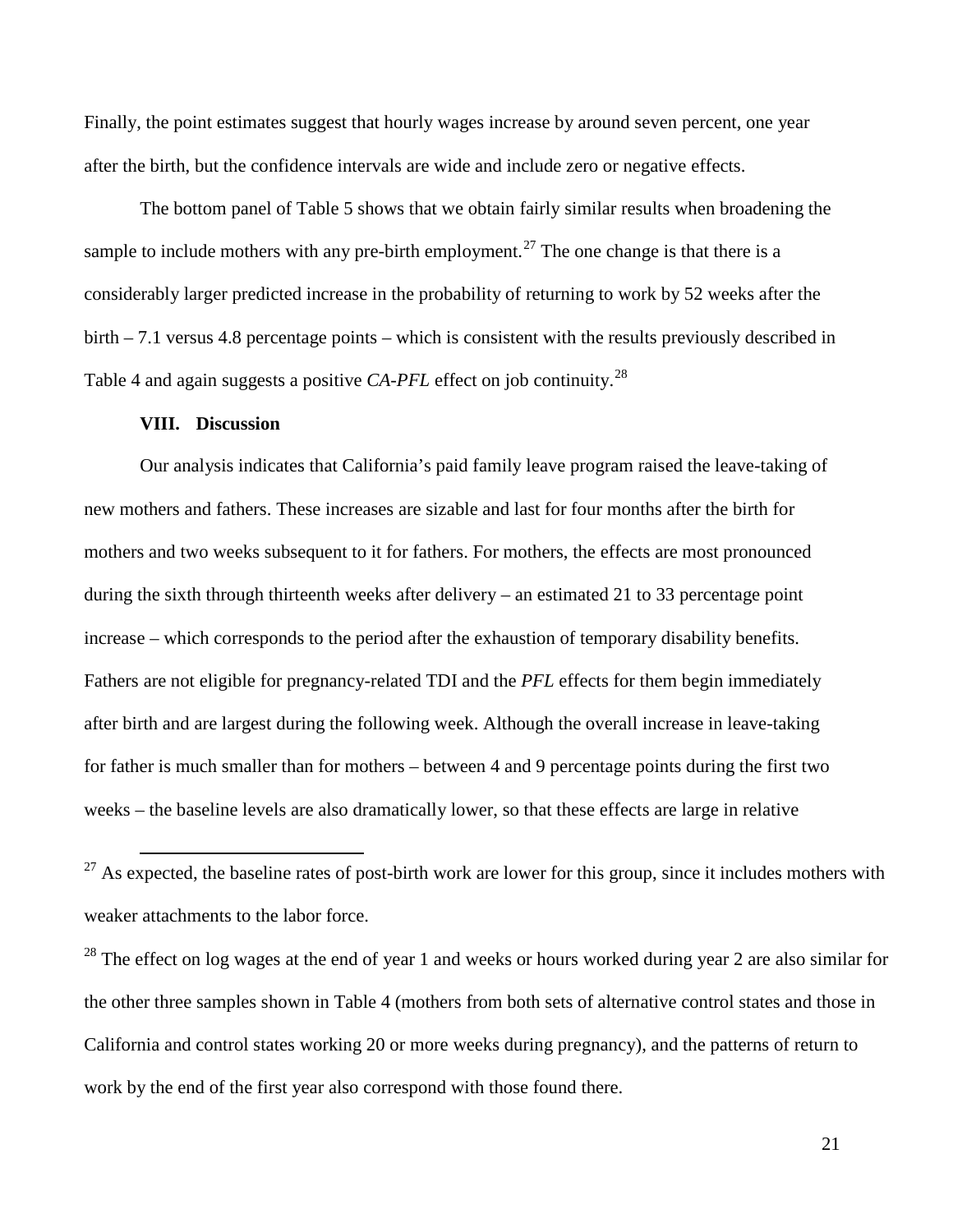Finally, the point estimates suggest that hourly wages increase by around seven percent, one year after the birth, but the confidence intervals are wide and include zero or negative effects.

The bottom panel of Table 5 shows that we obtain fairly similar results when broadening the sample to include mothers with any pre-birth employment.[27] The one change is that there is a considerably larger predicted increase in the probability of returning to work by 52 weeks after the birth – 7.1 versus 4.8 percentage points – which is consistent with the results previously described in Table 4 and again suggests a positive *CA-PFL* effect on job continuity.[28]

### VIII. Discussion

Our analysis indicates that California's paid family leave program raised the leave-taking of new mothers and fathers. These increases are sizable and last for four months after the birth for mothers and two weeks subsequent to it for fathers. For mothers, the effects are most pronounced during the sixth through thirteenth weeks after delivery – an estimated 21 to 33 percentage point increase – which corresponds to the period after the exhaustion of temporary disability benefits. Fathers are not eligible for pregnancy-related TDI and the *PFL* effects for them begin immediately after birth and are largest during the following week. Although the overall increase in leave-taking for father is much smaller than for mothers – between 4 and 9 percentage points during the first two weeks – the baseline levels are also dramatically lower, so that these effects are large in relative

---

[27] As expected, the baseline rates of post-birth work are lower for this group, since it includes mothers with weaker attachments to the labor force.

[28] The effect on log wages at the end of year 1 and weeks or hours worked during year 2 are also similar for the other three samples shown in Table 4 (mothers from both sets of alternative control states and those in California and control states working 20 or more weeks during pregnancy), and the patterns of return to work by the end of the first year also correspond with those found there.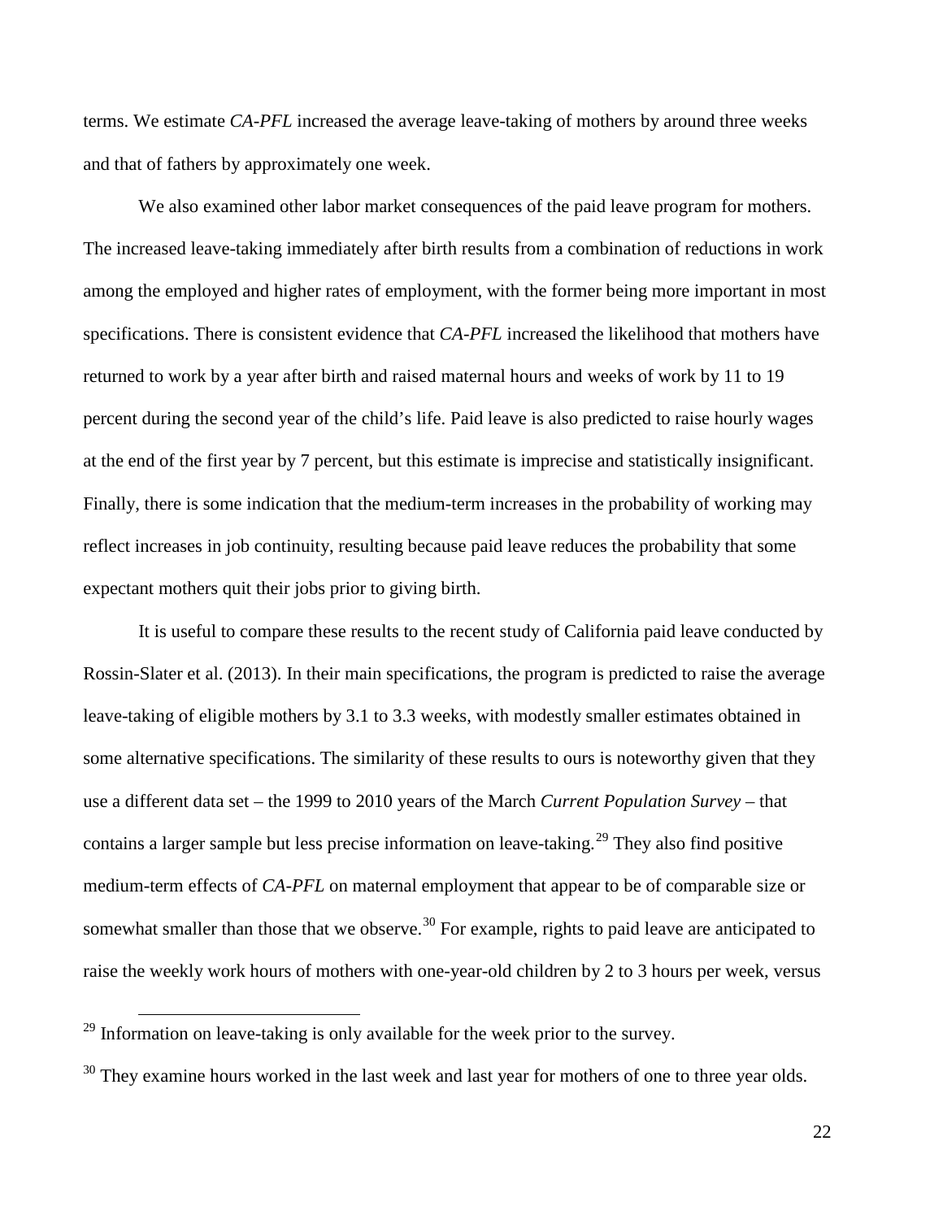terms. We estimate *CA-PFL* increased the average leave-taking of mothers by around three weeks and that of fathers by approximately one week.

We also examined other labor market consequences of the paid leave program for mothers. The increased leave-taking immediately after birth results from a combination of reductions in work among the employed and higher rates of employment, with the former being more important in most specifications. There is consistent evidence that *CA-PFL* increased the likelihood that mothers have returned to work by a year after birth and raised maternal hours and weeks of work by 11 to 19 percent during the second year of the child's life. Paid leave is also predicted to raise hourly wages at the end of the first year by 7 percent, but this estimate is imprecise and statistically insignificant. Finally, there is some indication that the medium-term increases in the probability of working may reflect increases in job continuity, resulting because paid leave reduces the probability that some expectant mothers quit their jobs prior to giving birth.

It is useful to compare these results to the recent study of California paid leave conducted by Rossin-Slater et al. (2013). In their main specifications, the program is predicted to raise the average leave-taking of eligible mothers by 3.1 to 3.3 weeks, with modestly smaller estimates obtained in some alternative specifications. The similarity of these results to ours is noteworthy given that they use a different data set – the 1999 to 2010 years of the March *Current Population Survey* – that contains a larger sample but less precise information on leave-taking.[29] They also find positive medium-term effects of *CA-PFL* on maternal employment that appear to be of comparable size or somewhat smaller than those that we observe.[30] For example, rights to paid leave are anticipated to raise the weekly work hours of mothers with one-year-old children by 2 to 3 hours per week, versus

[29] Information on leave-taking is only available for the week prior to the survey.

[30] They examine hours worked in the last week and last year for mothers of one to three year olds.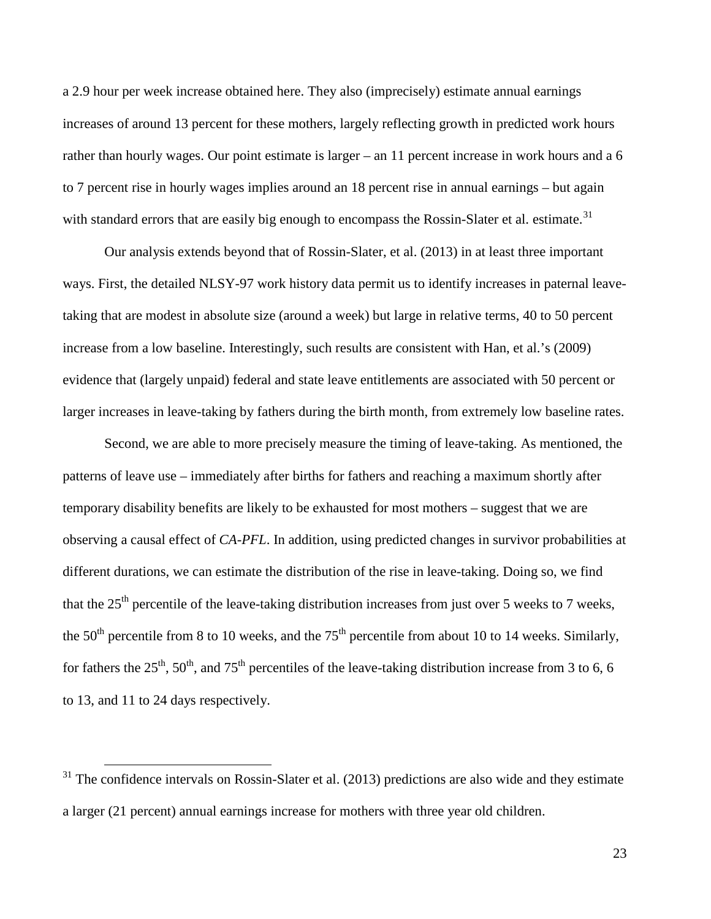a 2.9 hour per week increase obtained here. They also (imprecisely) estimate annual earnings increases of around 13 percent for these mothers, largely reflecting growth in predicted work hours rather than hourly wages. Our point estimate is larger – an 11 percent increase in work hours and a 6 to 7 percent rise in hourly wages implies around an 18 percent rise in annual earnings – but again with standard errors that are easily big enough to encompass the Rossin-Slater et al. estimate.[31]

Our analysis extends beyond that of Rossin-Slater, et al. (2013) in at least three important ways. First, the detailed NLSY-97 work history data permit us to identify increases in paternal leave-taking that are modest in absolute size (around a week) but large in relative terms, 40 to 50 percent increase from a low baseline. Interestingly, such results are consistent with Han, et al.'s (2009) evidence that (largely unpaid) federal and state leave entitlements are associated with 50 percent or larger increases in leave-taking by fathers during the birth month, from extremely low baseline rates.

Second, we are able to more precisely measure the timing of leave-taking. As mentioned, the patterns of leave use – immediately after births for fathers and reaching a maximum shortly after temporary disability benefits are likely to be exhausted for most mothers – suggest that we are observing a causal effect of *CA-PFL*. In addition, using predicted changes in survivor probabilities at different durations, we can estimate the distribution of the rise in leave-taking. Doing so, we find that the 25th percentile of the leave-taking distribution increases from just over 5 weeks to 7 weeks, the 50th percentile from 8 to 10 weeks, and the 75th percentile from about 10 to 14 weeks. Similarly, for fathers the 25th, 50th, and 75th percentiles of the leave-taking distribution increase from 3 to 6, 6 to 13, and 11 to 24 days respectively.

---

[31] The confidence intervals on Rossin-Slater et al. (2013) predictions are also wide and they estimate a larger (21 percent) annual earnings increase for mothers with three year old children.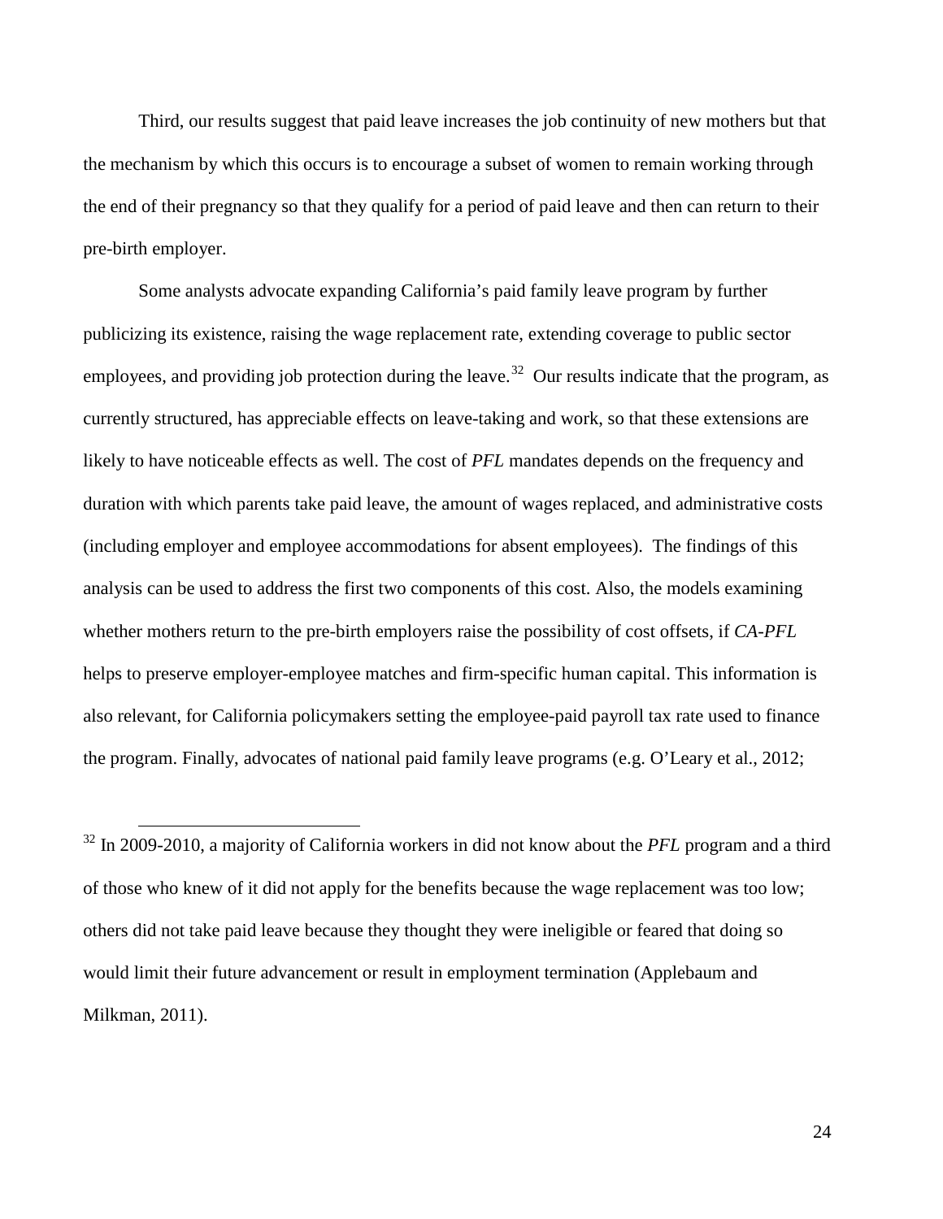Third, our results suggest that paid leave increases the job continuity of new mothers but that the mechanism by which this occurs is to encourage a subset of women to remain working through the end of their pregnancy so that they qualify for a period of paid leave and then can return to their pre-birth employer.

Some analysts advocate expanding California's paid family leave program by further publicizing its existence, raising the wage replacement rate, extending coverage to public sector employees, and providing job protection during the leave.[32] Our results indicate that the program, as currently structured, has appreciable effects on leave-taking and work, so that these extensions are likely to have noticeable effects as well. The cost of *PFL* mandates depends on the frequency and duration with which parents take paid leave, the amount of wages replaced, and administrative costs (including employer and employee accommodations for absent employees). The findings of this analysis can be used to address the first two components of this cost. Also, the models examining whether mothers return to the pre-birth employers raise the possibility of cost offsets, if *CA-PFL* helps to preserve employer-employee matches and firm-specific human capital. This information is also relevant, for California policymakers setting the employee-paid payroll tax rate used to finance the program. Finally, advocates of national paid family leave programs (e.g. O'Leary et al., 2012;

[32] In 2009-2010, a majority of California workers in did not know about the *PFL* program and a third of those who knew of it did not apply for the benefits because the wage replacement was too low; others did not take paid leave because they thought they were ineligible or feared that doing so would limit their future advancement or result in employment termination (Applebaum and Milkman, 2011).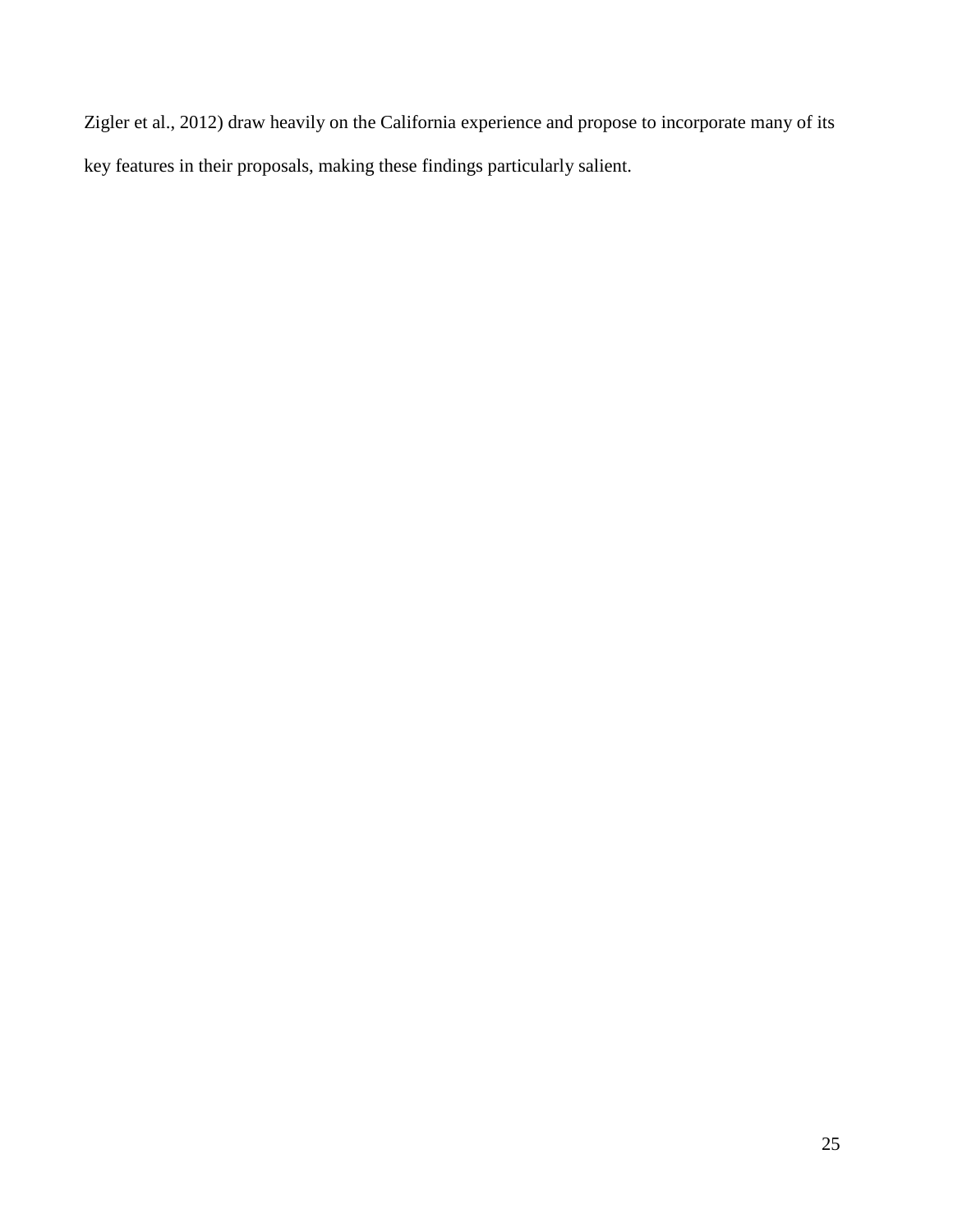Zigler et al., 2012) draw heavily on the California experience and propose to incorporate many of its key features in their proposals, making these findings particularly salient.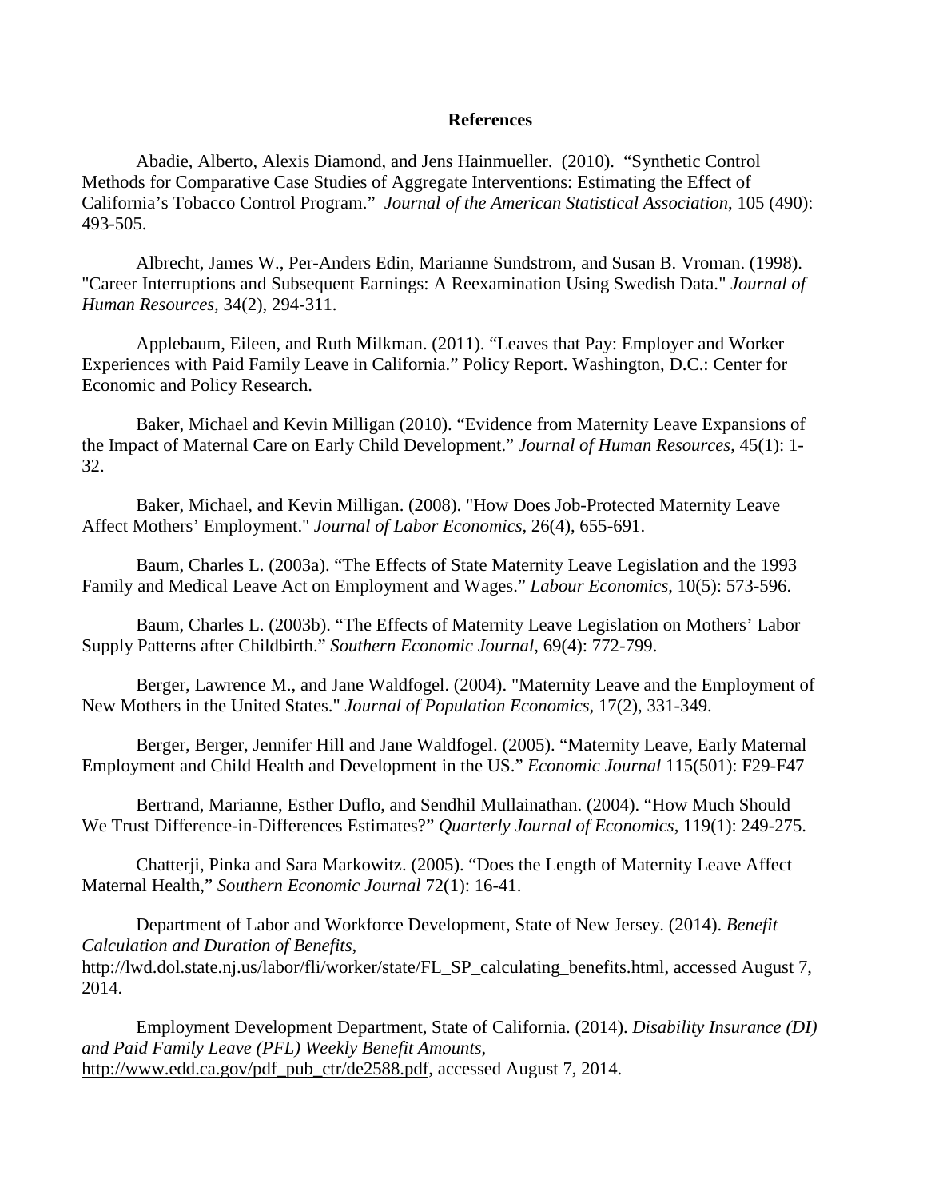# References

Abadie, Alberto, Alexis Diamond, and Jens Hainmueller. (2010). "Synthetic Control Methods for Comparative Case Studies of Aggregate Interventions: Estimating the Effect of California's Tobacco Control Program." *Journal of the American Statistical Association*, 105 (490): 493-505.

Albrecht, James W., Per-Anders Edin, Marianne Sundstrom, and Susan B. Vroman. (1998). "Career Interruptions and Subsequent Earnings: A Reexamination Using Swedish Data." *Journal of Human Resources*, 34(2), 294-311.

Applebaum, Eileen, and Ruth Milkman. (2011). "Leaves that Pay: Employer and Worker Experiences with Paid Family Leave in California." Policy Report. Washington, D.C.: Center for Economic and Policy Research.

Baker, Michael and Kevin Milligan (2010). "Evidence from Maternity Leave Expansions of the Impact of Maternal Care on Early Child Development." *Journal of Human Resources*, 45(1): 1-32.

Baker, Michael, and Kevin Milligan. (2008). "How Does Job-Protected Maternity Leave Affect Mothers' Employment." *Journal of Labor Economics*, 26(4), 655-691.

Baum, Charles L. (2003a). "The Effects of State Maternity Leave Legislation and the 1993 Family and Medical Leave Act on Employment and Wages." *Labour Economics*, 10(5): 573-596.

Baum, Charles L. (2003b). "The Effects of Maternity Leave Legislation on Mothers' Labor Supply Patterns after Childbirth." *Southern Economic Journal*, 69(4): 772-799.

Berger, Lawrence M., and Jane Waldfogel. (2004). "Maternity Leave and the Employment of New Mothers in the United States." *Journal of Population Economics*, 17(2), 331-349.

Berger, Berger, Jennifer Hill and Jane Waldfogel. (2005). "Maternity Leave, Early Maternal Employment and Child Health and Development in the US." *Economic Journal* 115(501): F29-F47

Bertrand, Marianne, Esther Duflo, and Sendhil Mullainathan. (2004). "How Much Should We Trust Difference-in-Differences Estimates?" *Quarterly Journal of Economics*, 119(1): 249-275.

Chatterji, Pinka and Sara Markowitz. (2005). "Does the Length of Maternity Leave Affect Maternal Health," *Southern Economic Journal* 72(1): 16-41.

Department of Labor and Workforce Development, State of New Jersey. (2014). *Benefit Calculation and Duration of Benefits*, http://lwd.dol.state.nj.us/labor/fli/worker/state/FL_SP_calculating_benefits.html, accessed August 7, 2014.

Employment Development Department, State of California. (2014). *Disability Insurance (DI) and Paid Family Leave (PFL) Weekly Benefit Amounts*, http://www.edd.ca.gov/pdf_pub_ctr/de2588.pdf, accessed August 7, 2014.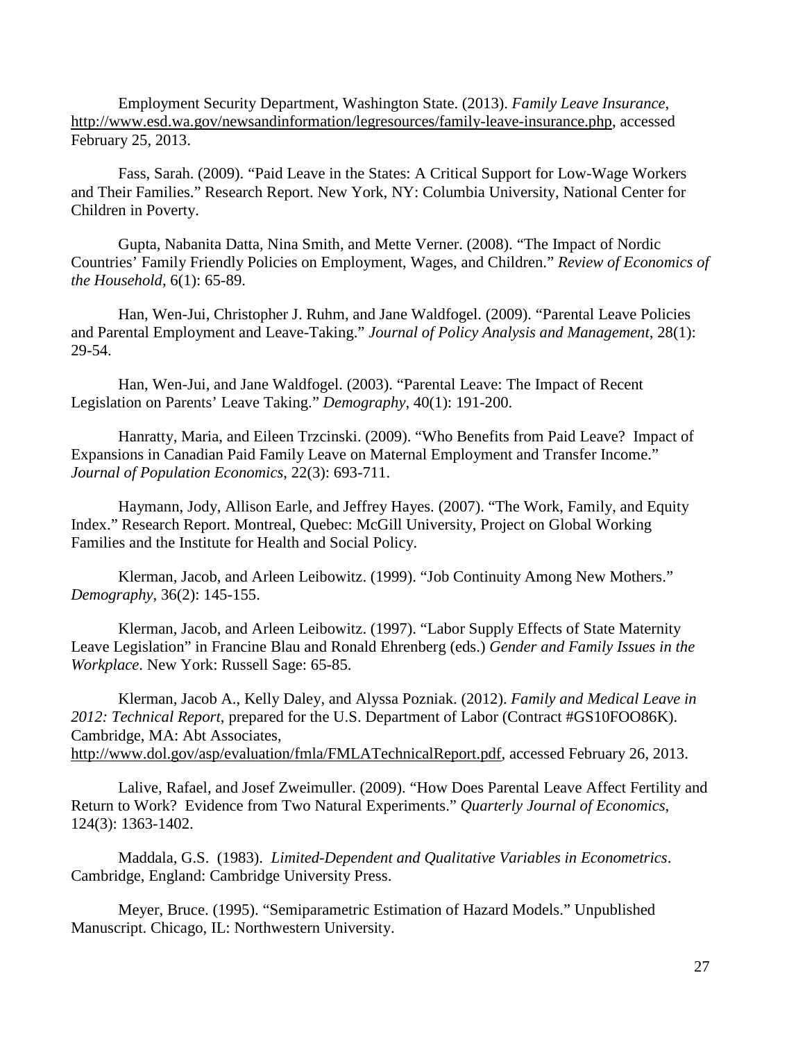Employment Security Department, Washington State. (2013). *Family Leave Insurance*, http://www.esd.wa.gov/newsandinformation/legresources/family-leave-insurance.php, accessed February 25, 2013.

Fass, Sarah. (2009). "Paid Leave in the States: A Critical Support for Low-Wage Workers and Their Families." Research Report. New York, NY: Columbia University, National Center for Children in Poverty.

Gupta, Nabanita Datta, Nina Smith, and Mette Verner. (2008). "The Impact of Nordic Countries' Family Friendly Policies on Employment, Wages, and Children." *Review of Economics of the Household*, 6(1): 65-89.

Han, Wen-Jui, Christopher J. Ruhm, and Jane Waldfogel. (2009). "Parental Leave Policies and Parental Employment and Leave-Taking." *Journal of Policy Analysis and Management*, 28(1): 29-54.

Han, Wen-Jui, and Jane Waldfogel. (2003). "Parental Leave: The Impact of Recent Legislation on Parents' Leave Taking." *Demography*, 40(1): 191-200.

Hanratty, Maria, and Eileen Trzcinski. (2009). "Who Benefits from Paid Leave? Impact of Expansions in Canadian Paid Family Leave on Maternal Employment and Transfer Income." *Journal of Population Economics*, 22(3): 693-711.

Haymann, Jody, Allison Earle, and Jeffrey Hayes. (2007). "The Work, Family, and Equity Index." Research Report. Montreal, Quebec: McGill University, Project on Global Working Families and the Institute for Health and Social Policy.

Klerman, Jacob, and Arleen Leibowitz. (1999). "Job Continuity Among New Mothers." *Demography*, 36(2): 145-155.

Klerman, Jacob, and Arleen Leibowitz. (1997). "Labor Supply Effects of State Maternity Leave Legislation" in Francine Blau and Ronald Ehrenberg (eds.) *Gender and Family Issues in the Workplace*. New York: Russell Sage: 65-85.

Klerman, Jacob A., Kelly Daley, and Alyssa Pozniak. (2012). *Family and Medical Leave in 2012: Technical Report*, prepared for the U.S. Department of Labor (Contract #GS10FOO86K). Cambridge, MA: Abt Associates, http://www.dol.gov/asp/evaluation/fmla/FMLATechnicalReport.pdf, accessed February 26, 2013.

Lalive, Rafael, and Josef Zweimuller. (2009). "How Does Parental Leave Affect Fertility and Return to Work? Evidence from Two Natural Experiments." *Quarterly Journal of Economics*, 124(3): 1363-1402.

Maddala, G.S. (1983). *Limited-Dependent and Qualitative Variables in Econometrics*. Cambridge, England: Cambridge University Press.

Meyer, Bruce. (1995). "Semiparametric Estimation of Hazard Models." Unpublished Manuscript. Chicago, IL: Northwestern University.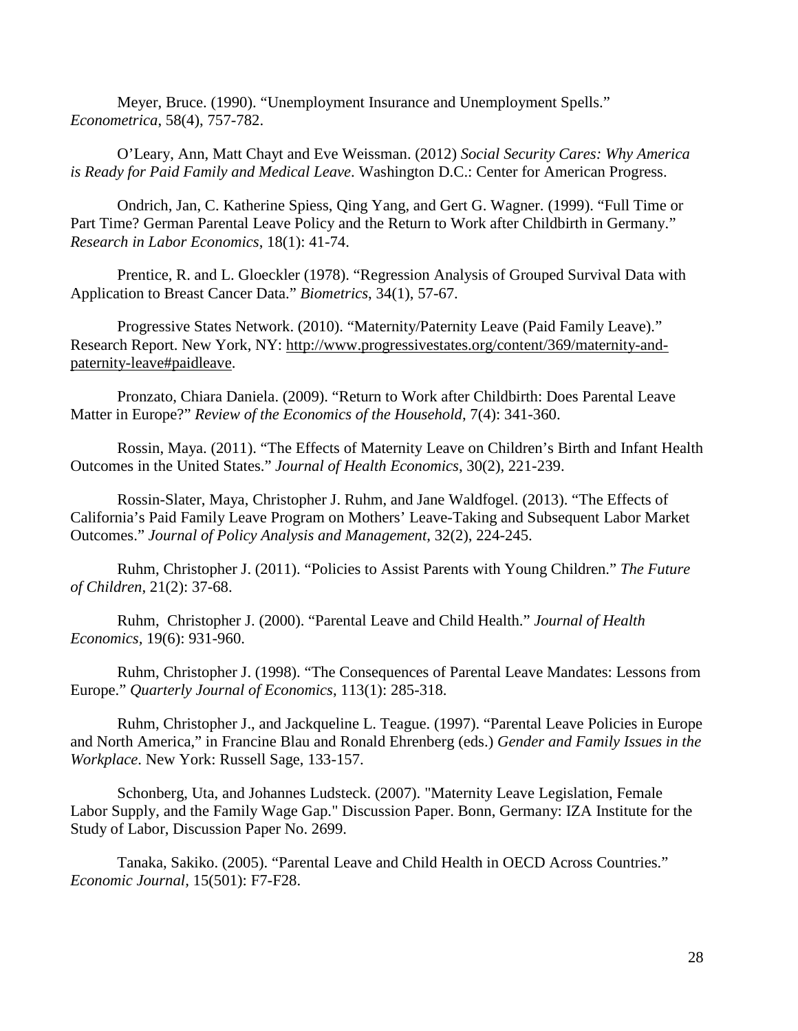Meyer, Bruce. (1990). “Unemployment Insurance and Unemployment Spells.” *Econometrica*, 58(4), 757-782.

O’Leary, Ann, Matt Chayt and Eve Weissman. (2012) *Social Security Cares: Why America is Ready for Paid Family and Medical Leave*. Washington D.C.: Center for American Progress.

Ondrich, Jan, C. Katherine Spiess, Qing Yang, and Gert G. Wagner. (1999). “Full Time or Part Time? German Parental Leave Policy and the Return to Work after Childbirth in Germany.” *Research in Labor Economics*, 18(1): 41-74.

Prentice, R. and L. Gloeckler (1978). “Regression Analysis of Grouped Survival Data with Application to Breast Cancer Data.” *Biometrics*, 34(1), 57-67.

Progressive States Network. (2010). “Maternity/Paternity Leave (Paid Family Leave).” Research Report. New York, NY: http://www.progressivestates.org/content/369/maternity-and-paternity-leave#paidleave.

Pronzato, Chiara Daniela. (2009). “Return to Work after Childbirth: Does Parental Leave Matter in Europe?” *Review of the Economics of the Household*, 7(4): 341-360.

Rossin, Maya. (2011). “The Effects of Maternity Leave on Children’s Birth and Infant Health Outcomes in the United States.” *Journal of Health Economics*, 30(2), 221-239.

Rossin-Slater, Maya, Christopher J. Ruhm, and Jane Waldfogel. (2013). “The Effects of California’s Paid Family Leave Program on Mothers’ Leave-Taking and Subsequent Labor Market Outcomes.” *Journal of Policy Analysis and Management*, 32(2), 224-245.

Ruhm, Christopher J. (2011). “Policies to Assist Parents with Young Children.” *The Future of Children*, 21(2): 37-68.

Ruhm, Christopher J. (2000). “Parental Leave and Child Health.” *Journal of Health Economics*, 19(6): 931-960.

Ruhm, Christopher J. (1998). “The Consequences of Parental Leave Mandates: Lessons from Europe.” *Quarterly Journal of Economics*, 113(1): 285-318.

Ruhm, Christopher J., and Jackqueline L. Teague. (1997). “Parental Leave Policies in Europe and North America,” in Francine Blau and Ronald Ehrenberg (eds.) *Gender and Family Issues in the Workplace*. New York: Russell Sage, 133-157.

Schonberg, Uta, and Johannes Ludsteck. (2007). "Maternity Leave Legislation, Female Labor Supply, and the Family Wage Gap." Discussion Paper. Bonn, Germany: IZA Institute for the Study of Labor, Discussion Paper No. 2699.

Tanaka, Sakiko. (2005). “Parental Leave and Child Health in OECD Across Countries.” *Economic Journal*, 15(501): F7-F28.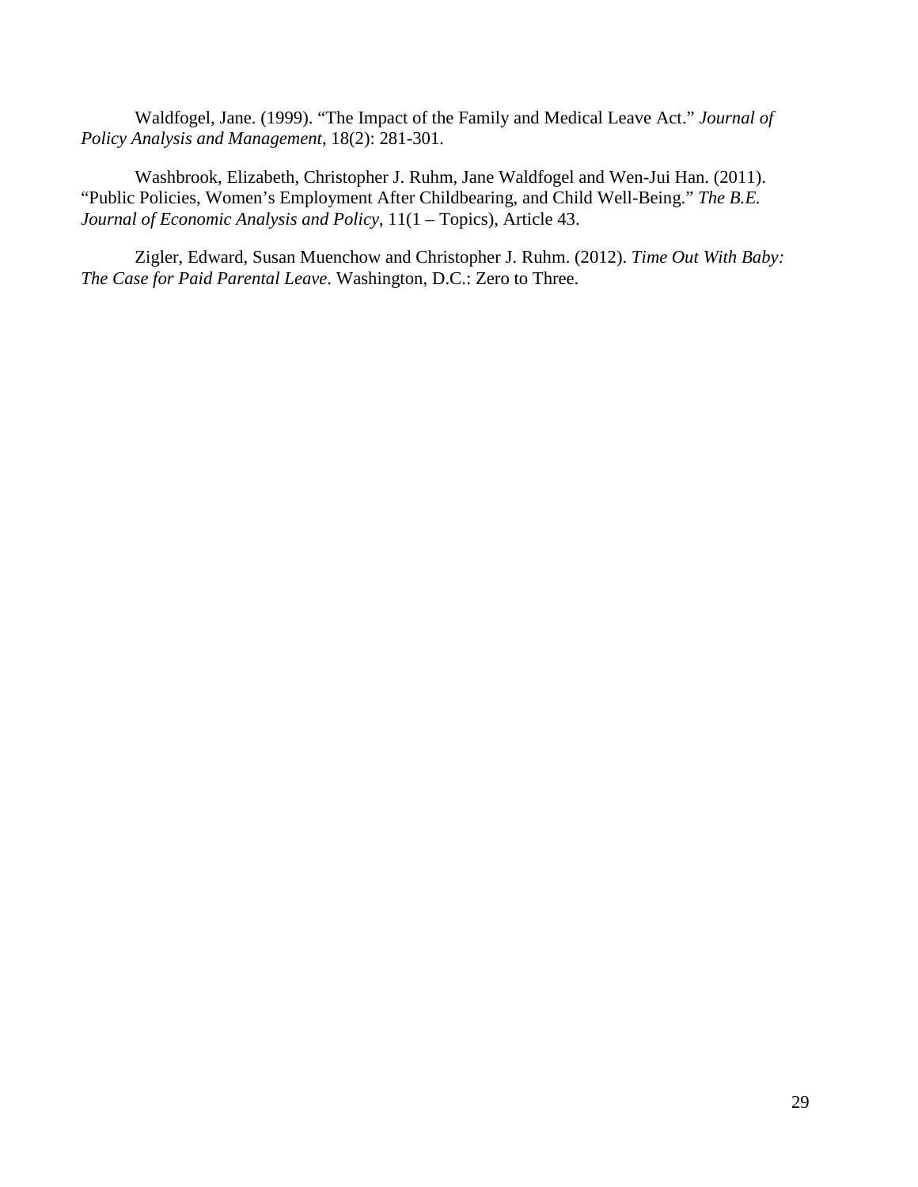Waldfogel, Jane. (1999). "The Impact of the Family and Medical Leave Act." *Journal of Policy Analysis and Management*, 18(2): 281-301.

Washbrook, Elizabeth, Christopher J. Ruhm, Jane Waldfogel and Wen-Jui Han. (2011). "Public Policies, Women's Employment After Childbearing, and Child Well-Being." *The B.E. Journal of Economic Analysis and Policy*, 11(1 – Topics), Article 43.

Zigler, Edward, Susan Muenchow and Christopher J. Ruhm. (2012). *Time Out With Baby: The Case for Paid Parental Leave*. Washington, D.C.: Zero to Three.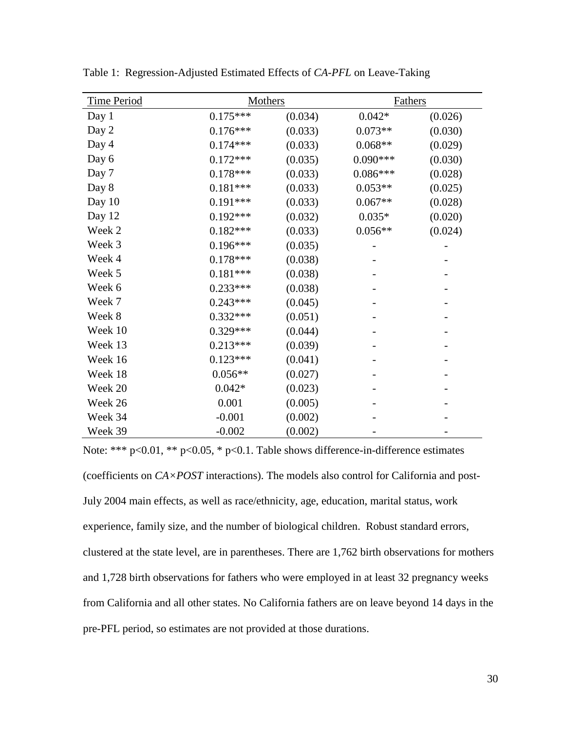Table 1: Regression-Adjusted Estimated Effects of *CA-PFL* on Leave-Taking

| Time Period | Mothers | | Fathers | |
|---|---|---|---|---|
| Day 1 | 0.175*** | (0.034) | 0.042* | (0.026) |
| Day 2 | 0.176*** | (0.033) | 0.073** | (0.030) |
| Day 4 | 0.174*** | (0.033) | 0.068** | (0.029) |
| Day 6 | 0.172*** | (0.035) | 0.090*** | (0.030) |
| Day 7 | 0.178*** | (0.033) | 0.086*** | (0.028) |
| Day 8 | 0.181*** | (0.033) | 0.053** | (0.025) |
| Day 10 | 0.191*** | (0.033) | 0.067** | (0.028) |
| Day 12 | 0.192*** | (0.032) | 0.035* | (0.020) |
| Week 2 | 0.182*** | (0.033) | 0.056** | (0.024) |
| Week 3 | 0.196*** | (0.035) | - | - |
| Week 4 | 0.178*** | (0.038) | - | - |
| Week 5 | 0.181*** | (0.038) | - | - |
| Week 6 | 0.233*** | (0.038) | - | - |
| Week 7 | 0.243*** | (0.045) | - | - |
| Week 8 | 0.332*** | (0.051) | - | - |
| Week 10 | 0.329*** | (0.044) | - | - |
| Week 13 | 0.213*** | (0.039) | - | - |
| Week 16 | 0.123*** | (0.041) | - | - |
| Week 18 | 0.056** | (0.027) | - | - |
| Week 20 | 0.042* | (0.023) | - | - |
| Week 26 | 0.001 | (0.005) | - | - |
| Week 34 | -0.001 | (0.002) | - | - |
| Week 39 | -0.002 | (0.002) | - | - |

Note: *** $p<0.01$, ** $p<0.05$, * $p<0.1$. Table shows difference-in-difference estimates (coefficients on *CA×POST* interactions). The models also control for California and post-July 2004 main effects, as well as race/ethnicity, age, education, marital status, work experience, family size, and the number of biological children. Robust standard errors, clustered at the state level, are in parentheses. There are 1,762 birth observations for mothers and 1,728 birth observations for fathers who were employed in at least 32 pregnancy weeks from California and all other states. No California fathers are on leave beyond 14 days in the pre-PFL period, so estimates are not provided at those durations.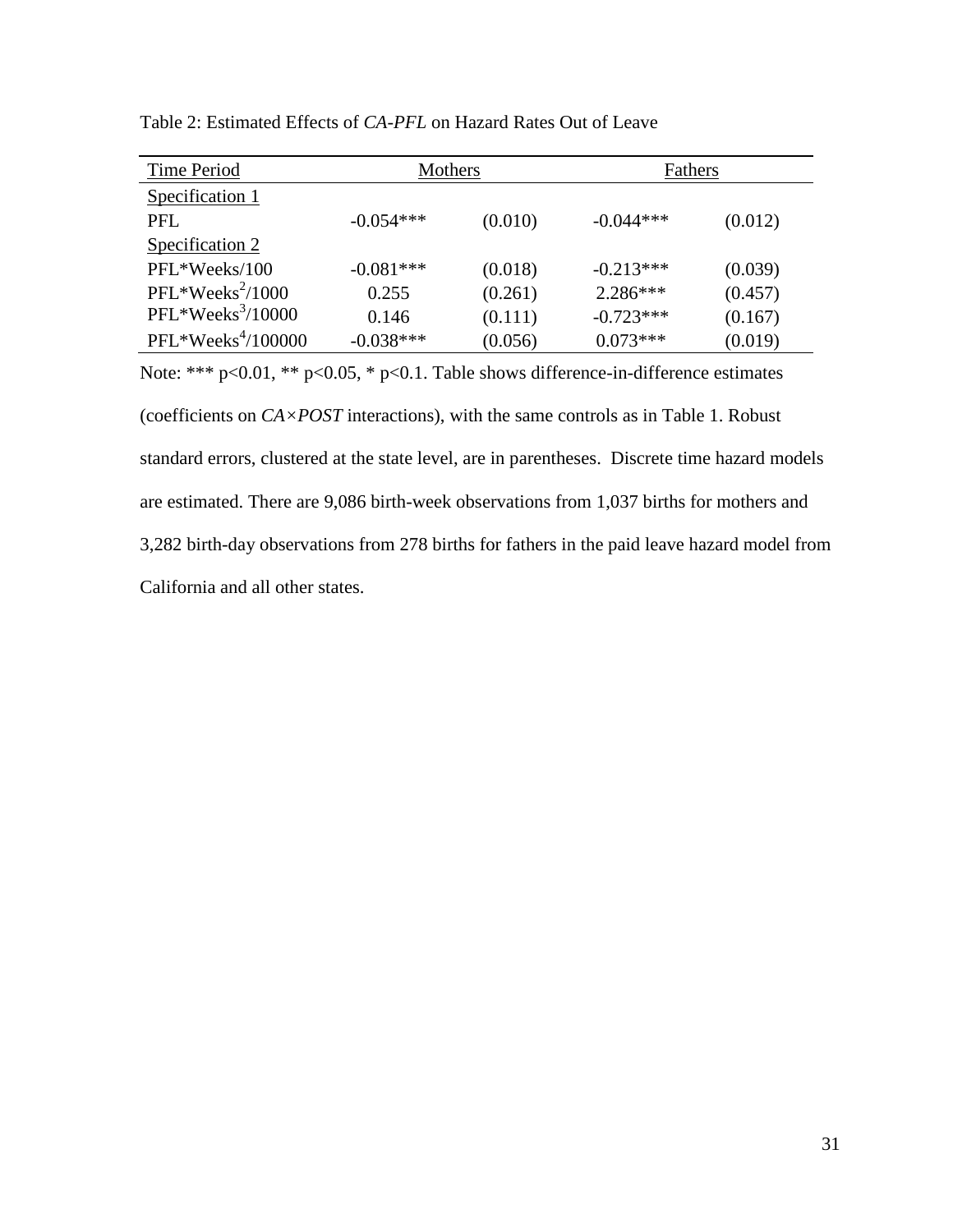Table 2: Estimated Effects of *CA-PFL* on Hazard Rates Out of Leave

| Time Period | Mothers | | Fathers | |
|---|---|---|---|---|
| Specification 1 | | | | |
| PFL | -0.054*** | (0.010) | -0.044*** | (0.012) |
| Specification 2 | | | | |
| PFL*Weeks/100 | -0.081*** | (0.018) | -0.213*** | (0.039) |
| PFL*Weeks$^2$/1000 | 0.255 | (0.261) | 2.286*** | (0.457) |
| PFL*Weeks$^3$/10000 | 0.146 | (0.111) | -0.723*** | (0.167) |
| PFL*Weeks$^4$/100000 | -0.038*** | (0.056) | 0.073*** | (0.019) |

Note: *** p<0.01, ** p<0.05, * p<0.1. Table shows difference-in-difference estimates (coefficients on *CA×POST* interactions), with the same controls as in Table 1. Robust standard errors, clustered at the state level, are in parentheses. Discrete time hazard models are estimated. There are 9,086 birth-week observations from 1,037 births for mothers and 3,282 birth-day observations from 278 births for fathers in the paid leave hazard model from California and all other states.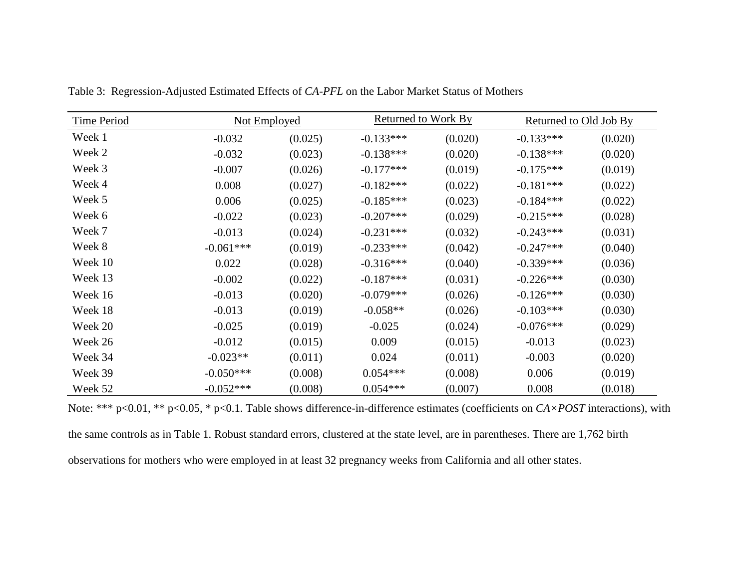Table 3: Regression-Adjusted Estimated Effects of *CA-PFL* on the Labor Market Status of Mothers

| Time Period | Not Employed | | Returned to Work By | | Returned to Old Job By | |
|---|---|---|---|---|---|---|
| Week 1 | -0.032 | (0.025) | -0.133*** | (0.020) | -0.133*** | (0.020) |
| Week 2 | -0.032 | (0.023) | -0.138*** | (0.020) | -0.138*** | (0.020) |
| Week 3 | -0.007 | (0.026) | -0.177*** | (0.019) | -0.175*** | (0.019) |
| Week 4 | 0.008 | (0.027) | -0.182*** | (0.022) | -0.181*** | (0.022) |
| Week 5 | 0.006 | (0.025) | -0.185*** | (0.023) | -0.184*** | (0.022) |
| Week 6 | -0.022 | (0.023) | -0.207*** | (0.029) | -0.215*** | (0.028) |
| Week 7 | -0.013 | (0.024) | -0.231*** | (0.032) | -0.243*** | (0.031) |
| Week 8 | -0.061*** | (0.019) | -0.233*** | (0.042) | -0.247*** | (0.040) |
| Week 10 | 0.022 | (0.028) | -0.316*** | (0.040) | -0.339*** | (0.036) |
| Week 13 | -0.002 | (0.022) | -0.187*** | (0.031) | -0.226*** | (0.030) |
| Week 16 | -0.013 | (0.020) | -0.079*** | (0.026) | -0.126*** | (0.030) |
| Week 18 | -0.013 | (0.019) | -0.058** | (0.026) | -0.103*** | (0.030) |
| Week 20 | -0.025 | (0.019) | -0.025 | (0.024) | -0.076*** | (0.029) |
| Week 26 | -0.012 | (0.015) | 0.009 | (0.015) | -0.013 | (0.023) |
| Week 34 | -0.023** | (0.011) | 0.024 | (0.011) | -0.003 | (0.020) |
| Week 39 | -0.050*** | (0.008) | 0.054*** | (0.008) | 0.006 | (0.019) |
| Week 52 | -0.052*** | (0.008) | 0.054*** | (0.007) | 0.008 | (0.018) |

Note: *** p<0.01, ** p<0.05, * p<0.1. Table shows difference-in-difference estimates (coefficients on *CA×POST* interactions), with the same controls as in Table 1. Robust standard errors, clustered at the state level, are in parentheses. There are 1,762 birth observations for mothers who were employed in at least 32 pregnancy weeks from California and all other states.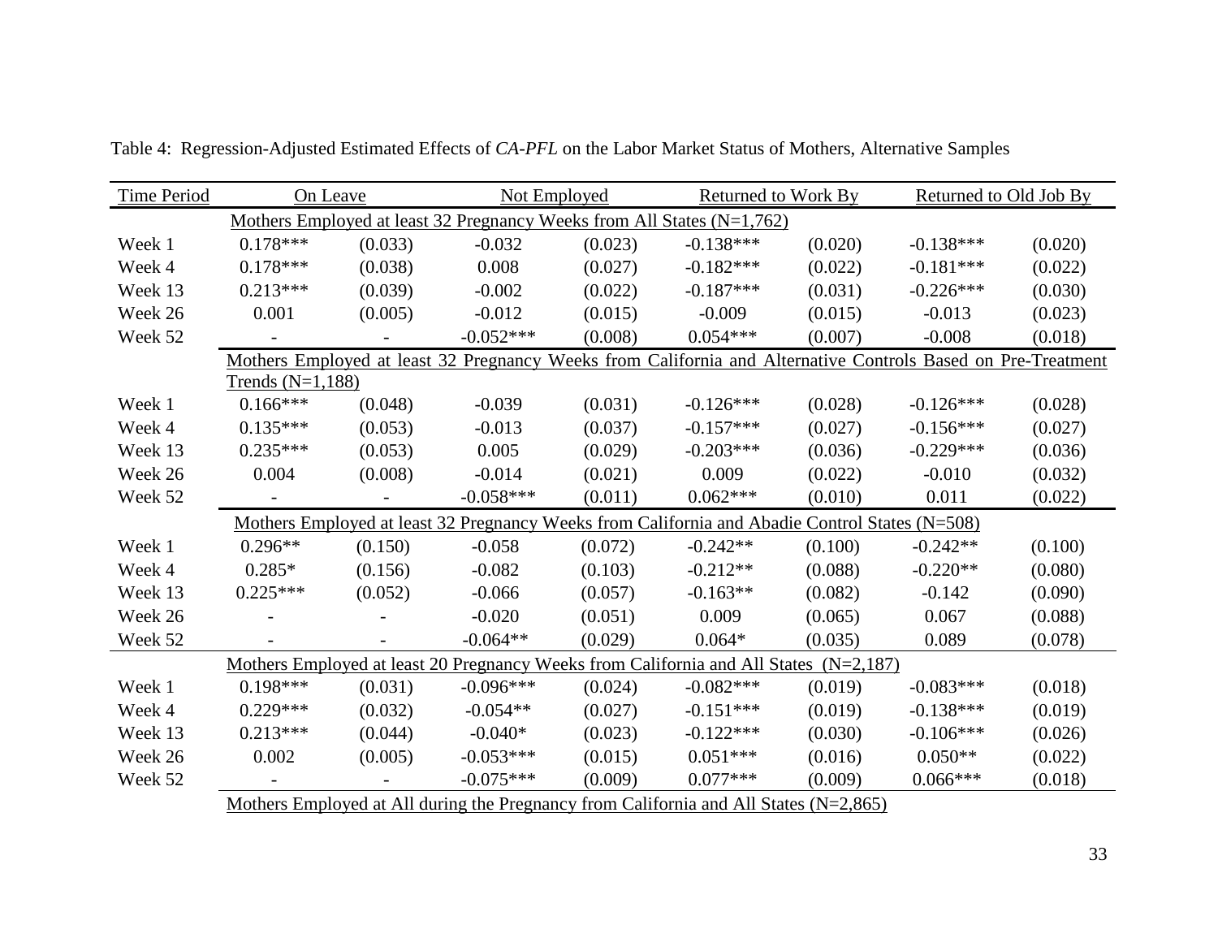Table 4: Regression-Adjusted Estimated Effects of *CA-PFL* on the Labor Market Status of Mothers, Alternative Samples

| Time Period | On Leave | | Not Employed | | Returned to Work By | | Returned to Old Job By | |
|---|---|---|---|---|---|---|---|---|
| | Mothers Employed at least 32 Pregnancy Weeks from All States (N=1,762) | | | | | | | |
| Week 1 | 0.178*** | (0.033) | -0.032 | (0.023) | -0.138*** | (0.020) | -0.138*** | (0.020) |
| Week 4 | 0.178*** | (0.038) | 0.008 | (0.027) | -0.182*** | (0.022) | -0.181*** | (0.022) |
| Week 13 | 0.213*** | (0.039) | -0.002 | (0.022) | -0.187*** | (0.031) | -0.226*** | (0.030) |
| Week 26 | 0.001 | (0.005) | -0.012 | (0.015) | -0.009 | (0.015) | -0.013 | (0.023) |
| Week 52 | - | - | -0.052*** | (0.008) | 0.054*** | (0.007) | -0.008 | (0.018) |
| | Mothers Employed at least 32 Pregnancy Weeks from California and Alternative Controls Based on Pre-Treatment Trends (N=1,188) | | | | | | | |
| Week 1 | 0.166*** | (0.048) | -0.039 | (0.031) | -0.126*** | (0.028) | -0.126*** | (0.028) |
| Week 4 | 0.135*** | (0.053) | -0.013 | (0.037) | -0.157*** | (0.027) | -0.156*** | (0.027) |
| Week 13 | 0.235*** | (0.053) | 0.005 | (0.029) | -0.203*** | (0.036) | -0.229*** | (0.036) |
| Week 26 | 0.004 | (0.008) | -0.014 | (0.021) | 0.009 | (0.022) | -0.010 | (0.032) |
| Week 52 | - | - | -0.058*** | (0.011) | 0.062*** | (0.010) | 0.011 | (0.022) |
| | Mothers Employed at least 32 Pregnancy Weeks from California and Abadie Control States (N=508) | | | | | | | |
| Week 1 | 0.296** | (0.150) | -0.058 | (0.072) | -0.242** | (0.100) | -0.242** | (0.100) |
| Week 4 | 0.285* | (0.156) | -0.082 | (0.103) | -0.212** | (0.088) | -0.220** | (0.080) |
| Week 13 | 0.225*** | (0.052) | -0.066 | (0.057) | -0.163** | (0.082) | -0.142 | (0.090) |
| Week 26 | - | - | -0.020 | (0.051) | 0.009 | (0.065) | 0.067 | (0.088) |
| Week 52 | - | - | -0.064** | (0.029) | 0.064* | (0.035) | 0.089 | (0.078) |
| | Mothers Employed at least 20 Pregnancy Weeks from California and All States (N=2,187) | | | | | | | |
| Week 1 | 0.198*** | (0.031) | -0.096*** | (0.024) | -0.082*** | (0.019) | -0.083*** | (0.018) |
| Week 4 | 0.229*** | (0.032) | -0.054** | (0.027) | -0.151*** | (0.019) | -0.138*** | (0.019) |
| Week 13 | 0.213*** | (0.044) | -0.040* | (0.023) | -0.122*** | (0.030) | -0.106*** | (0.026) |
| Week 26 | 0.002 | (0.005) | -0.053*** | (0.015) | 0.051*** | (0.016) | 0.050** | (0.022) |
| Week 52 | - | - | -0.075*** | (0.009) | 0.077*** | (0.009) | 0.066*** | (0.018) |
| | Mothers Employed at All during the Pregnancy from California and All States (N=2,865) | | | | | | | |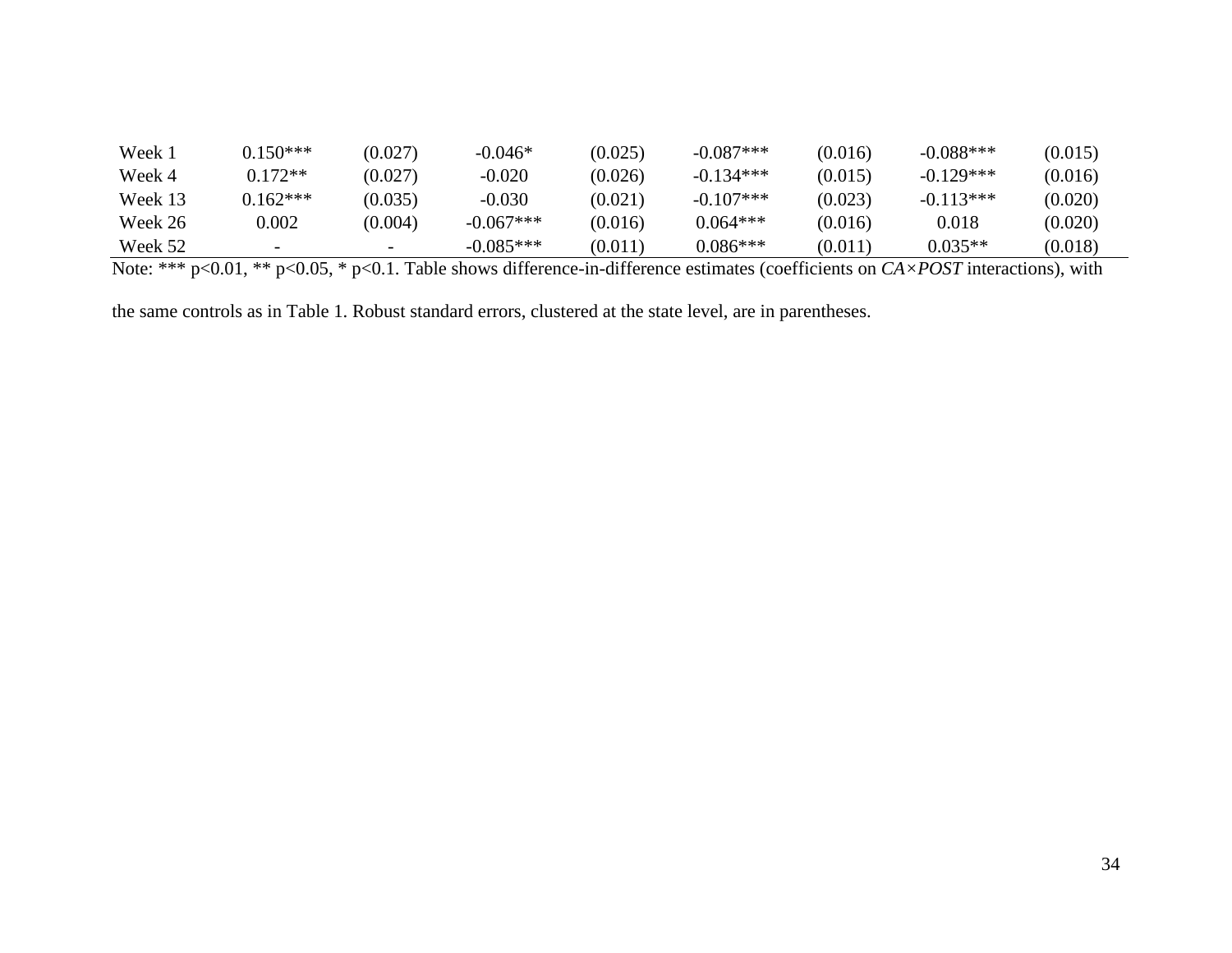| | | | | | | | | |
|---|---|---|---|---|---|---|---|---|
| Week 1 | 0.150*** | (0.027) | -0.046* | (0.025) | -0.087*** | (0.016) | -0.088*** | (0.015) |
| Week 4 | 0.172** | (0.027) | -0.020 | (0.026) | -0.134*** | (0.015) | -0.129*** | (0.016) |
| Week 13 | 0.162*** | (0.035) | -0.030 | (0.021) | -0.107*** | (0.023) | -0.113*** | (0.020) |
| Week 26 | 0.002 | (0.004) | -0.067*** | (0.016) | 0.064*** | (0.016) | 0.018 | (0.020) |
| Week 52 | - | - | -0.085*** | (0.011) | 0.086*** | (0.011) | 0.035** | (0.018) |

Note: *** p<0.01, ** p<0.05, * p<0.1. Table shows difference-in-difference estimates (coefficients on *CA×POST* interactions), with the same controls as in Table 1. Robust standard errors, clustered at the state level, are in parentheses.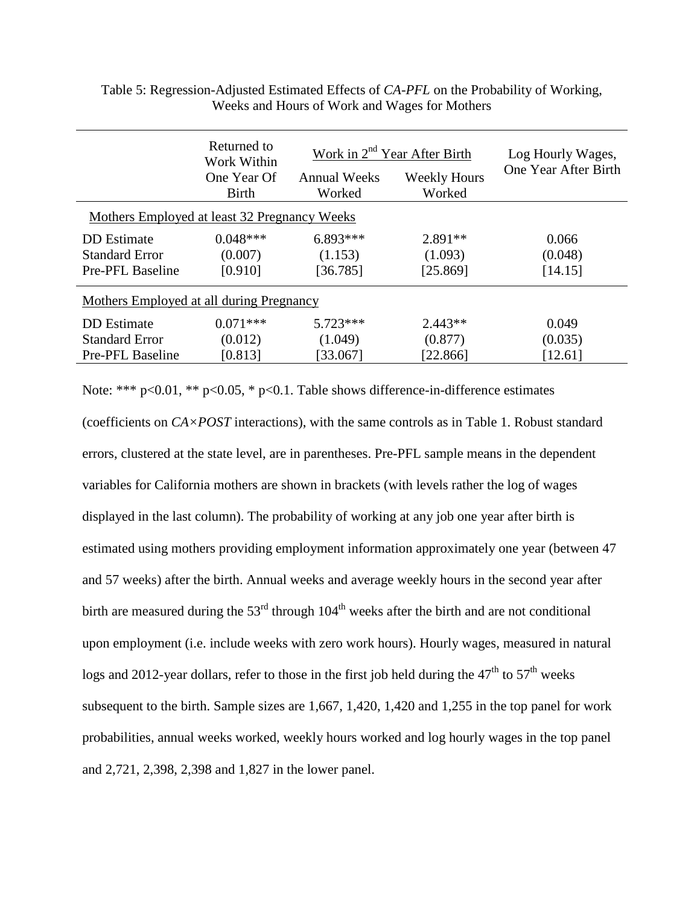Table 5: Regression-Adjusted Estimated Effects of *CA-PFL* on the Probability of Working, Weeks and Hours of Work and Wages for Mothers

| | Returned to Work Within One Year Of Birth | Work in 2nd Year After Birth: Annual Weeks Worked | Work in 2nd Year After Birth: Weekly Hours Worked | Log Hourly Wages, One Year After Birth |
|---|---|---|---|---|
| Mothers Employed at least 32 Pregnancy Weeks | | | | |
| DD Estimate | 0.048*** | 6.893*** | 2.891** | 0.066 |
| Standard Error | (0.007) | (1.153) | (1.093) | (0.048) |
| Pre-PFL Baseline | [0.910] | [36.785] | [25.869] | [14.15] |
| Mothers Employed at all during Pregnancy | | | | |
| DD Estimate | 0.071*** | 5.723*** | 2.443** | 0.049 |
| Standard Error | (0.012) | (1.049) | (0.877) | (0.035) |
| Pre-PFL Baseline | [0.813] | [33.067] | [22.866] | [12.61] |

Note: *** p<0.01, ** p<0.05, * p<0.1. Table shows difference-in-difference estimates (coefficients on *CA×POST* interactions), with the same controls as in Table 1. Robust standard errors, clustered at the state level, are in parentheses. Pre-PFL sample means in the dependent variables for California mothers are shown in brackets (with levels rather the log of wages displayed in the last column). The probability of working at any job one year after birth is estimated using mothers providing employment information approximately one year (between 47 and 57 weeks) after the birth. Annual weeks and average weekly hours in the second year after birth are measured during the 53rd through 104th weeks after the birth and are not conditional upon employment (i.e. include weeks with zero work hours). Hourly wages, measured in natural logs and 2012-year dollars, refer to those in the first job held during the 47th to 57th weeks subsequent to the birth. Sample sizes are 1,667, 1,420, 1,420 and 1,255 in the top panel for work probabilities, annual weeks worked, weekly hours worked and log hourly wages in the top panel and 2,721, 2,398, 2,398 and 1,827 in the lower panel.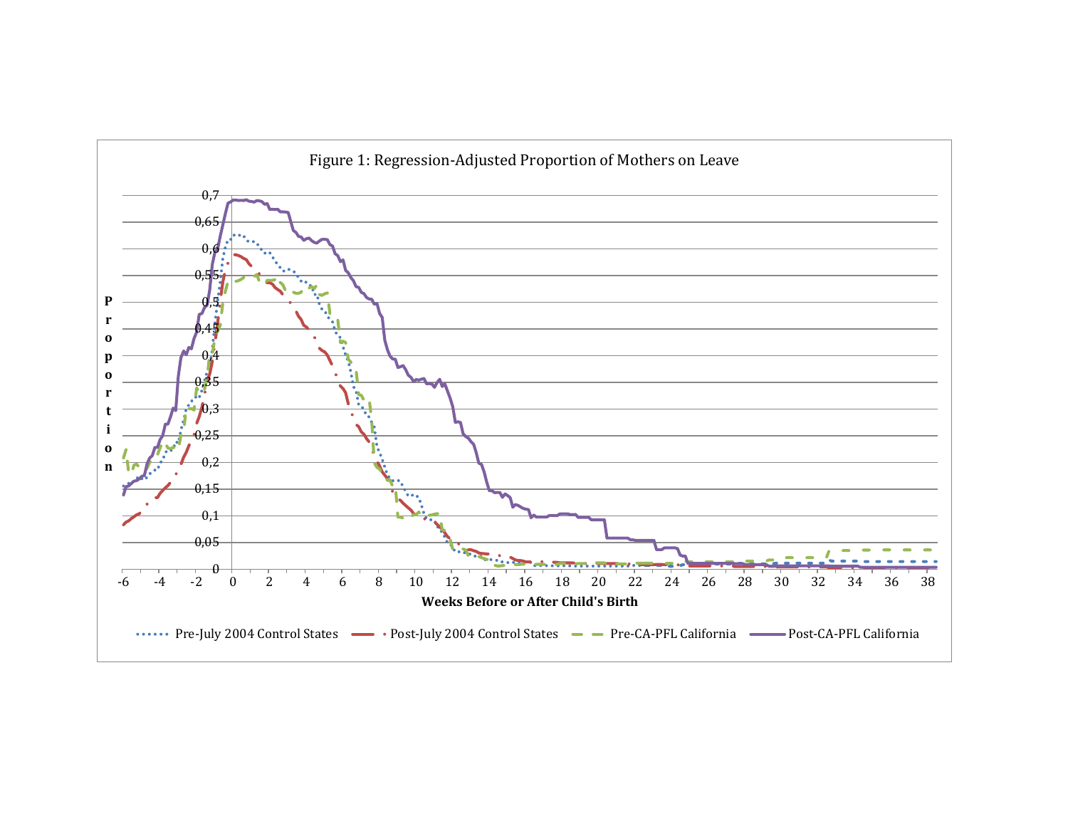Figure 1: Regression-Adjusted Proportion of Mothers on Leave

Proportion

Weeks Before or After Child's Birth

Pre-July 2004 Control States · Post-July 2004 Control States · Pre-CA-PFL California · Post-CA-PFL California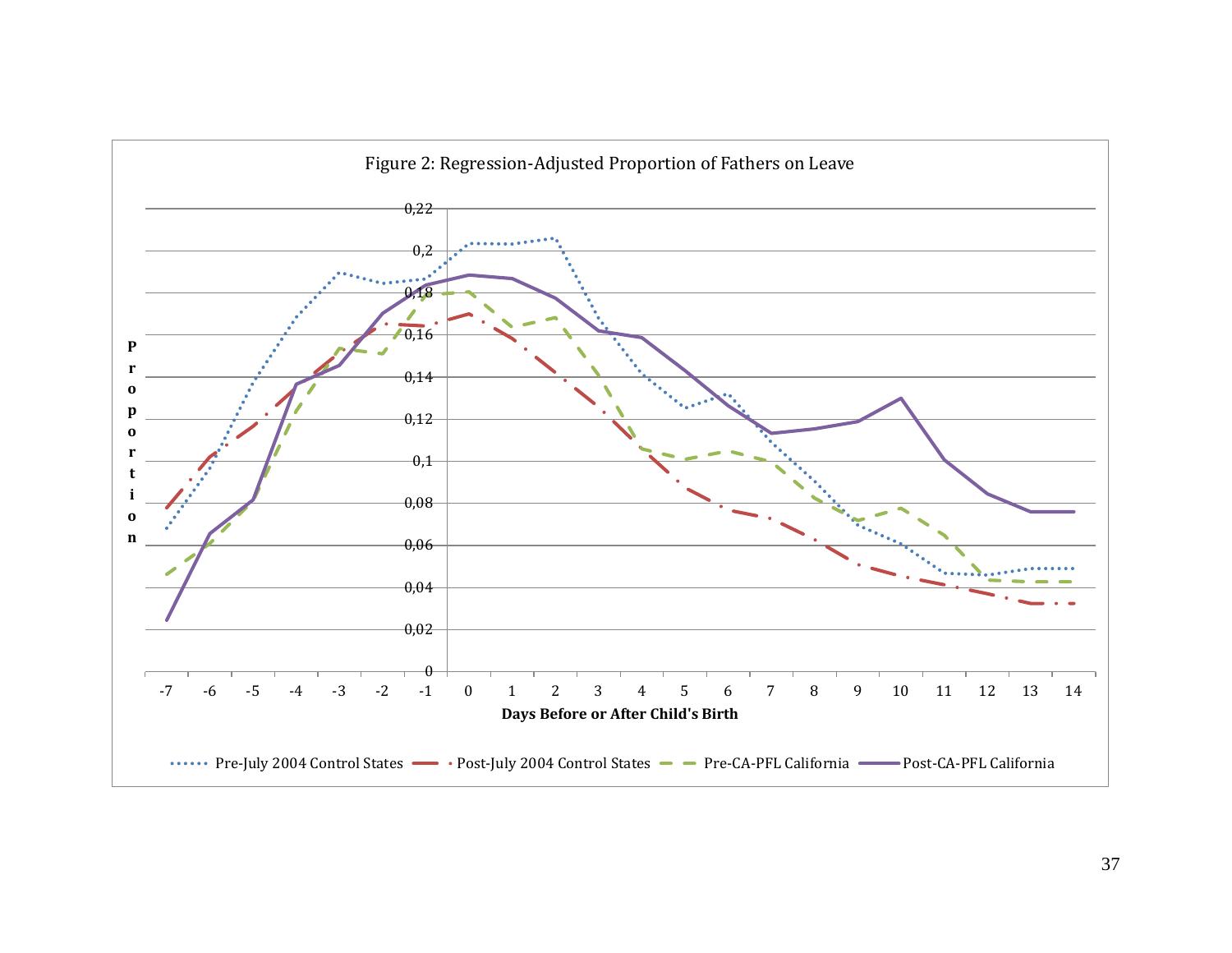Figure 2: Regression-Adjusted Proportion of Fathers on Leave

Proportion

Days Before or After Child's Birth

Pre-July 2004 Control States | Post-July 2004 Control States | Pre-CA-PFL California | Post-CA-PFL California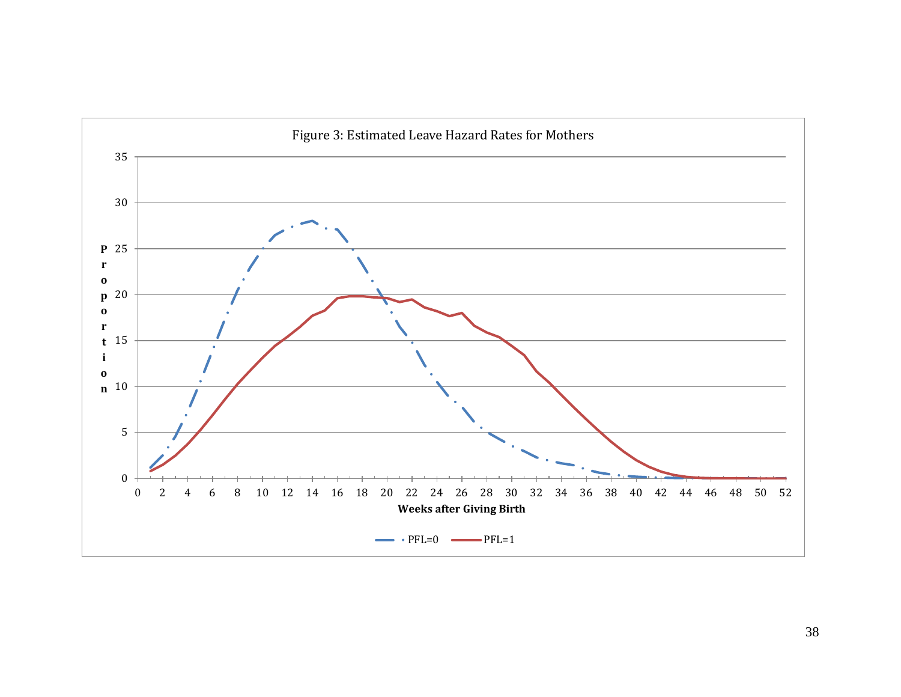Figure 3: Estimated Leave Hazard Rates for Mothers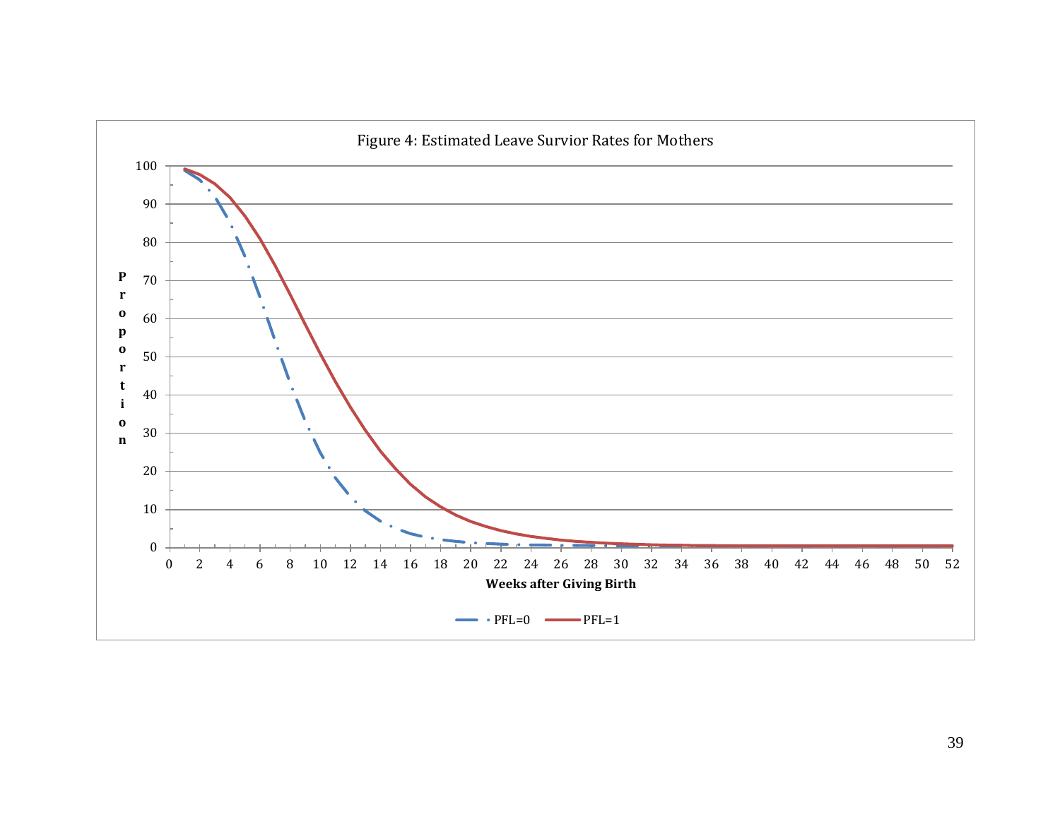Figure 4: Estimated Leave Survior Rates for Mothers

Proportion

Weeks after Giving Birth

PFL=0 PFL=1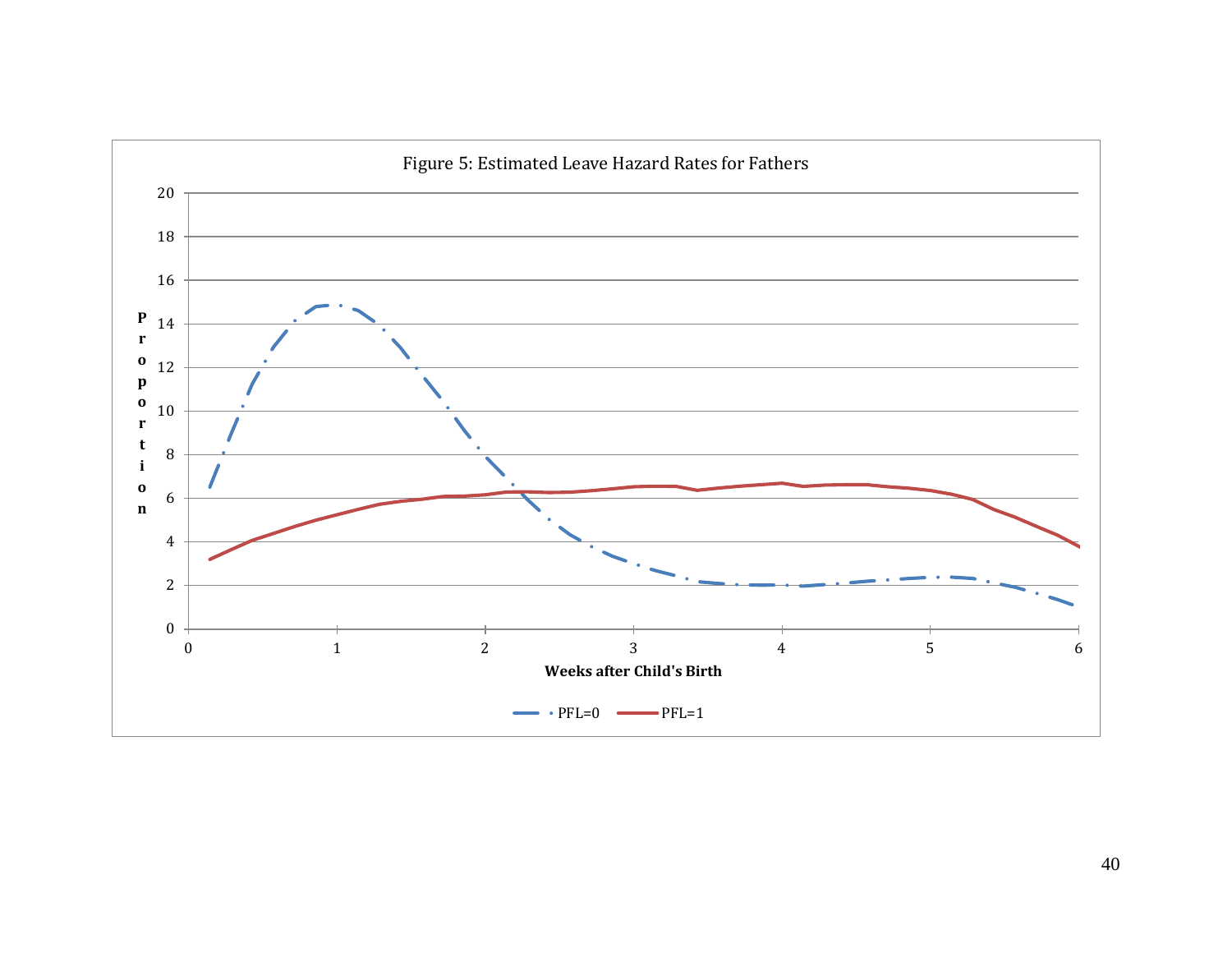Figure 5: Estimated Leave Hazard Rates for Fathers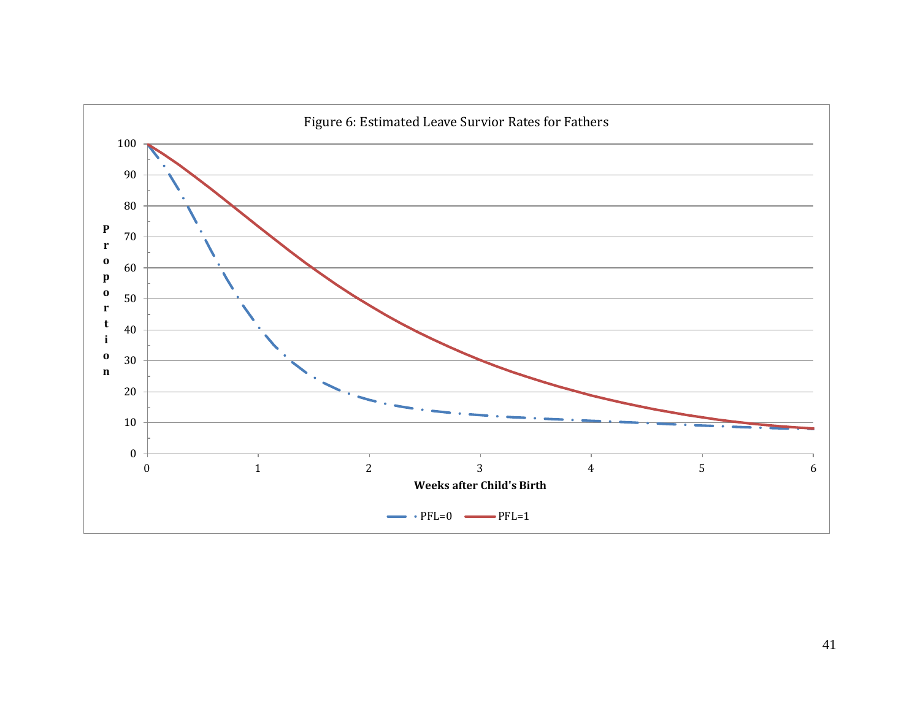Figure 6: Estimated Leave Survior Rates for Fathers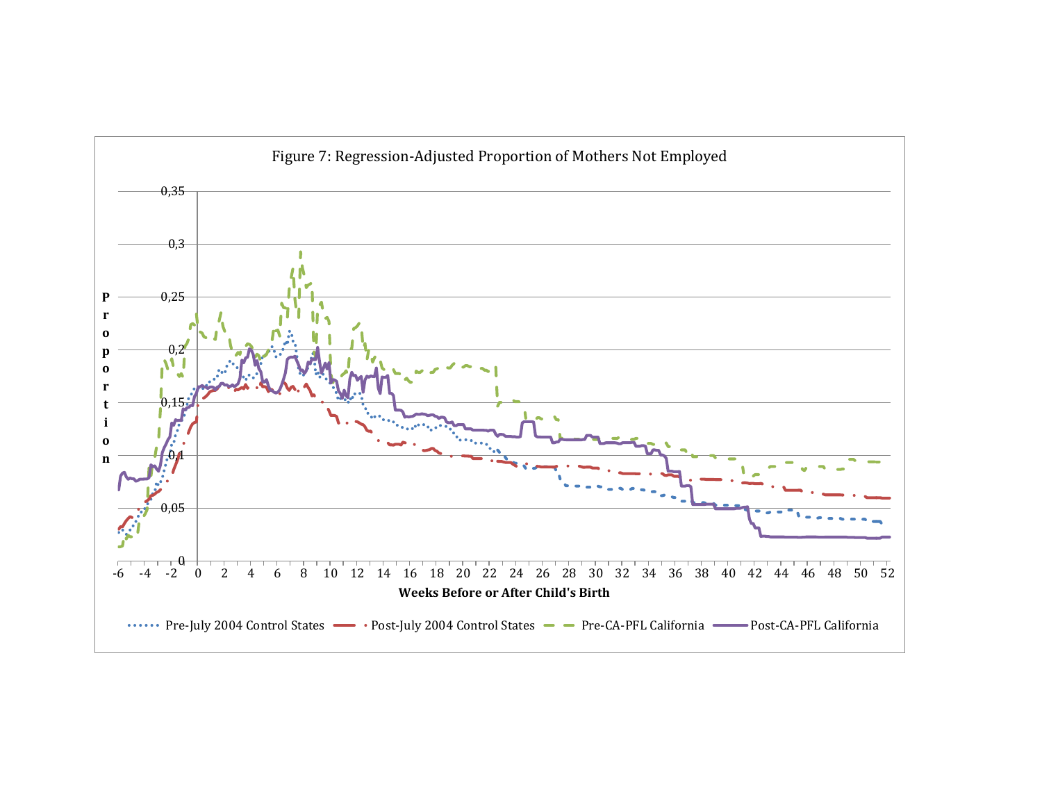Figure 7: Regression-Adjusted Proportion of Mothers Not Employed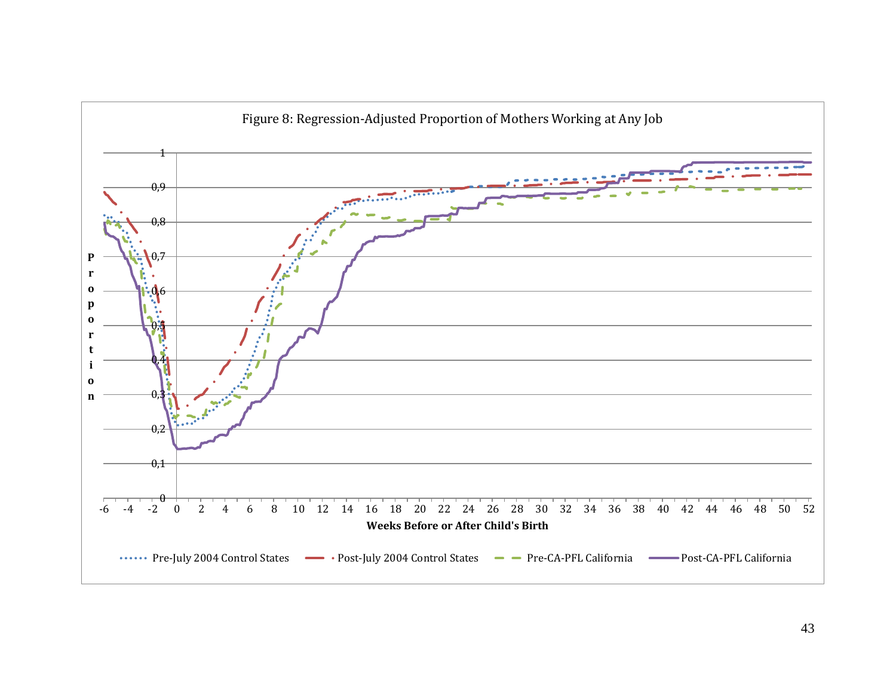Figure 8: Regression-Adjusted Proportion of Mothers Working at Any Job

Proportion

Weeks Before or After Child's Birth

Pre-July 2004 Control States | Post-July 2004 Control States | Pre-CA-PFL California | Post-CA-PFL California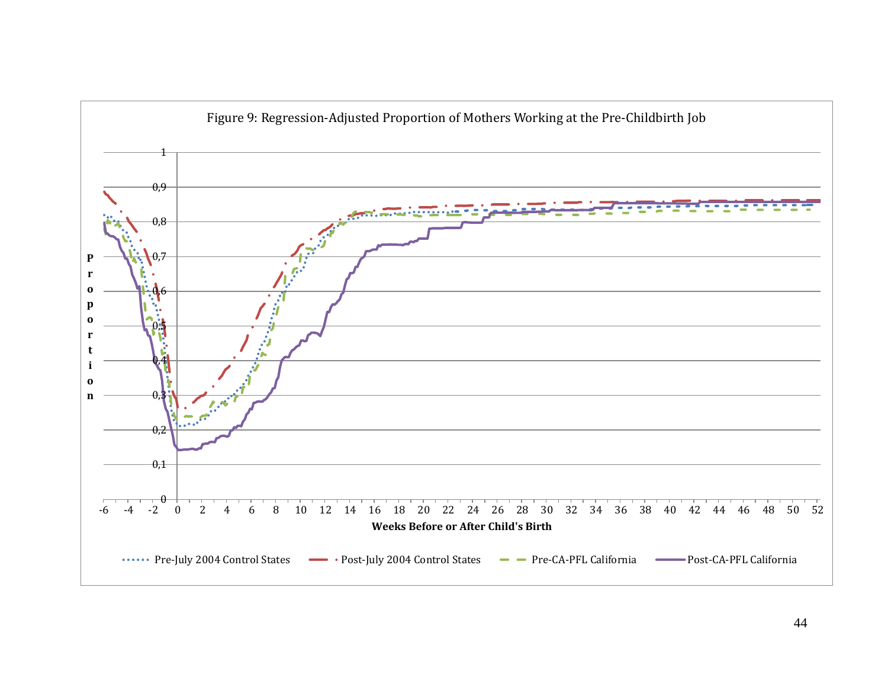Figure 9: Regression-Adjusted Proportion of Mothers Working at the Pre-Childbirth Job

Proportion

Weeks Before or After Child's Birth

Pre-July 2004 Control States — Post-July 2004 Control States — Pre-CA-PFL California — Post-CA-PFL California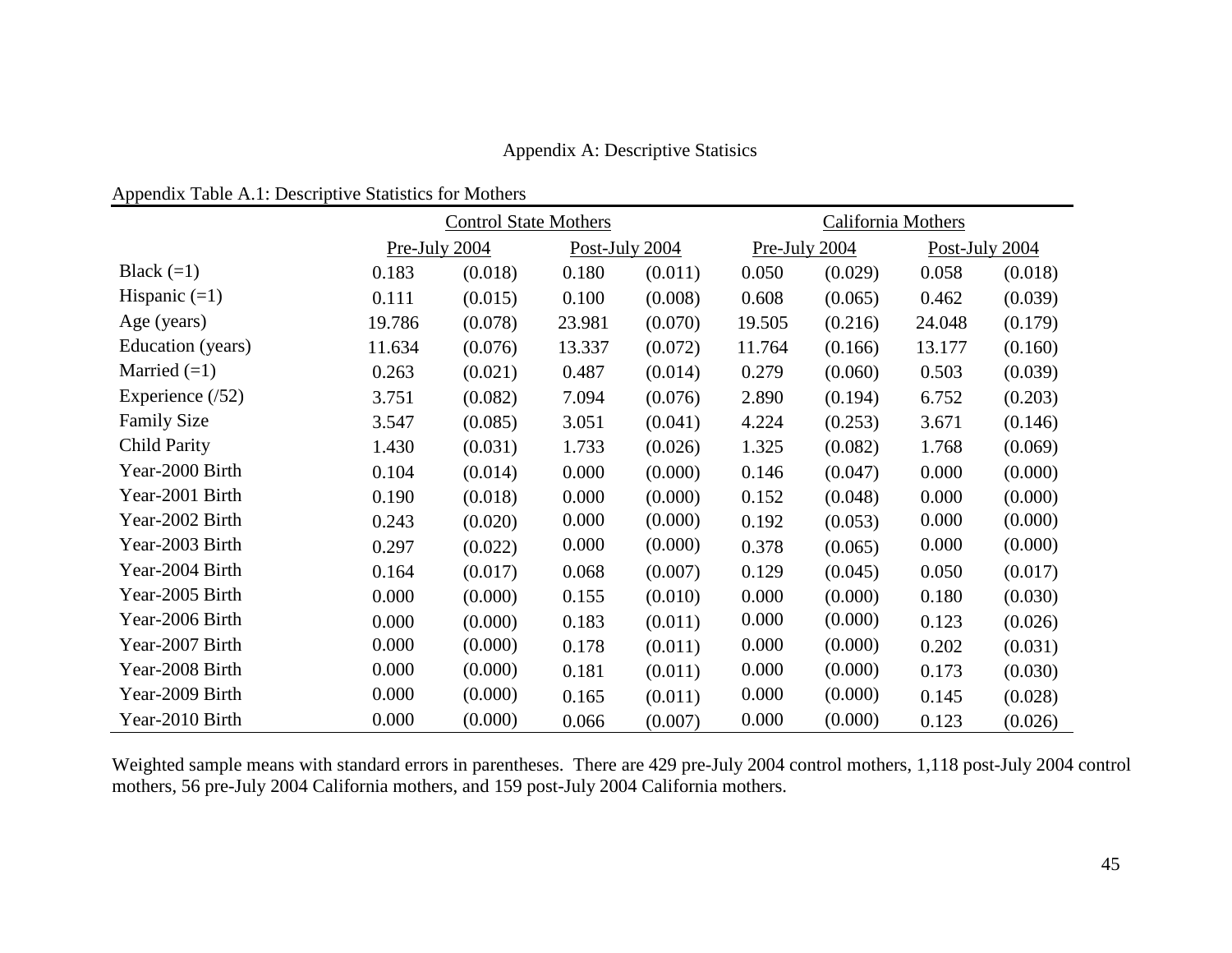# Appendix A: Descriptive Statisics

Appendix Table A.1: Descriptive Statistics for Mothers

| | Control State Mothers | | | | California Mothers | | | |
|---|---|---|---|---|---|---|---|---|
| | Pre-July 2004 | | Post-July 2004 | | Pre-July 2004 | | Post-July 2004 | |
| Black (=1) | 0.183 | (0.018) | 0.180 | (0.011) | 0.050 | (0.029) | 0.058 | (0.018) |
| Hispanic (=1) | 0.111 | (0.015) | 0.100 | (0.008) | 0.608 | (0.065) | 0.462 | (0.039) |
| Age (years) | 19.786 | (0.078) | 23.981 | (0.070) | 19.505 | (0.216) | 24.048 | (0.179) |
| Education (years) | 11.634 | (0.076) | 13.337 | (0.072) | 11.764 | (0.166) | 13.177 | (0.160) |
| Married (=1) | 0.263 | (0.021) | 0.487 | (0.014) | 0.279 | (0.060) | 0.503 | (0.039) |
| Experience (/52) | 3.751 | (0.082) | 7.094 | (0.076) | 2.890 | (0.194) | 6.752 | (0.203) |
| Family Size | 3.547 | (0.085) | 3.051 | (0.041) | 4.224 | (0.253) | 3.671 | (0.146) |
| Child Parity | 1.430 | (0.031) | 1.733 | (0.026) | 1.325 | (0.082) | 1.768 | (0.069) |
| Year-2000 Birth | 0.104 | (0.014) | 0.000 | (0.000) | 0.146 | (0.047) | 0.000 | (0.000) |
| Year-2001 Birth | 0.190 | (0.018) | 0.000 | (0.000) | 0.152 | (0.048) | 0.000 | (0.000) |
| Year-2002 Birth | 0.243 | (0.020) | 0.000 | (0.000) | 0.192 | (0.053) | 0.000 | (0.000) |
| Year-2003 Birth | 0.297 | (0.022) | 0.000 | (0.000) | 0.378 | (0.065) | 0.000 | (0.000) |
| Year-2004 Birth | 0.164 | (0.017) | 0.068 | (0.007) | 0.129 | (0.045) | 0.050 | (0.017) |
| Year-2005 Birth | 0.000 | (0.000) | 0.155 | (0.010) | 0.000 | (0.000) | 0.180 | (0.030) |
| Year-2006 Birth | 0.000 | (0.000) | 0.183 | (0.011) | 0.000 | (0.000) | 0.123 | (0.026) |
| Year-2007 Birth | 0.000 | (0.000) | 0.178 | (0.011) | 0.000 | (0.000) | 0.202 | (0.031) |
| Year-2008 Birth | 0.000 | (0.000) | 0.181 | (0.011) | 0.000 | (0.000) | 0.173 | (0.030) |
| Year-2009 Birth | 0.000 | (0.000) | 0.165 | (0.011) | 0.000 | (0.000) | 0.145 | (0.028) |
| Year-2010 Birth | 0.000 | (0.000) | 0.066 | (0.007) | 0.000 | (0.000) | 0.123 | (0.026) |

Weighted sample means with standard errors in parentheses. There are 429 pre-July 2004 control mothers, 1,118 post-July 2004 control mothers, 56 pre-July 2004 California mothers, and 159 post-July 2004 California mothers.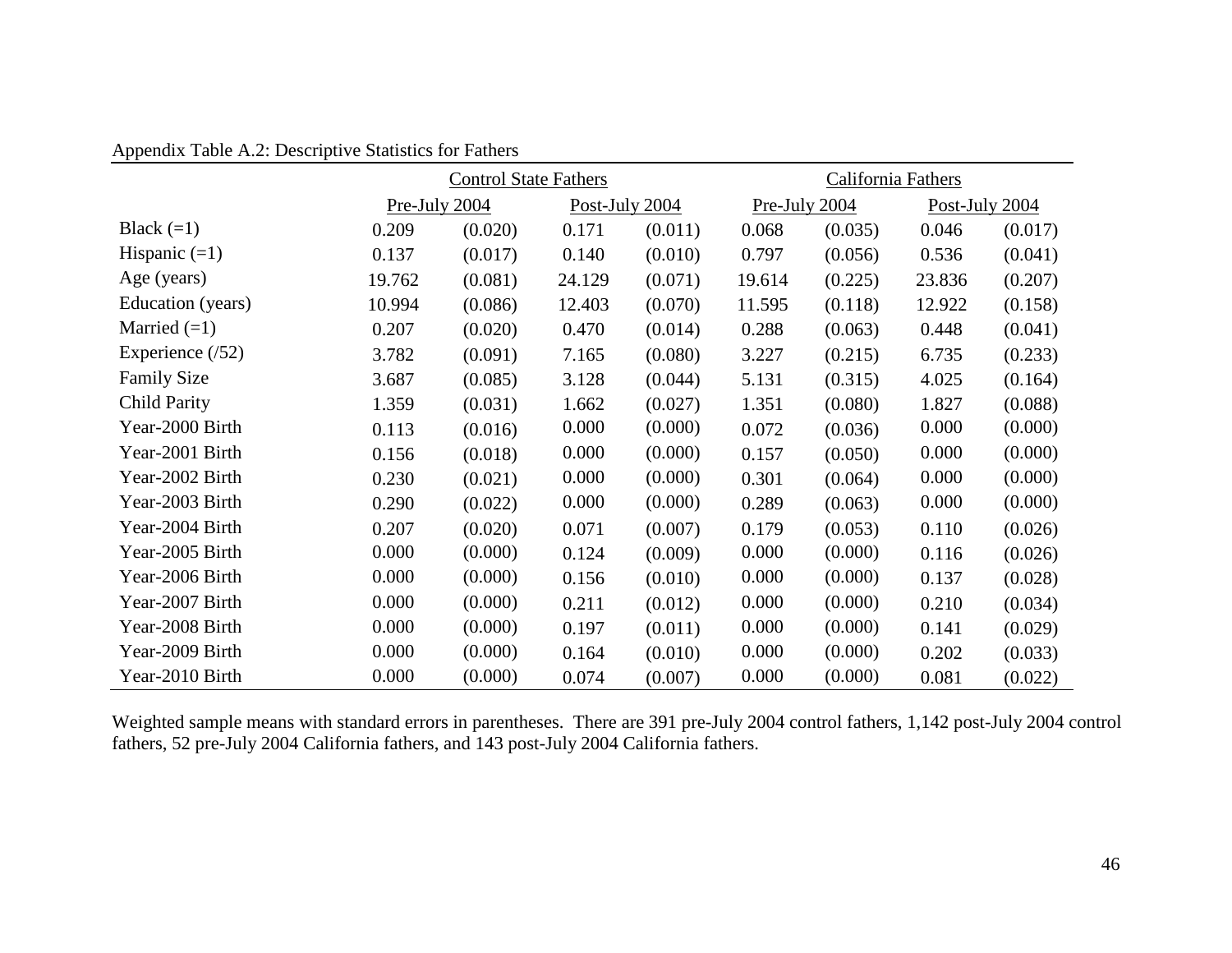Appendix Table A.2: Descriptive Statistics for Fathers

| | Control State Fathers | | | | California Fathers | | | |
|---|---|---|---|---|---|---|---|---|
| | Pre-July 2004 | | Post-July 2004 | | Pre-July 2004 | | Post-July 2004 | |
| Black (=1) | 0.209 | (0.020) | 0.171 | (0.011) | 0.068 | (0.035) | 0.046 | (0.017) |
| Hispanic (=1) | 0.137 | (0.017) | 0.140 | (0.010) | 0.797 | (0.056) | 0.536 | (0.041) |
| Age (years) | 19.762 | (0.081) | 24.129 | (0.071) | 19.614 | (0.225) | 23.836 | (0.207) |
| Education (years) | 10.994 | (0.086) | 12.403 | (0.070) | 11.595 | (0.118) | 12.922 | (0.158) |
| Married (=1) | 0.207 | (0.020) | 0.470 | (0.014) | 0.288 | (0.063) | 0.448 | (0.041) |
| Experience (/52) | 3.782 | (0.091) | 7.165 | (0.080) | 3.227 | (0.215) | 6.735 | (0.233) |
| Family Size | 3.687 | (0.085) | 3.128 | (0.044) | 5.131 | (0.315) | 4.025 | (0.164) |
| Child Parity | 1.359 | (0.031) | 1.662 | (0.027) | 1.351 | (0.080) | 1.827 | (0.088) |
| Year-2000 Birth | 0.113 | (0.016) | 0.000 | (0.000) | 0.072 | (0.036) | 0.000 | (0.000) |
| Year-2001 Birth | 0.156 | (0.018) | 0.000 | (0.000) | 0.157 | (0.050) | 0.000 | (0.000) |
| Year-2002 Birth | 0.230 | (0.021) | 0.000 | (0.000) | 0.301 | (0.064) | 0.000 | (0.000) |
| Year-2003 Birth | 0.290 | (0.022) | 0.000 | (0.000) | 0.289 | (0.063) | 0.000 | (0.000) |
| Year-2004 Birth | 0.207 | (0.020) | 0.071 | (0.007) | 0.179 | (0.053) | 0.110 | (0.026) |
| Year-2005 Birth | 0.000 | (0.000) | 0.124 | (0.009) | 0.000 | (0.000) | 0.116 | (0.026) |
| Year-2006 Birth | 0.000 | (0.000) | 0.156 | (0.010) | 0.000 | (0.000) | 0.137 | (0.028) |
| Year-2007 Birth | 0.000 | (0.000) | 0.211 | (0.012) | 0.000 | (0.000) | 0.210 | (0.034) |
| Year-2008 Birth | 0.000 | (0.000) | 0.197 | (0.011) | 0.000 | (0.000) | 0.141 | (0.029) |
| Year-2009 Birth | 0.000 | (0.000) | 0.164 | (0.010) | 0.000 | (0.000) | 0.202 | (0.033) |
| Year-2010 Birth | 0.000 | (0.000) | 0.074 | (0.007) | 0.000 | (0.000) | 0.081 | (0.022) |

Weighted sample means with standard errors in parentheses. There are 391 pre-July 2004 control fathers, 1,142 post-July 2004 control fathers, 52 pre-July 2004 California fathers, and 143 post-July 2004 California fathers.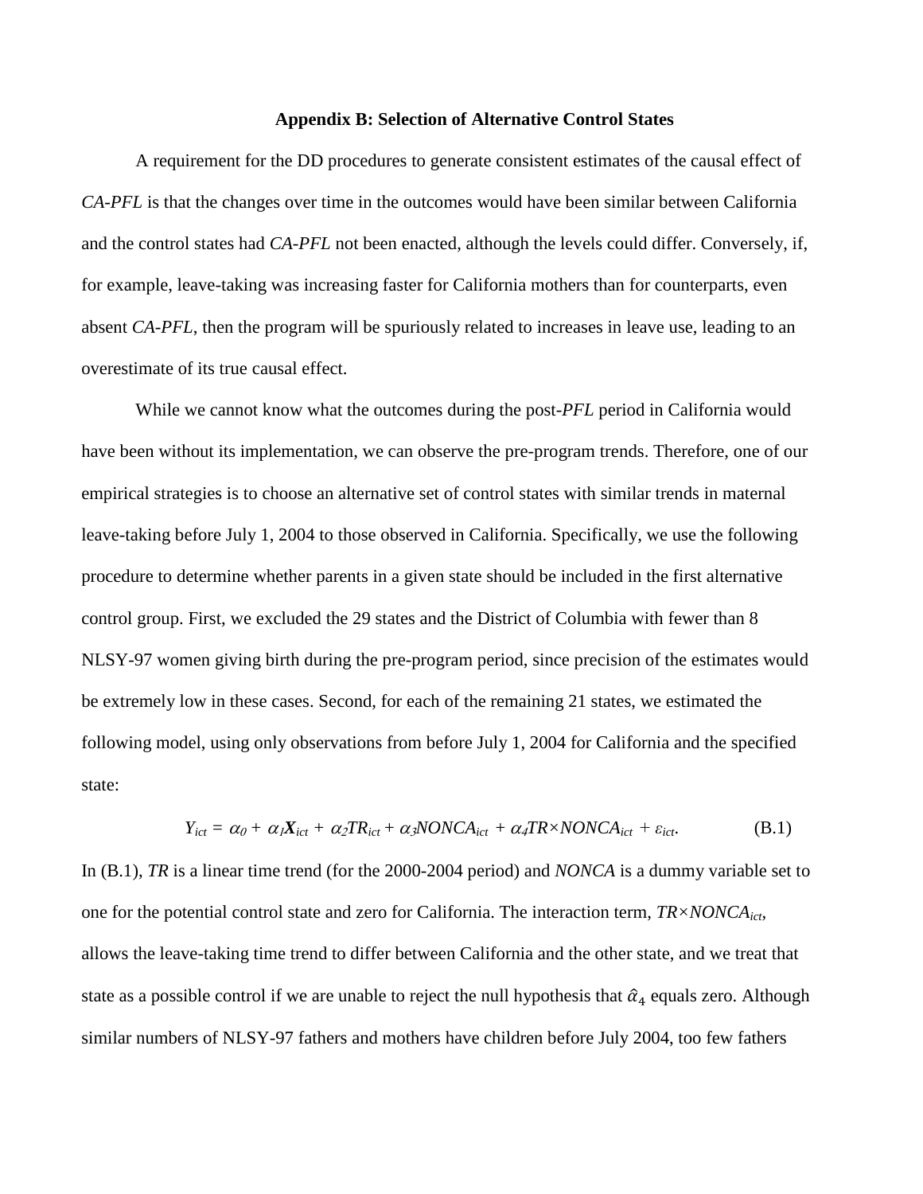## Appendix B: Selection of Alternative Control States

A requirement for the DD procedures to generate consistent estimates of the causal effect of *CA-PFL* is that the changes over time in the outcomes would have been similar between California and the control states had *CA-PFL* not been enacted, although the levels could differ. Conversely, if, for example, leave-taking was increasing faster for California mothers than for counterparts, even absent *CA-PFL*, then the program will be spuriously related to increases in leave use, leading to an overestimate of its true causal effect.

While we cannot know what the outcomes during the post-*PFL* period in California would have been without its implementation, we can observe the pre-program trends. Therefore, one of our empirical strategies is to choose an alternative set of control states with similar trends in maternal leave-taking before July 1, 2004 to those observed in California. Specifically, we use the following procedure to determine whether parents in a given state should be included in the first alternative control group. First, we excluded the 29 states and the District of Columbia with fewer than 8 NLSY-97 women giving birth during the pre-program period, since precision of the estimates would be extremely low in these cases. Second, for each of the remaining 21 states, we estimated the following model, using only observations from before July 1, 2004 for California and the specified state:

$$Y_{ict} = \alpha_0 + \alpha_1 \mathbf{X}_{ict} + \alpha_2 TR_{ict} + \alpha_3 NONCA_{ict} + \alpha_4 TR \times NONCA_{ict} + \varepsilon_{ict}. \qquad \text{(B.1)}$$

In (B.1), *TR* is a linear time trend (for the 2000-2004 period) and *NONCA* is a dummy variable set to one for the potential control state and zero for California. The interaction term, $TR \times NONCA_{ict}$, allows the leave-taking time trend to differ between California and the other state, and we treat that state as a possible control if we are unable to reject the null hypothesis that $\hat{\alpha}_4$ equals zero. Although similar numbers of NLSY-97 fathers and mothers have children before July 2004, too few fathers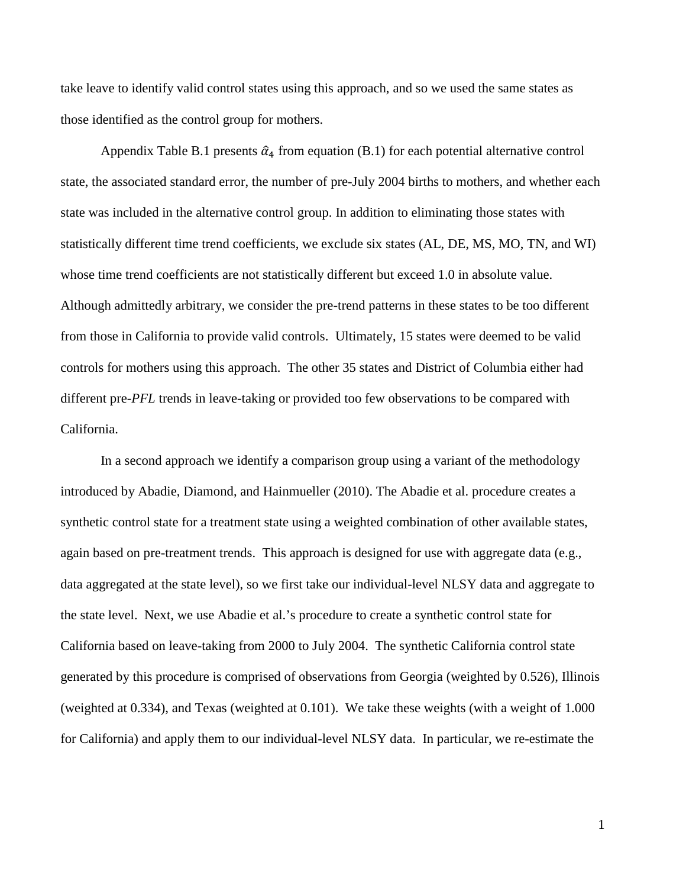take leave to identify valid control states using this approach, and so we used the same states as those identified as the control group for mothers.

Appendix Table B.1 presents $\hat{\alpha}_4$ from equation (B.1) for each potential alternative control state, the associated standard error, the number of pre-July 2004 births to mothers, and whether each state was included in the alternative control group. In addition to eliminating those states with statistically different time trend coefficients, we exclude six states (AL, DE, MS, MO, TN, and WI) whose time trend coefficients are not statistically different but exceed 1.0 in absolute value. Although admittedly arbitrary, we consider the pre-trend patterns in these states to be too different from those in California to provide valid controls. Ultimately, 15 states were deemed to be valid controls for mothers using this approach. The other 35 states and District of Columbia either had different pre-*PFL* trends in leave-taking or provided too few observations to be compared with California.

In a second approach we identify a comparison group using a variant of the methodology introduced by Abadie, Diamond, and Hainmueller (2010). The Abadie et al. procedure creates a synthetic control state for a treatment state using a weighted combination of other available states, again based on pre-treatment trends. This approach is designed for use with aggregate data (e.g., data aggregated at the state level), so we first take our individual-level NLSY data and aggregate to the state level. Next, we use Abadie et al.'s procedure to create a synthetic control state for California based on leave-taking from 2000 to July 2004. The synthetic California control state generated by this procedure is comprised of observations from Georgia (weighted by 0.526), Illinois (weighted at 0.334), and Texas (weighted at 0.101). We take these weights (with a weight of 1.000 for California) and apply them to our individual-level NLSY data. In particular, we re-estimate the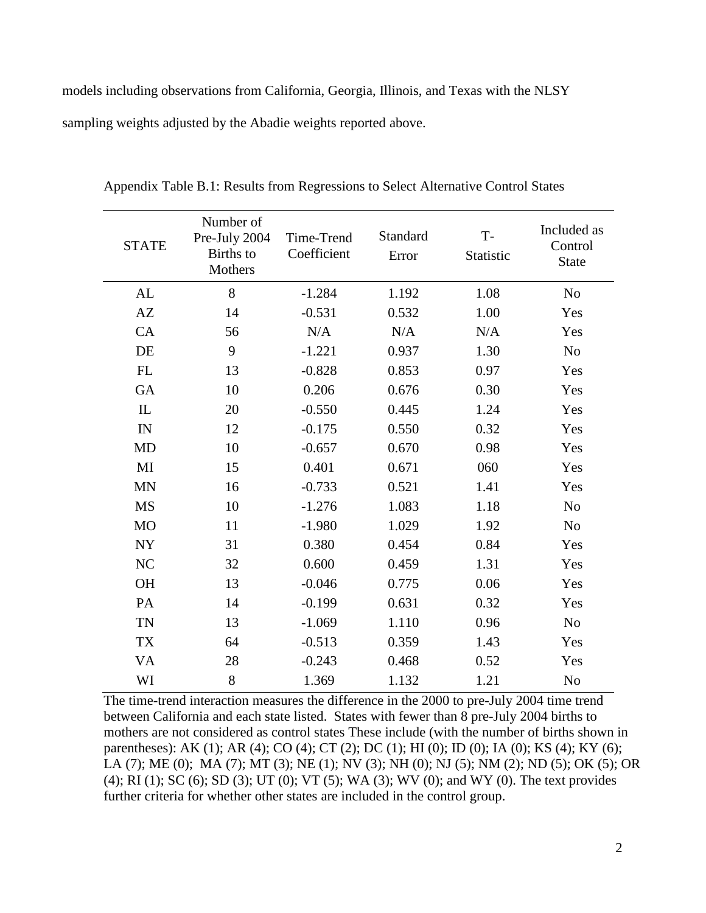models including observations from California, Georgia, Illinois, and Texas with the NLSY sampling weights adjusted by the Abadie weights reported above.

Appendix Table B.1: Results from Regressions to Select Alternative Control States

| STATE | Number of Pre-July 2004 Births to Mothers | Time-Trend Coefficient | Standard Error | T-Statistic | Included as Control State |
|---|---|---|---|---|---|
| AL | 8 | -1.284 | 1.192 | 1.08 | No |
| AZ | 14 | -0.531 | 0.532 | 1.00 | Yes |
| CA | 56 | N/A | N/A | N/A | Yes |
| DE | 9 | -1.221 | 0.937 | 1.30 | No |
| FL | 13 | -0.828 | 0.853 | 0.97 | Yes |
| GA | 10 | 0.206 | 0.676 | 0.30 | Yes |
| IL | 20 | -0.550 | 0.445 | 1.24 | Yes |
| IN | 12 | -0.175 | 0.550 | 0.32 | Yes |
| MD | 10 | -0.657 | 0.670 | 0.98 | Yes |
| MI | 15 | 0.401 | 0.671 | 060 | Yes |
| MN | 16 | -0.733 | 0.521 | 1.41 | Yes |
| MS | 10 | -1.276 | 1.083 | 1.18 | No |
| MO | 11 | -1.980 | 1.029 | 1.92 | No |
| NY | 31 | 0.380 | 0.454 | 0.84 | Yes |
| NC | 32 | 0.600 | 0.459 | 1.31 | Yes |
| OH | 13 | -0.046 | 0.775 | 0.06 | Yes |
| PA | 14 | -0.199 | 0.631 | 0.32 | Yes |
| TN | 13 | -1.069 | 1.110 | 0.96 | No |
| TX | 64 | -0.513 | 0.359 | 1.43 | Yes |
| VA | 28 | -0.243 | 0.468 | 0.52 | Yes |
| WI | 8 | 1.369 | 1.132 | 1.21 | No |

The time-trend interaction measures the difference in the 2000 to pre-July 2004 time trend between California and each state listed. States with fewer than 8 pre-July 2004 births to mothers are not considered as control states These include (with the number of births shown in parentheses): AK (1); AR (4); CO (4); CT (2); DC (1); HI (0); ID (0); IA (0); KS (4); KY (6); LA (7); ME (0); MA (7); MT (3); NE (1); NV (3); NH (0); NJ (5); NM (2); ND (5); OK (5); OR (4); RI (1); SC (6); SD (3); UT (0); VT (5); WA (3); WV (0); and WY (0). The text provides further criteria for whether other states are included in the control group.